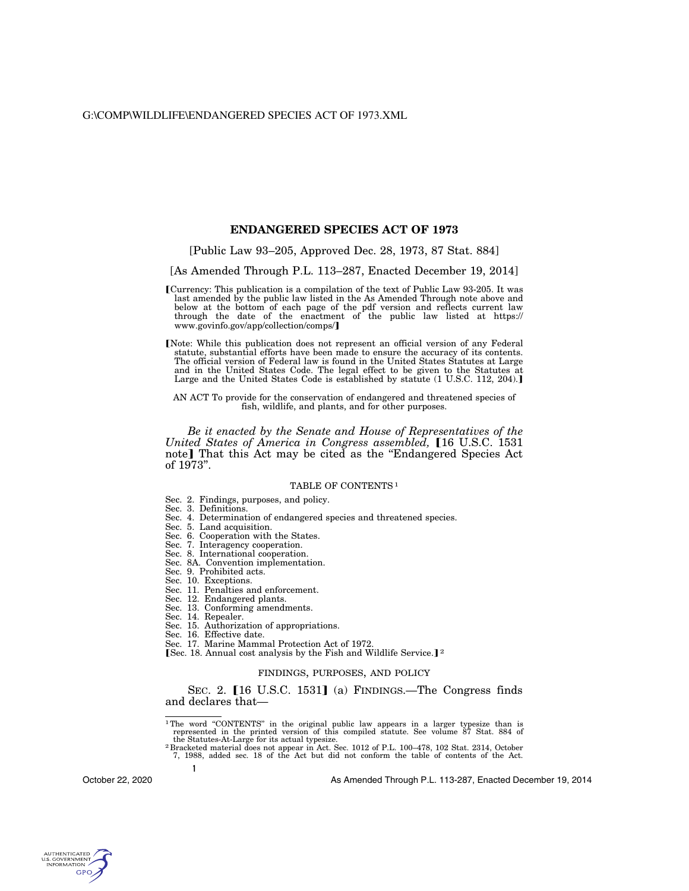# ENDANGERED SPECIES ACT OF 1973

[Public Law 93–205, Approved Dec. 28, 1973, 87 Stat. 884]

[As Amended Through P.L. 113–287, Enacted December 19, 2014]

【Currency: This publication is a compilation of the text of Public Law 93-205. It was last amended by the public law listed in the As Amended Through note above and below at the bottom of each page of the pdf version and reflects current law through the date of the enactment of the public law listed at https://www.govinfo.gov/app/collection/comps/】

【Note: While this publication does not represent an official version of any Federal statute, substantial efforts have been made to ensure the accuracy of its contents. The official version of Federal law is found in the United States Statutes at Large and in the United States Code. The legal effect to be given to the Statutes at Large and the United States Code is established by statute (1 U.S.C. 112, 204).】

AN ACT To provide for the conservation of endangered and threatened species of fish, wildlife, and plants, and for other purposes.

*Be it enacted by the Senate and House of Representatives of the United States of America in Congress assembled,* 【16 U.S.C. 1531 note】 That this Act may be cited as the "Endangered Species Act of 1973".

TABLE OF CONTENTS [1]

- Sec. 2. Findings, purposes, and policy.
- Sec. 3. Definitions.
- Sec. 4. Determination of endangered species and threatened species.
- Sec. 5. Land acquisition.
- Sec. 6. Cooperation with the States.
- Sec. 7. Interagency cooperation.
- Sec. 8. International cooperation.
- Sec. 8A. Convention implementation.
- Sec. 9. Prohibited acts.
- Sec. 10. Exceptions.
- Sec. 11. Penalties and enforcement.
- Sec. 12. Endangered plants.
- Sec. 13. Conforming amendments.
- Sec. 14. Repealer.
- Sec. 15. Authorization of appropriations.
- Sec. 16. Effective date.
- Sec. 17. Marine Mammal Protection Act of 1972.
- 【Sec. 18. Annual cost analysis by the Fish and Wildlife Service.】[2]

FINDINGS, PURPOSES, AND POLICY

SEC. 2. 【16 U.S.C. 1531】 (a) FINDINGS.—The Congress finds and declares that—

---

[1] The word "CONTENTS" in the original public law appears in a larger typesize than is represented in the printed version of this compiled statute. See volume 87 Stat. 884 of the Statutes-At-Large for its actual typesize.

[2] Bracketed material does not appear in Act. Sec. 1012 of P.L. 100–478, 102 Stat. 2314, October 7, 1988, added sec. 18 of the Act but did not conform the table of contents of the Act.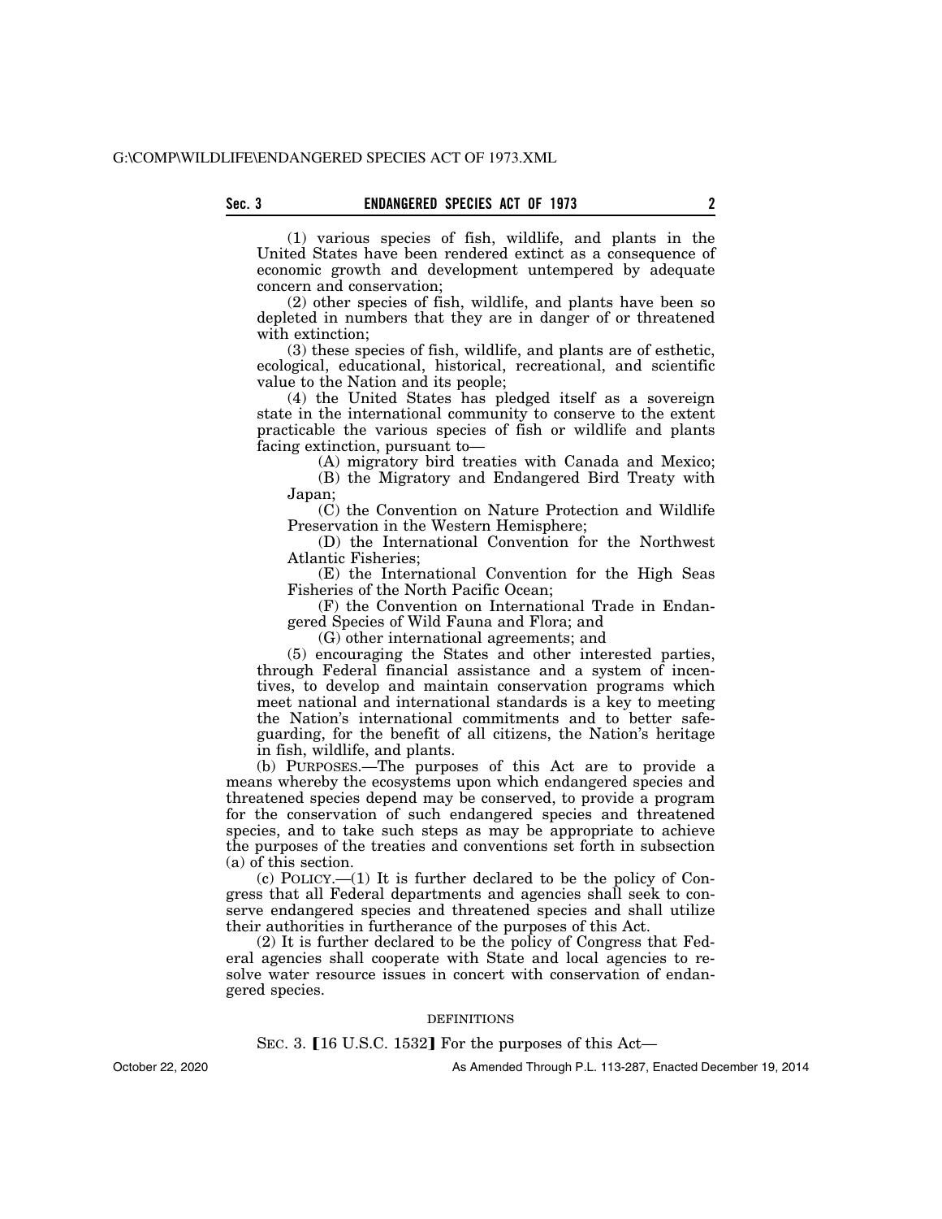(1) various species of fish, wildlife, and plants in the United States have been rendered extinct as a consequence of economic growth and development untempered by adequate concern and conservation;

(2) other species of fish, wildlife, and plants have been so depleted in numbers that they are in danger of or threatened with extinction;

(3) these species of fish, wildlife, and plants are of esthetic, ecological, educational, historical, recreational, and scientific value to the Nation and its people;

(4) the United States has pledged itself as a sovereign state in the international community to conserve to the extent practicable the various species of fish or wildlife and plants facing extinction, pursuant to—

(A) migratory bird treaties with Canada and Mexico;

(B) the Migratory and Endangered Bird Treaty with Japan;

(C) the Convention on Nature Protection and Wildlife Preservation in the Western Hemisphere;

(D) the International Convention for the Northwest Atlantic Fisheries;

(E) the International Convention for the High Seas Fisheries of the North Pacific Ocean;

(F) the Convention on International Trade in Endangered Species of Wild Fauna and Flora; and

(G) other international agreements; and

(5) encouraging the States and other interested parties, through Federal financial assistance and a system of incentives, to develop and maintain conservation programs which meet national and international standards is a key to meeting the Nation's international commitments and to better safeguarding, for the benefit of all citizens, the Nation's heritage in fish, wildlife, and plants.

(b) PURPOSES.—The purposes of this Act are to provide a means whereby the ecosystems upon which endangered species and threatened species depend may be conserved, to provide a program for the conservation of such endangered species and threatened species, and to take such steps as may be appropriate to achieve the purposes of the treaties and conventions set forth in subsection (a) of this section.

(c) POLICY.—(1) It is further declared to be the policy of Congress that all Federal departments and agencies shall seek to conserve endangered species and threatened species and shall utilize their authorities in furtherance of the purposes of this Act.

(2) It is further declared to be the policy of Congress that Federal agencies shall cooperate with State and local agencies to resolve water resource issues in concert with conservation of endangered species.

DEFINITIONS

SEC. 3. [16 U.S.C. 1532] For the purposes of this Act—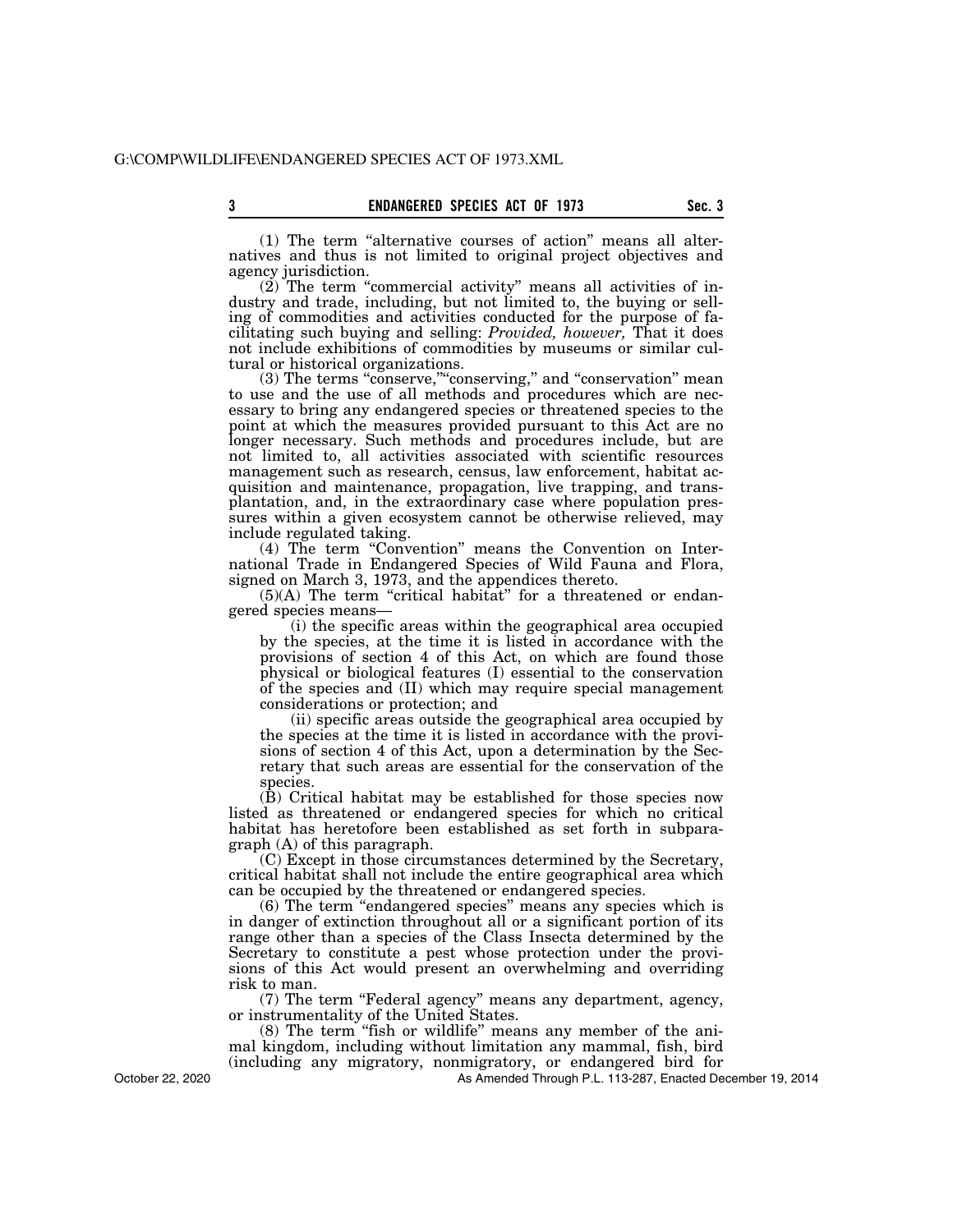(1) The term "alternative courses of action" means all alternatives and thus is not limited to original project objectives and agency jurisdiction.

(2) The term "commercial activity" means all activities of industry and trade, including, but not limited to, the buying or selling of commodities and activities conducted for the purpose of facilitating such buying and selling: *Provided, however,* That it does not include exhibitions of commodities by museums or similar cultural or historical organizations.

(3) The terms "conserve,""conserving," and "conservation" mean to use and the use of all methods and procedures which are necessary to bring any endangered species or threatened species to the point at which the measures provided pursuant to this Act are no longer necessary. Such methods and procedures include, but are not limited to, all activities associated with scientific resources management such as research, census, law enforcement, habitat acquisition and maintenance, propagation, live trapping, and transplantation, and, in the extraordinary case where population pressures within a given ecosystem cannot be otherwise relieved, may include regulated taking.

(4) The term "Convention" means the Convention on International Trade in Endangered Species of Wild Fauna and Flora, signed on March 3, 1973, and the appendices thereto.

(5)(A) The term "critical habitat" for a threatened or endangered species means—

(i) the specific areas within the geographical area occupied by the species, at the time it is listed in accordance with the provisions of section 4 of this Act, on which are found those physical or biological features (I) essential to the conservation of the species and (II) which may require special management considerations or protection; and

(ii) specific areas outside the geographical area occupied by the species at the time it is listed in accordance with the provisions of section 4 of this Act, upon a determination by the Secretary that such areas are essential for the conservation of the species.

(B) Critical habitat may be established for those species now listed as threatened or endangered species for which no critical habitat has heretofore been established as set forth in subparagraph (A) of this paragraph.

(C) Except in those circumstances determined by the Secretary, critical habitat shall not include the entire geographical area which can be occupied by the threatened or endangered species.

(6) The term "endangered species" means any species which is in danger of extinction throughout all or a significant portion of its range other than a species of the Class Insecta determined by the Secretary to constitute a pest whose protection under the provisions of this Act would present an overwhelming and overriding risk to man.

(7) The term "Federal agency" means any department, agency, or instrumentality of the United States.

(8) The term "fish or wildlife" means any member of the animal kingdom, including without limitation any mammal, fish, bird (including any migratory, nonmigratory, or endangered bird for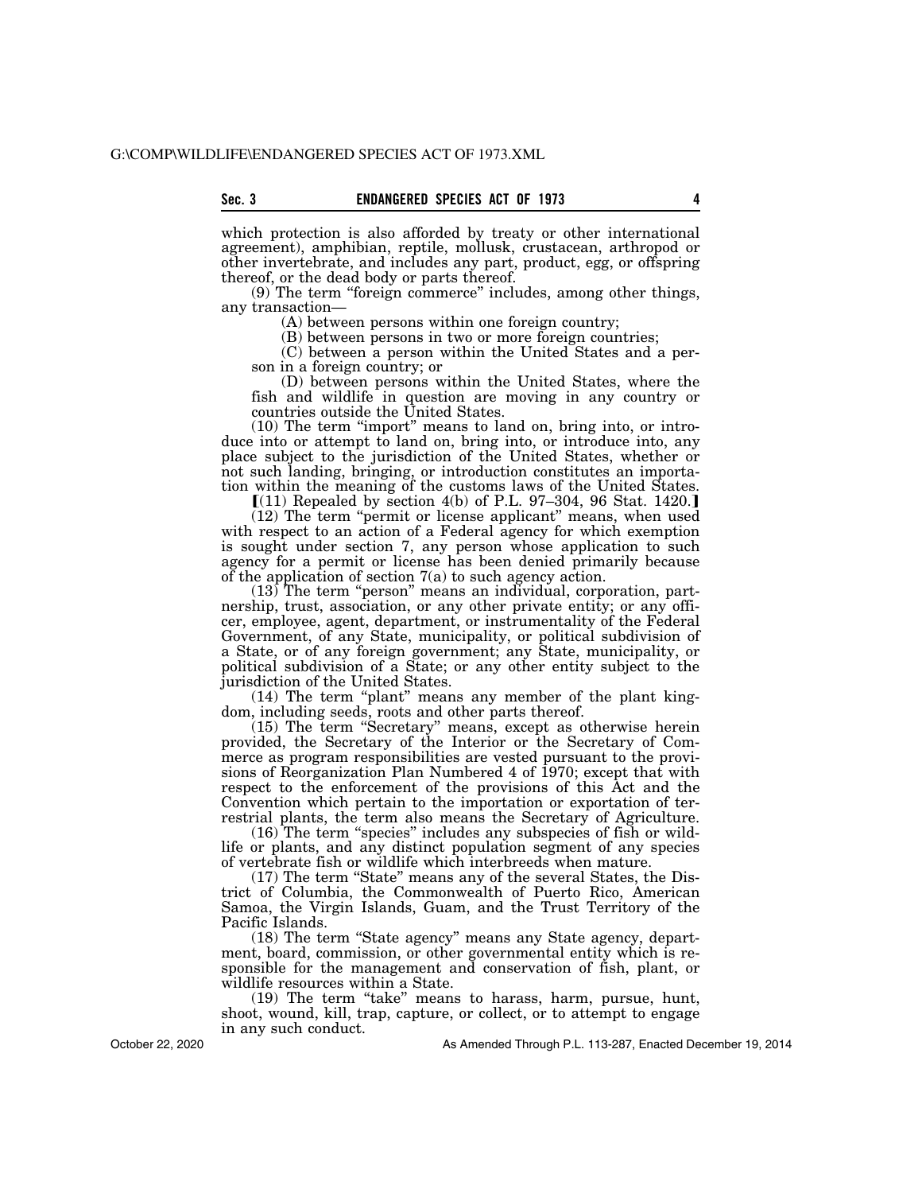which protection is also afforded by treaty or other international agreement), amphibian, reptile, mollusk, crustacean, arthropod or other invertebrate, and includes any part, product, egg, or offspring thereof, or the dead body or parts thereof.

(9) The term "foreign commerce" includes, among other things, any transaction—

(A) between persons within one foreign country;

(B) between persons in two or more foreign countries;

(C) between a person within the United States and a person in a foreign country; or

(D) between persons within the United States, where the fish and wildlife in question are moving in any country or countries outside the United States.

(10) The term "import" means to land on, bring into, or introduce into or attempt to land on, bring into, or introduce into, any place subject to the jurisdiction of the United States, whether or not such landing, bringing, or introduction constitutes an importation within the meaning of the customs laws of the United States.

【(11) Repealed by section 4(b) of P.L. 97–304, 96 Stat. 1420.】

(12) The term "permit or license applicant" means, when used with respect to an action of a Federal agency for which exemption is sought under section 7, any person whose application to such agency for a permit or license has been denied primarily because of the application of section 7(a) to such agency action.

(13) The term "person" means an individual, corporation, partnership, trust, association, or any other private entity; or any officer, employee, agent, department, or instrumentality of the Federal Government, of any State, municipality, or political subdivision of a State, or of any foreign government; any State, municipality, or political subdivision of a State; or any other entity subject to the jurisdiction of the United States.

(14) The term "plant" means any member of the plant kingdom, including seeds, roots and other parts thereof.

(15) The term "Secretary" means, except as otherwise herein provided, the Secretary of the Interior or the Secretary of Commerce as program responsibilities are vested pursuant to the provisions of Reorganization Plan Numbered 4 of 1970; except that with respect to the enforcement of the provisions of this Act and the Convention which pertain to the importation or exportation of terrestrial plants, the term also means the Secretary of Agriculture.

(16) The term "species" includes any subspecies of fish or wildlife or plants, and any distinct population segment of any species of vertebrate fish or wildlife which interbreeds when mature.

(17) The term "State" means any of the several States, the District of Columbia, the Commonwealth of Puerto Rico, American Samoa, the Virgin Islands, Guam, and the Trust Territory of the Pacific Islands.

(18) The term "State agency" means any State agency, department, board, commission, or other governmental entity which is responsible for the management and conservation of fish, plant, or wildlife resources within a State.

(19) The term "take" means to harass, harm, pursue, hunt, shoot, wound, kill, trap, capture, or collect, or to attempt to engage in any such conduct.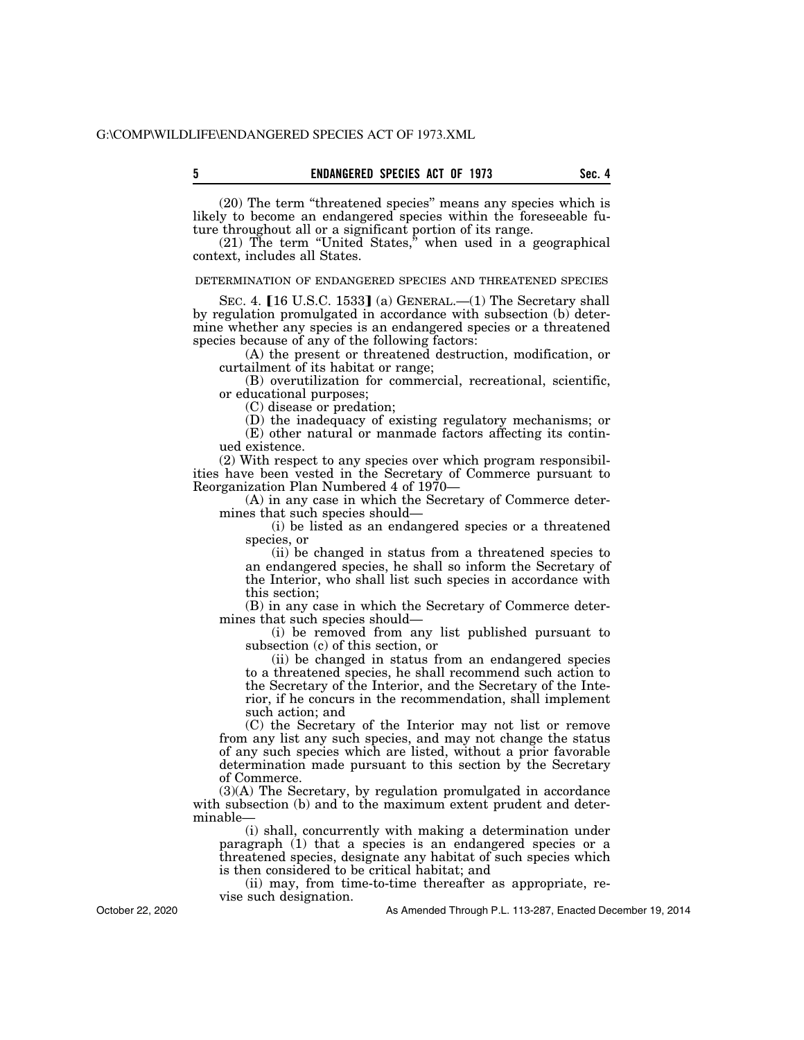(20) The term "threatened species" means any species which is likely to become an endangered species within the foreseeable future throughout all or a significant portion of its range.

(21) The term "United States," when used in a geographical context, includes all States.

## DETERMINATION OF ENDANGERED SPECIES AND THREATENED SPECIES

SEC. 4. 【16 U.S.C. 1533】 (a) GENERAL.—(1) The Secretary shall by regulation promulgated in accordance with subsection (b) determine whether any species is an endangered species or a threatened species because of any of the following factors:

(A) the present or threatened destruction, modification, or curtailment of its habitat or range;

(B) overutilization for commercial, recreational, scientific, or educational purposes;

(C) disease or predation;

(D) the inadequacy of existing regulatory mechanisms; or

(E) other natural or manmade factors affecting its continued existence.

(2) With respect to any species over which program responsibilities have been vested in the Secretary of Commerce pursuant to Reorganization Plan Numbered 4 of 1970—

(A) in any case in which the Secretary of Commerce determines that such species should—

(i) be listed as an endangered species or a threatened species, or

(ii) be changed in status from a threatened species to an endangered species, he shall so inform the Secretary of the Interior, who shall list such species in accordance with this section;

(B) in any case in which the Secretary of Commerce determines that such species should—

(i) be removed from any list published pursuant to subsection (c) of this section, or

(ii) be changed in status from an endangered species to a threatened species, he shall recommend such action to the Secretary of the Interior, and the Secretary of the Interior, if he concurs in the recommendation, shall implement such action; and

(C) the Secretary of the Interior may not list or remove from any list any such species, and may not change the status of any such species which are listed, without a prior favorable determination made pursuant to this section by the Secretary of Commerce.

(3)(A) The Secretary, by regulation promulgated in accordance with subsection (b) and to the maximum extent prudent and determinable—

(i) shall, concurrently with making a determination under paragraph (1) that a species is an endangered species or a threatened species, designate any habitat of such species which is then considered to be critical habitat; and

(ii) may, from time-to-time thereafter as appropriate, revise such designation.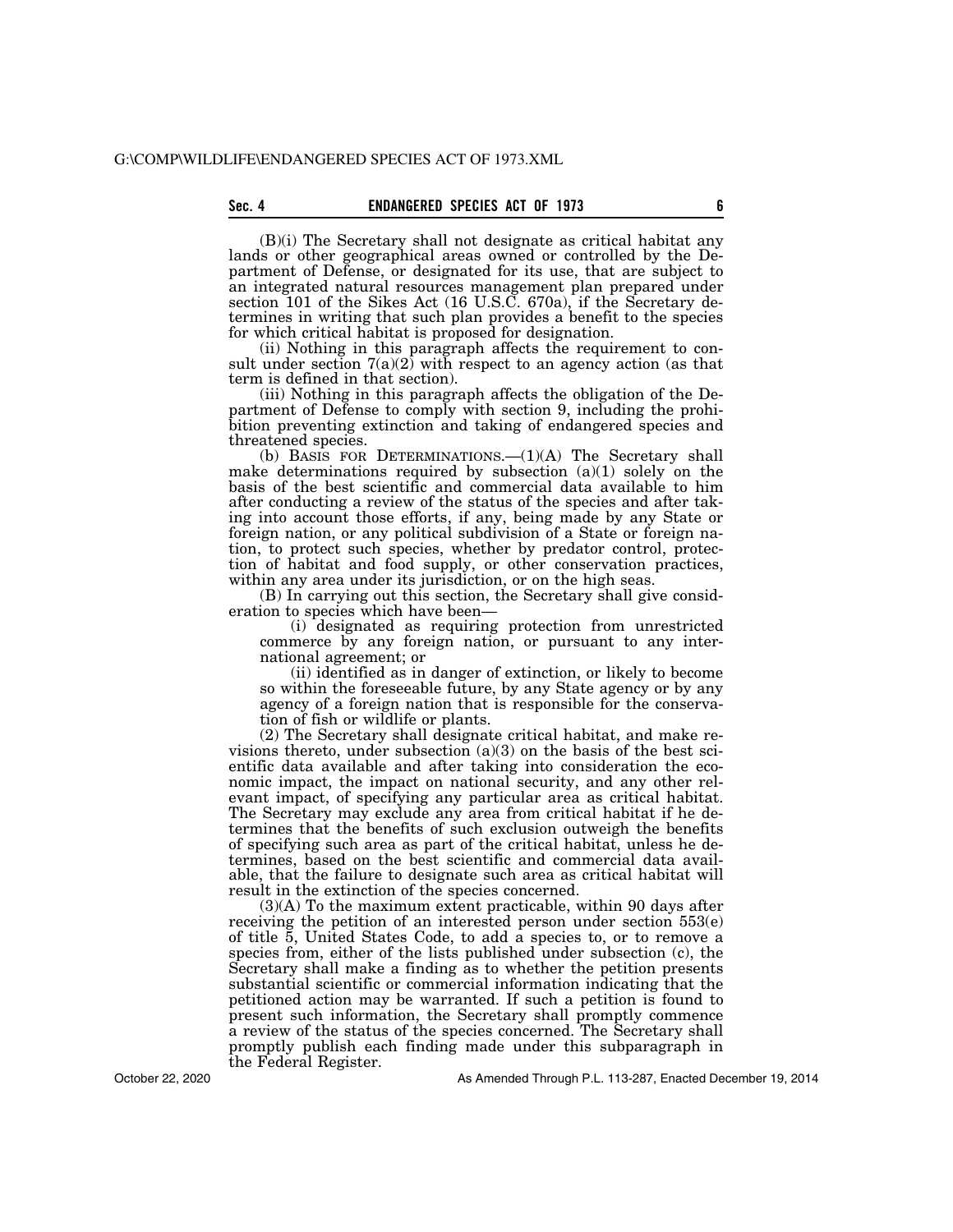(B)(i) The Secretary shall not designate as critical habitat any lands or other geographical areas owned or controlled by the Department of Defense, or designated for its use, that are subject to an integrated natural resources management plan prepared under section 101 of the Sikes Act (16 U.S.C. 670a), if the Secretary determines in writing that such plan provides a benefit to the species for which critical habitat is proposed for designation.

(ii) Nothing in this paragraph affects the requirement to consult under section 7(a)(2) with respect to an agency action (as that term is defined in that section).

(iii) Nothing in this paragraph affects the obligation of the Department of Defense to comply with section 9, including the prohibition preventing extinction and taking of endangered species and threatened species.

(b) BASIS FOR DETERMINATIONS.—(1)(A) The Secretary shall make determinations required by subsection (a)(1) solely on the basis of the best scientific and commercial data available to him after conducting a review of the status of the species and after taking into account those efforts, if any, being made by any State or foreign nation, or any political subdivision of a State or foreign nation, to protect such species, whether by predator control, protection of habitat and food supply, or other conservation practices, within any area under its jurisdiction, or on the high seas.

(B) In carrying out this section, the Secretary shall give consideration to species which have been—

(i) designated as requiring protection from unrestricted commerce by any foreign nation, or pursuant to any international agreement; or

(ii) identified as in danger of extinction, or likely to become so within the foreseeable future, by any State agency or by any agency of a foreign nation that is responsible for the conservation of fish or wildlife or plants.

(2) The Secretary shall designate critical habitat, and make revisions thereto, under subsection (a)(3) on the basis of the best scientific data available and after taking into consideration the economic impact, the impact on national security, and any other relevant impact, of specifying any particular area as critical habitat. The Secretary may exclude any area from critical habitat if he determines that the benefits of such exclusion outweigh the benefits of specifying such area as part of the critical habitat, unless he determines, based on the best scientific and commercial data available, that the failure to designate such area as critical habitat will result in the extinction of the species concerned.

(3)(A) To the maximum extent practicable, within 90 days after receiving the petition of an interested person under section 553(e) of title 5, United States Code, to add a species to, or to remove a species from, either of the lists published under subsection (c), the Secretary shall make a finding as to whether the petition presents substantial scientific or commercial information indicating that the petitioned action may be warranted. If such a petition is found to present such information, the Secretary shall promptly commence a review of the status of the species concerned. The Secretary shall promptly publish each finding made under this subparagraph in the Federal Register.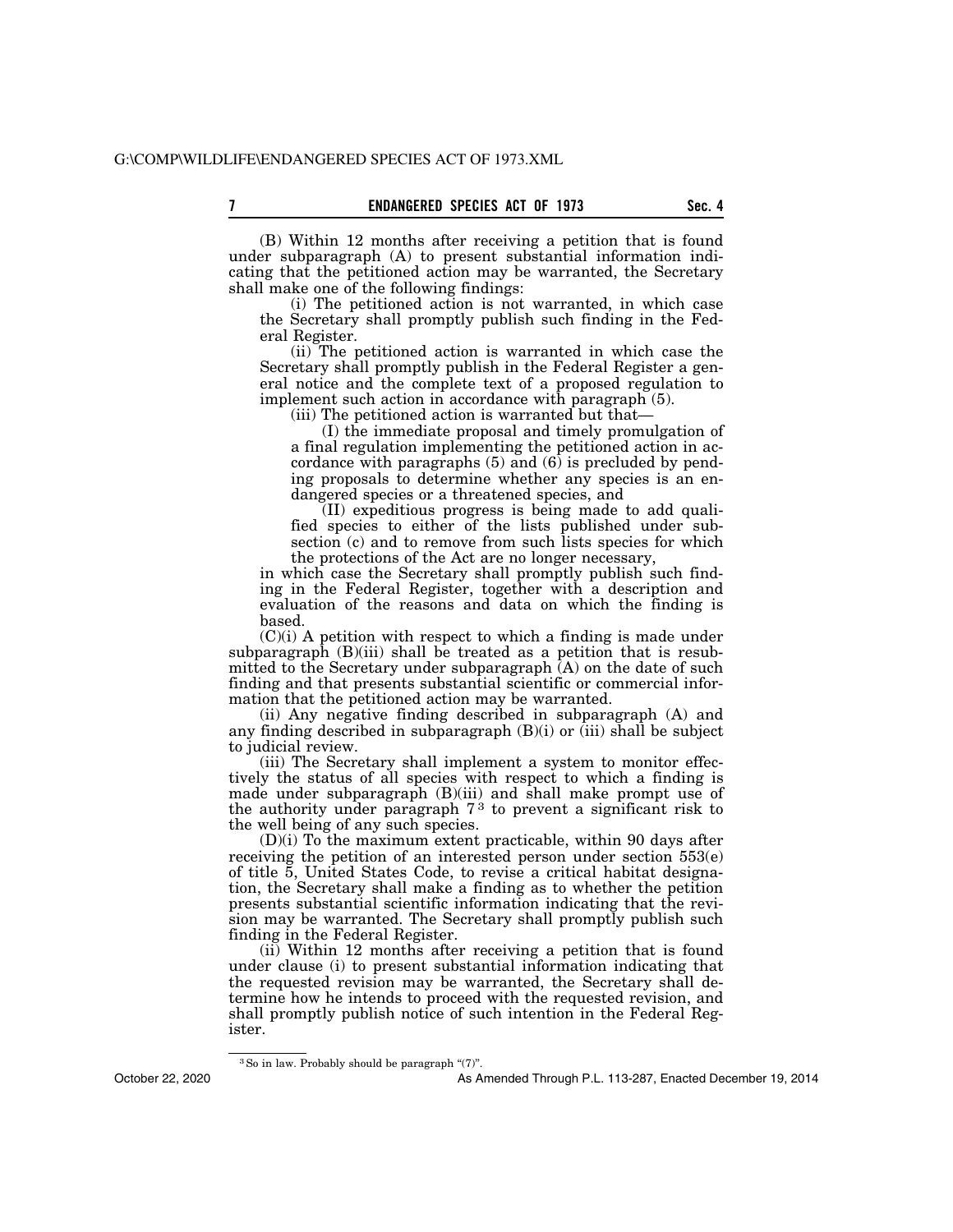(B) Within 12 months after receiving a petition that is found under subparagraph (A) to present substantial information indicating that the petitioned action may be warranted, the Secretary shall make one of the following findings:

(i) The petitioned action is not warranted, in which case the Secretary shall promptly publish such finding in the Federal Register.

(ii) The petitioned action is warranted in which case the Secretary shall promptly publish in the Federal Register a general notice and the complete text of a proposed regulation to implement such action in accordance with paragraph (5).

(iii) The petitioned action is warranted but that—

(I) the immediate proposal and timely promulgation of a final regulation implementing the petitioned action in accordance with paragraphs (5) and (6) is precluded by pending proposals to determine whether any species is an endangered species or a threatened species, and

(II) expeditious progress is being made to add qualified species to either of the lists published under subsection (c) and to remove from such lists species for which the protections of the Act are no longer necessary,

in which case the Secretary shall promptly publish such finding in the Federal Register, together with a description and evaluation of the reasons and data on which the finding is based.

(C)(i) A petition with respect to which a finding is made under subparagraph (B)(iii) shall be treated as a petition that is resubmitted to the Secretary under subparagraph (A) on the date of such finding and that presents substantial scientific or commercial information that the petitioned action may be warranted.

(ii) Any negative finding described in subparagraph (A) and any finding described in subparagraph (B)(i) or (iii) shall be subject to judicial review.

(iii) The Secretary shall implement a system to monitor effectively the status of all species with respect to which a finding is made under subparagraph (B)(iii) and shall make prompt use of the authority under paragraph 7[3] to prevent a significant risk to the well being of any such species.

(D)(i) To the maximum extent practicable, within 90 days after receiving the petition of an interested person under section 553(e) of title 5, United States Code, to revise a critical habitat designation, the Secretary shall make a finding as to whether the petition presents substantial scientific information indicating that the revision may be warranted. The Secretary shall promptly publish such finding in the Federal Register.

(ii) Within 12 months after receiving a petition that is found under clause (i) to present substantial information indicating that the requested revision may be warranted, the Secretary shall determine how he intends to proceed with the requested revision, and shall promptly publish notice of such intention in the Federal Register.

[3] So in law. Probably should be paragraph "(7)".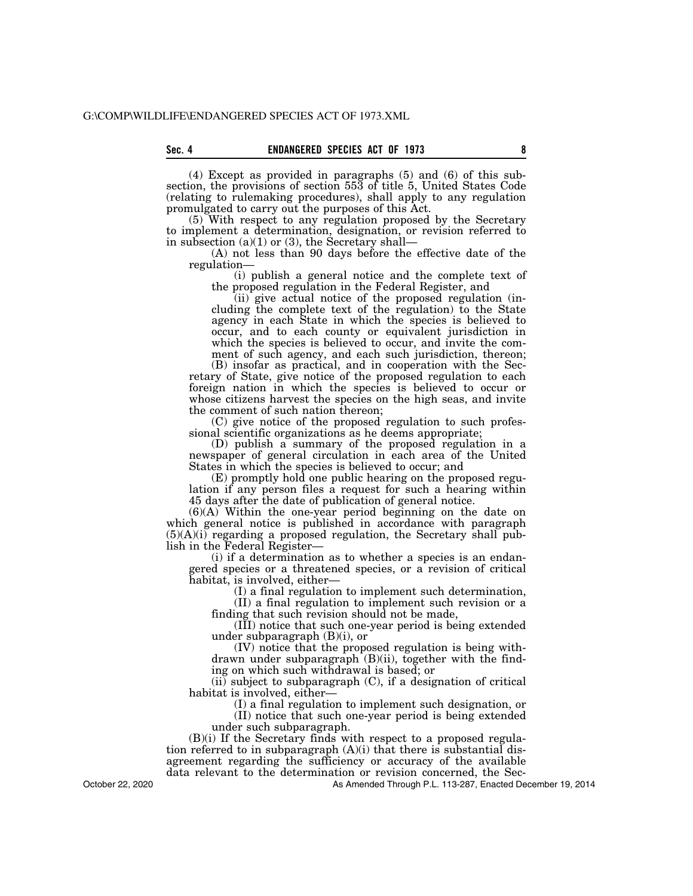(4) Except as provided in paragraphs (5) and (6) of this subsection, the provisions of section 553 of title 5, United States Code (relating to rulemaking procedures), shall apply to any regulation promulgated to carry out the purposes of this Act.

(5) With respect to any regulation proposed by the Secretary to implement a determination, designation, or revision referred to in subsection (a)(1) or (3), the Secretary shall—

(A) not less than 90 days before the effective date of the regulation—

(i) publish a general notice and the complete text of the proposed regulation in the Federal Register, and

(ii) give actual notice of the proposed regulation (including the complete text of the regulation) to the State agency in each State in which the species is believed to occur, and to each county or equivalent jurisdiction in which the species is believed to occur, and invite the comment of such agency, and each such jurisdiction, thereon;

(B) insofar as practical, and in cooperation with the Secretary of State, give notice of the proposed regulation to each foreign nation in which the species is believed to occur or whose citizens harvest the species on the high seas, and invite the comment of such nation thereon;

(C) give notice of the proposed regulation to such professional scientific organizations as he deems appropriate;

(D) publish a summary of the proposed regulation in a newspaper of general circulation in each area of the United States in which the species is believed to occur; and

(E) promptly hold one public hearing on the proposed regulation if any person files a request for such a hearing within 45 days after the date of publication of general notice.

(6)(A) Within the one-year period beginning on the date on which general notice is published in accordance with paragraph (5)(A)(i) regarding a proposed regulation, the Secretary shall publish in the Federal Register—

(i) if a determination as to whether a species is an endangered species or a threatened species, or a revision of critical habitat, is involved, either—

(I) a final regulation to implement such determination,

(II) a final regulation to implement such revision or a finding that such revision should not be made,

(III) notice that such one-year period is being extended under subparagraph (B)(i), or

(IV) notice that the proposed regulation is being withdrawn under subparagraph (B)(ii), together with the finding on which such withdrawal is based; or

(ii) subject to subparagraph (C), if a designation of critical habitat is involved, either—

(I) a final regulation to implement such designation, or

(II) notice that such one-year period is being extended under such subparagraph.

(B)(i) If the Secretary finds with respect to a proposed regulation referred to in subparagraph (A)(i) that there is substantial disagreement regarding the sufficiency or accuracy of the available data relevant to the determination or revision concerned, the Sec-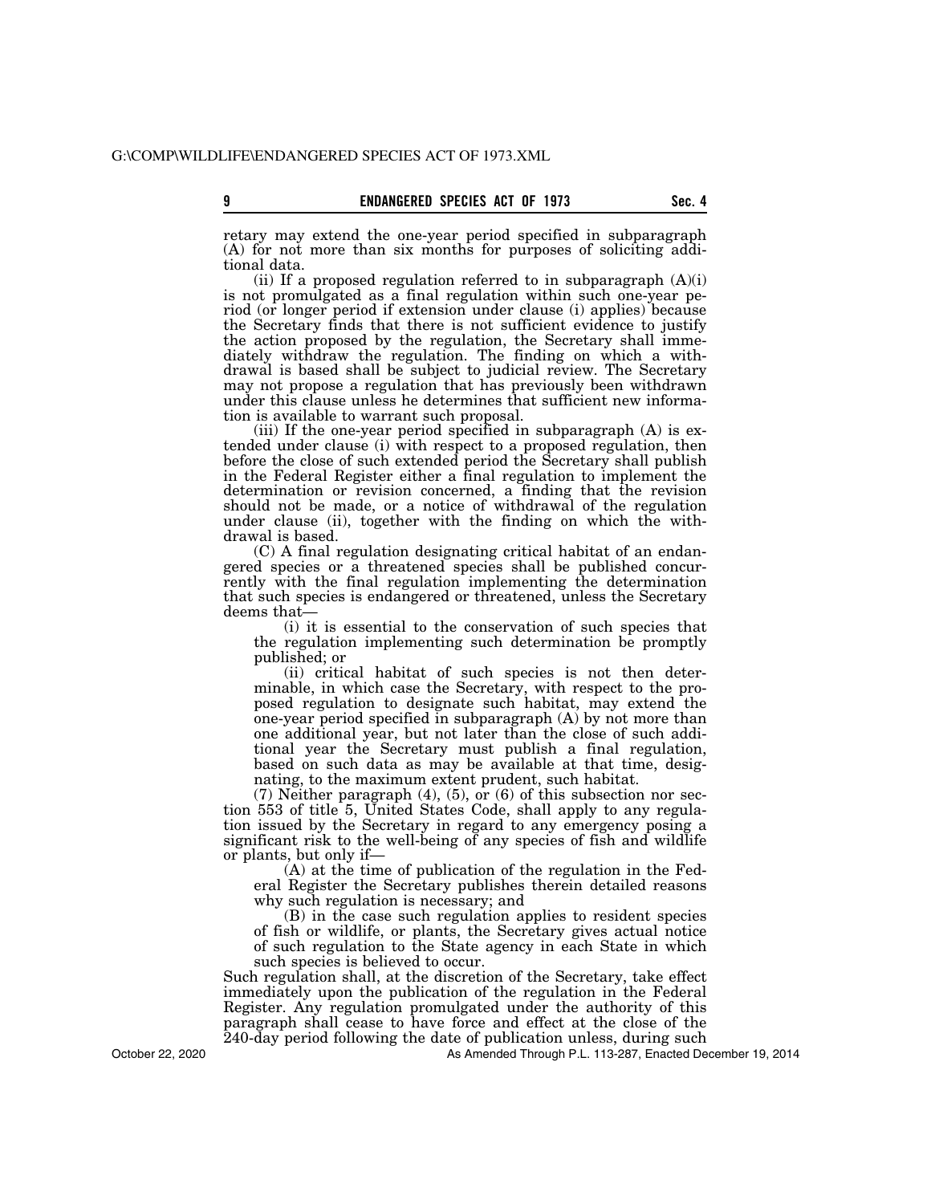retary may extend the one-year period specified in subparagraph (A) for not more than six months for purposes of soliciting additional data.

(ii) If a proposed regulation referred to in subparagraph (A)(i) is not promulgated as a final regulation within such one-year period (or longer period if extension under clause (i) applies) because the Secretary finds that there is not sufficient evidence to justify the action proposed by the regulation, the Secretary shall immediately withdraw the regulation. The finding on which a withdrawal is based shall be subject to judicial review. The Secretary may not propose a regulation that has previously been withdrawn under this clause unless he determines that sufficient new information is available to warrant such proposal.

(iii) If the one-year period specified in subparagraph (A) is extended under clause (i) with respect to a proposed regulation, then before the close of such extended period the Secretary shall publish in the Federal Register either a final regulation to implement the determination or revision concerned, a finding that the revision should not be made, or a notice of withdrawal of the regulation under clause (ii), together with the finding on which the withdrawal is based.

(C) A final regulation designating critical habitat of an endangered species or a threatened species shall be published concurrently with the final regulation implementing the determination that such species is endangered or threatened, unless the Secretary deems that—

(i) it is essential to the conservation of such species that the regulation implementing such determination be promptly published; or

(ii) critical habitat of such species is not then determinable, in which case the Secretary, with respect to the proposed regulation to designate such habitat, may extend the one-year period specified in subparagraph (A) by not more than one additional year, but not later than the close of such additional year the Secretary must publish a final regulation, based on such data as may be available at that time, designating, to the maximum extent prudent, such habitat.

(7) Neither paragraph (4), (5), or (6) of this subsection nor section 553 of title 5, United States Code, shall apply to any regulation issued by the Secretary in regard to any emergency posing a significant risk to the well-being of any species of fish and wildlife or plants, but only if—

(A) at the time of publication of the regulation in the Federal Register the Secretary publishes therein detailed reasons why such regulation is necessary; and

(B) in the case such regulation applies to resident species of fish or wildlife, or plants, the Secretary gives actual notice of such regulation to the State agency in each State in which such species is believed to occur.

Such regulation shall, at the discretion of the Secretary, take effect immediately upon the publication of the regulation in the Federal Register. Any regulation promulgated under the authority of this paragraph shall cease to have force and effect at the close of the 240-day period following the date of publication unless, during such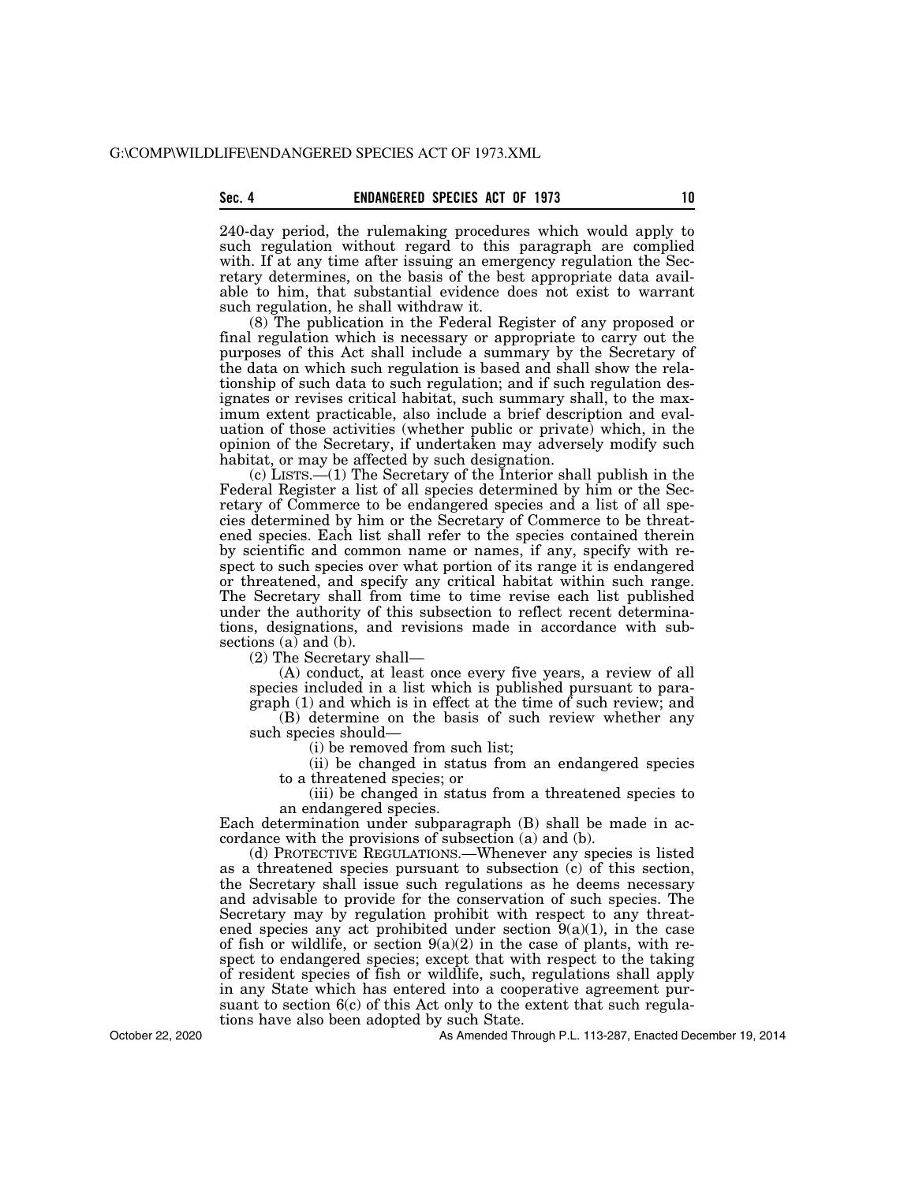240-day period, the rulemaking procedures which would apply to such regulation without regard to this paragraph are complied with. If at any time after issuing an emergency regulation the Secretary determines, on the basis of the best appropriate data available to him, that substantial evidence does not exist to warrant such regulation, he shall withdraw it.

(8) The publication in the Federal Register of any proposed or final regulation which is necessary or appropriate to carry out the purposes of this Act shall include a summary by the Secretary of the data on which such regulation is based and shall show the relationship of such data to such regulation; and if such regulation designates or revises critical habitat, such summary shall, to the maximum extent practicable, also include a brief description and evaluation of those activities (whether public or private) which, in the opinion of the Secretary, if undertaken may adversely modify such habitat, or may be affected by such designation.

(c) LISTS.—(1) The Secretary of the Interior shall publish in the Federal Register a list of all species determined by him or the Secretary of Commerce to be endangered species and a list of all species determined by him or the Secretary of Commerce to be threatened species. Each list shall refer to the species contained therein by scientific and common name or names, if any, specify with respect to such species over what portion of its range it is endangered or threatened, and specify any critical habitat within such range. The Secretary shall from time to time revise each list published under the authority of this subsection to reflect recent determinations, designations, and revisions made in accordance with subsections (a) and (b).

(2) The Secretary shall—

(A) conduct, at least once every five years, a review of all species included in a list which is published pursuant to paragraph (1) and which is in effect at the time of such review; and

(B) determine on the basis of such review whether any such species should—

(i) be removed from such list;

(ii) be changed in status from an endangered species to a threatened species; or

(iii) be changed in status from a threatened species to an endangered species.

Each determination under subparagraph (B) shall be made in accordance with the provisions of subsection (a) and (b).

(d) PROTECTIVE REGULATIONS.—Whenever any species is listed as a threatened species pursuant to subsection (c) of this section, the Secretary shall issue such regulations as he deems necessary and advisable to provide for the conservation of such species. The Secretary may by regulation prohibit with respect to any threatened species any act prohibited under section 9(a)(1), in the case of fish or wildlife, or section 9(a)(2) in the case of plants, with respect to endangered species; except that with respect to the taking of resident species of fish or wildlife, such, regulations shall apply in any State which has entered into a cooperative agreement pursuant to section 6(c) of this Act only to the extent that such regulations have also been adopted by such State.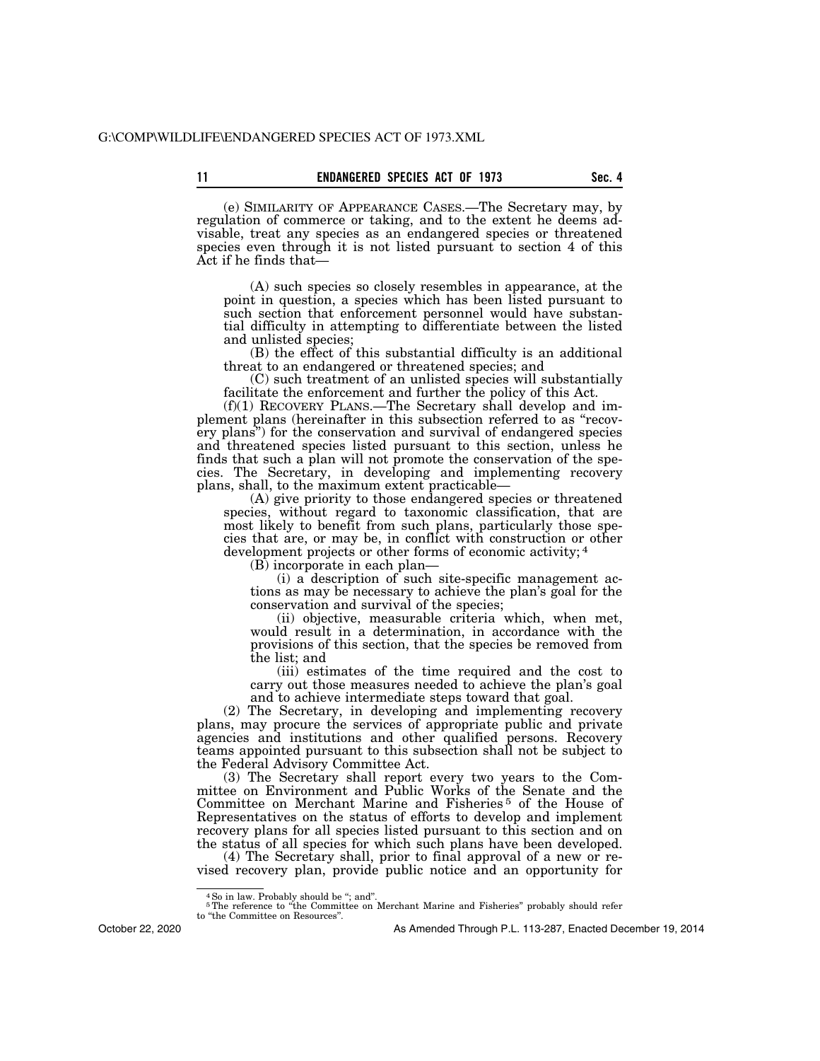(e) SIMILARITY OF APPEARANCE CASES.—The Secretary may, by regulation of commerce or taking, and to the extent he deems advisable, treat any species as an endangered species or threatened species even through it is not listed pursuant to section 4 of this Act if he finds that—

(A) such species so closely resembles in appearance, at the point in question, a species which has been listed pursuant to such section that enforcement personnel would have substantial difficulty in attempting to differentiate between the listed and unlisted species;

(B) the effect of this substantial difficulty is an additional threat to an endangered or threatened species; and

(C) such treatment of an unlisted species will substantially facilitate the enforcement and further the policy of this Act.

(f)(1) RECOVERY PLANS.—The Secretary shall develop and implement plans (hereinafter in this subsection referred to as "recovery plans") for the conservation and survival of endangered species and threatened species listed pursuant to this section, unless he finds that such a plan will not promote the conservation of the species. The Secretary, in developing and implementing recovery plans, shall, to the maximum extent practicable—

(A) give priority to those endangered species or threatened species, without regard to taxonomic classification, that are most likely to benefit from such plans, particularly those species that are, or may be, in conflict with construction or other development projects or other forms of economic activity; [4]

(B) incorporate in each plan—

(i) a description of such site-specific management actions as may be necessary to achieve the plan's goal for the conservation and survival of the species;

(ii) objective, measurable criteria which, when met, would result in a determination, in accordance with the provisions of this section, that the species be removed from the list; and

(iii) estimates of the time required and the cost to carry out those measures needed to achieve the plan's goal and to achieve intermediate steps toward that goal.

(2) The Secretary, in developing and implementing recovery plans, may procure the services of appropriate public and private agencies and institutions and other qualified persons. Recovery teams appointed pursuant to this subsection shall not be subject to the Federal Advisory Committee Act.

(3) The Secretary shall report every two years to the Committee on Environment and Public Works of the Senate and the Committee on Merchant Marine and Fisheries [5] of the House of Representatives on the status of efforts to develop and implement recovery plans for all species listed pursuant to this section and on the status of all species for which such plans have been developed.

(4) The Secretary shall, prior to final approval of a new or revised recovery plan, provide public notice and an opportunity for

---

[4] So in law. Probably should be "; and".

[5] The reference to "the Committee on Merchant Marine and Fisheries" probably should refer to "the Committee on Resources".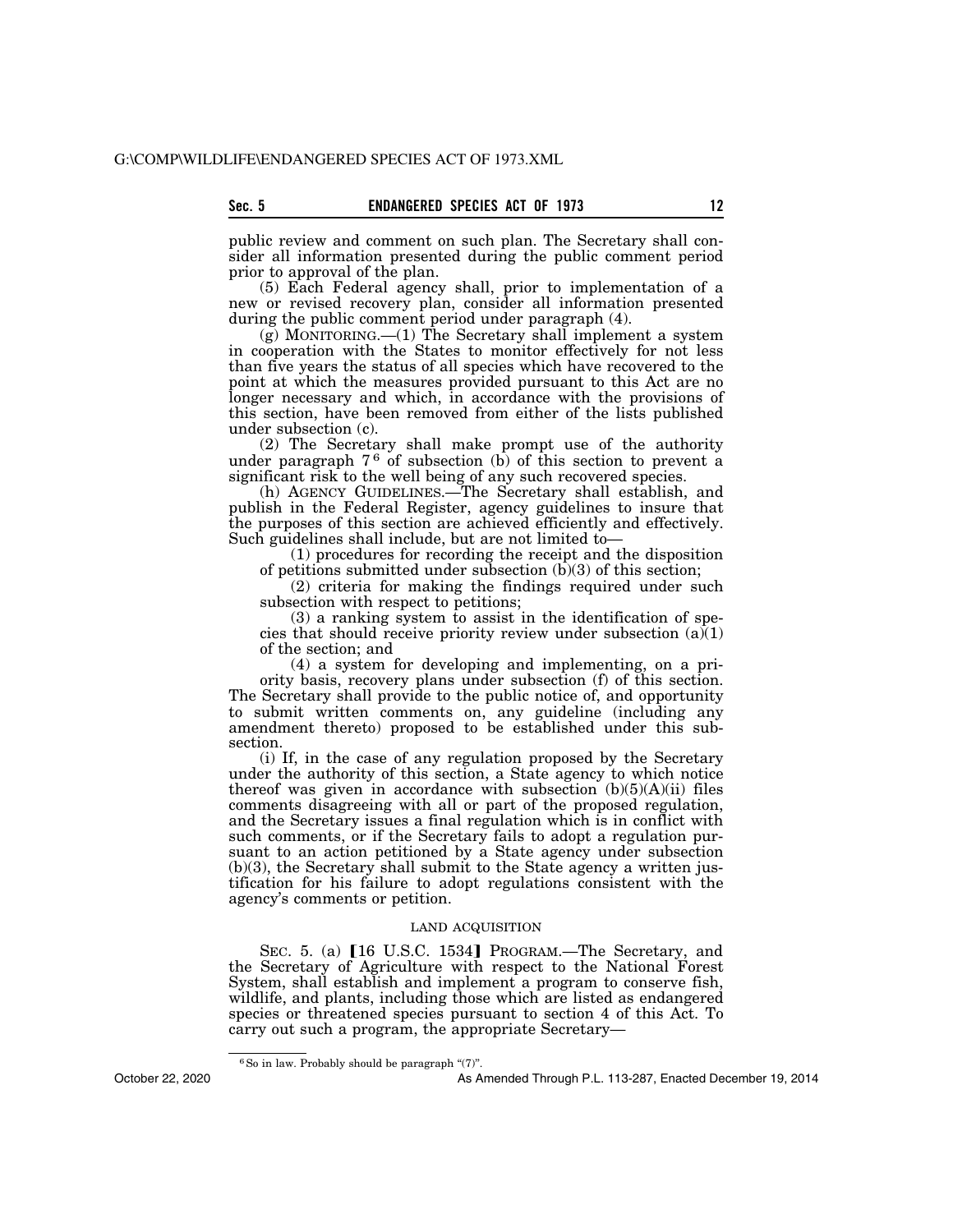public review and comment on such plan. The Secretary shall consider all information presented during the public comment period prior to approval of the plan.

(5) Each Federal agency shall, prior to implementation of a new or revised recovery plan, consider all information presented during the public comment period under paragraph (4).

(g) MONITORING.—(1) The Secretary shall implement a system in cooperation with the States to monitor effectively for not less than five years the status of all species which have recovered to the point at which the measures provided pursuant to this Act are no longer necessary and which, in accordance with the provisions of this section, have been removed from either of the lists published under subsection (c).

(2) The Secretary shall make prompt use of the authority under paragraph 7[6] of subsection (b) of this section to prevent a significant risk to the well being of any such recovered species.

(h) AGENCY GUIDELINES.—The Secretary shall establish, and publish in the Federal Register, agency guidelines to insure that the purposes of this section are achieved efficiently and effectively. Such guidelines shall include, but are not limited to—

(1) procedures for recording the receipt and the disposition of petitions submitted under subsection (b)(3) of this section;

(2) criteria for making the findings required under such subsection with respect to petitions;

(3) a ranking system to assist in the identification of species that should receive priority review under subsection (a)(1) of the section; and

(4) a system for developing and implementing, on a priority basis, recovery plans under subsection (f) of this section.

The Secretary shall provide to the public notice of, and opportunity to submit written comments on, any guideline (including any amendment thereto) proposed to be established under this subsection.

(i) If, in the case of any regulation proposed by the Secretary under the authority of this section, a State agency to which notice thereof was given in accordance with subsection (b)(5)(A)(ii) files comments disagreeing with all or part of the proposed regulation, and the Secretary issues a final regulation which is in conflict with such comments, or if the Secretary fails to adopt a regulation pursuant to an action petitioned by a State agency under subsection (b)(3), the Secretary shall submit to the State agency a written justification for his failure to adopt regulations consistent with the agency's comments or petition.

LAND ACQUISITION

SEC. 5. (a) [16 U.S.C. 1534] PROGRAM.—The Secretary, and the Secretary of Agriculture with respect to the National Forest System, shall establish and implement a program to conserve fish, wildlife, and plants, including those which are listed as endangered species or threatened species pursuant to section 4 of this Act. To carry out such a program, the appropriate Secretary—

[6] So in law. Probably should be paragraph "(7)".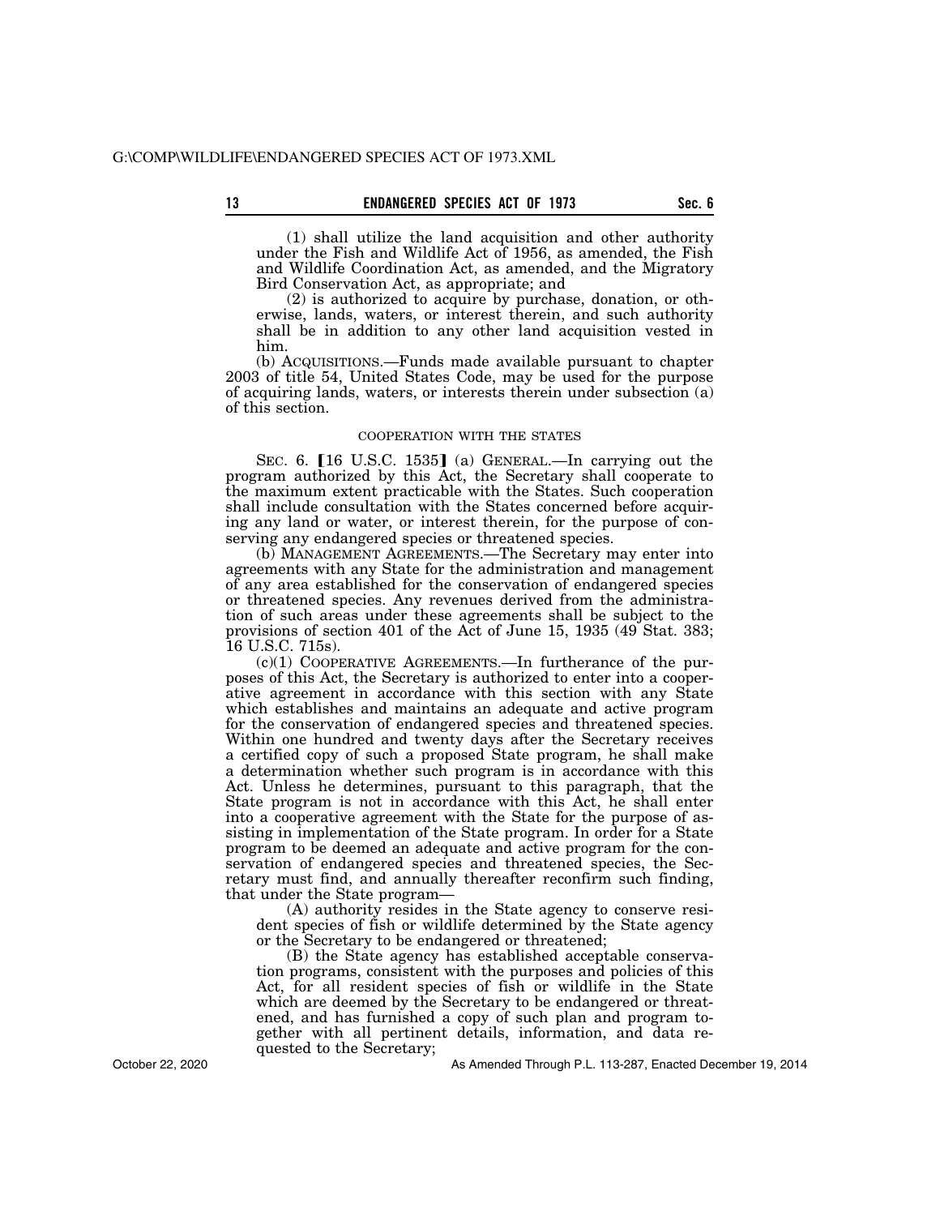(1) shall utilize the land acquisition and other authority under the Fish and Wildlife Act of 1956, as amended, the Fish and Wildlife Coordination Act, as amended, and the Migratory Bird Conservation Act, as appropriate; and

(2) is authorized to acquire by purchase, donation, or otherwise, lands, waters, or interest therein, and such authority shall be in addition to any other land acquisition vested in him.

(b) ACQUISITIONS.—Funds made available pursuant to chapter 2003 of title 54, United States Code, may be used for the purpose of acquiring lands, waters, or interests therein under subsection (a) of this section.

COOPERATION WITH THE STATES

SEC. 6. [16 U.S.C. 1535] (a) GENERAL.—In carrying out the program authorized by this Act, the Secretary shall cooperate to the maximum extent practicable with the States. Such cooperation shall include consultation with the States concerned before acquiring any land or water, or interest therein, for the purpose of conserving any endangered species or threatened species.

(b) MANAGEMENT AGREEMENTS.—The Secretary may enter into agreements with any State for the administration and management of any area established for the conservation of endangered species or threatened species. Any revenues derived from the administration of such areas under these agreements shall be subject to the provisions of section 401 of the Act of June 15, 1935 (49 Stat. 383; 16 U.S.C. 715s).

(c)(1) COOPERATIVE AGREEMENTS.—In furtherance of the purposes of this Act, the Secretary is authorized to enter into a cooperative agreement in accordance with this section with any State which establishes and maintains an adequate and active program for the conservation of endangered species and threatened species. Within one hundred and twenty days after the Secretary receives a certified copy of such a proposed State program, he shall make a determination whether such program is in accordance with this Act. Unless he determines, pursuant to this paragraph, that the State program is not in accordance with this Act, he shall enter into a cooperative agreement with the State for the purpose of assisting in implementation of the State program. In order for a State program to be deemed an adequate and active program for the conservation of endangered species and threatened species, the Secretary must find, and annually thereafter reconfirm such finding, that under the State program—

(A) authority resides in the State agency to conserve resident species of fish or wildlife determined by the State agency or the Secretary to be endangered or threatened;

(B) the State agency has established acceptable conservation programs, consistent with the purposes and policies of this Act, for all resident species of fish or wildlife in the State which are deemed by the Secretary to be endangered or threatened, and has furnished a copy of such plan and program together with all pertinent details, information, and data requested to the Secretary;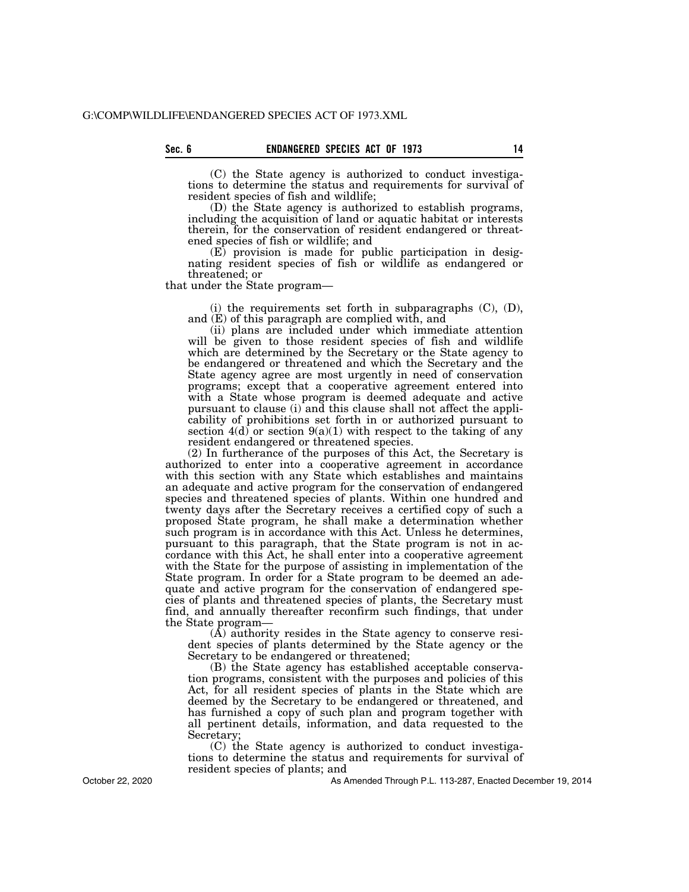(C) the State agency is authorized to conduct investigations to determine the status and requirements for survival of resident species of fish and wildlife;

(D) the State agency is authorized to establish programs, including the acquisition of land or aquatic habitat or interests therein, for the conservation of resident endangered or threatened species of fish or wildlife; and

(E) provision is made for public participation in designating resident species of fish or wildlife as endangered or threatened; or

that under the State program—

(i) the requirements set forth in subparagraphs (C), (D), and (E) of this paragraph are complied with, and

(ii) plans are included under which immediate attention will be given to those resident species of fish and wildlife which are determined by the Secretary or the State agency to be endangered or threatened and which the Secretary and the State agency agree are most urgently in need of conservation programs; except that a cooperative agreement entered into with a State whose program is deemed adequate and active pursuant to clause (i) and this clause shall not affect the applicability of prohibitions set forth in or authorized pursuant to section 4(d) or section 9(a)(1) with respect to the taking of any resident endangered or threatened species.

(2) In furtherance of the purposes of this Act, the Secretary is authorized to enter into a cooperative agreement in accordance with this section with any State which establishes and maintains an adequate and active program for the conservation of endangered species and threatened species of plants. Within one hundred and twenty days after the Secretary receives a certified copy of such a proposed State program, he shall make a determination whether such program is in accordance with this Act. Unless he determines, pursuant to this paragraph, that the State program is not in accordance with this Act, he shall enter into a cooperative agreement with the State for the purpose of assisting in implementation of the State program. In order for a State program to be deemed an adequate and active program for the conservation of endangered species of plants and threatened species of plants, the Secretary must find, and annually thereafter reconfirm such findings, that under the State program—

(A) authority resides in the State agency to conserve resident species of plants determined by the State agency or the Secretary to be endangered or threatened;

(B) the State agency has established acceptable conservation programs, consistent with the purposes and policies of this Act, for all resident species of plants in the State which are deemed by the Secretary to be endangered or threatened, and has furnished a copy of such plan and program together with all pertinent details, information, and data requested to the Secretary;

(C) the State agency is authorized to conduct investigations to determine the status and requirements for survival of resident species of plants; and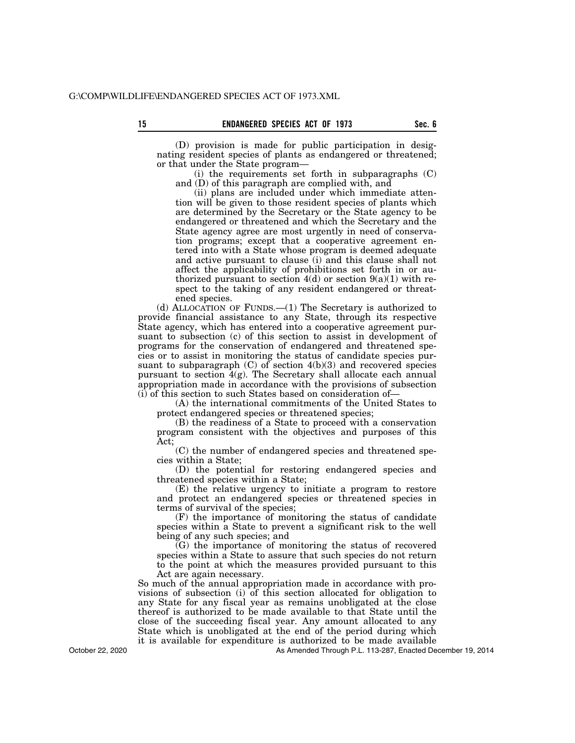(D) provision is made for public participation in designating resident species of plants as endangered or threatened; or that under the State program—

(i) the requirements set forth in subparagraphs (C) and (D) of this paragraph are complied with, and

(ii) plans are included under which immediate attention will be given to those resident species of plants which are determined by the Secretary or the State agency to be endangered or threatened and which the Secretary and the State agency agree are most urgently in need of conservation programs; except that a cooperative agreement entered into with a State whose program is deemed adequate and active pursuant to clause (i) and this clause shall not affect the applicability of prohibitions set forth in or authorized pursuant to section 4(d) or section 9(a)(1) with respect to the taking of any resident endangered or threatened species.

(d) ALLOCATION OF FUNDS.—(1) The Secretary is authorized to provide financial assistance to any State, through its respective State agency, which has entered into a cooperative agreement pursuant to subsection (c) of this section to assist in development of programs for the conservation of endangered and threatened species or to assist in monitoring the status of candidate species pursuant to subparagraph (C) of section 4(b)(3) and recovered species pursuant to section 4(g). The Secretary shall allocate each annual appropriation made in accordance with the provisions of subsection (i) of this section to such States based on consideration of—

(A) the international commitments of the United States to protect endangered species or threatened species;

(B) the readiness of a State to proceed with a conservation program consistent with the objectives and purposes of this Act;

(C) the number of endangered species and threatened species within a State;

(D) the potential for restoring endangered species and threatened species within a State;

(E) the relative urgency to initiate a program to restore and protect an endangered species or threatened species in terms of survival of the species;

(F) the importance of monitoring the status of candidate species within a State to prevent a significant risk to the well being of any such species; and

(G) the importance of monitoring the status of recovered species within a State to assure that such species do not return to the point at which the measures provided pursuant to this Act are again necessary.

So much of the annual appropriation made in accordance with provisions of subsection (i) of this section allocated for obligation to any State for any fiscal year as remains unobligated at the close thereof is authorized to be made available to that State until the close of the succeeding fiscal year. Any amount allocated to any State which is unobligated at the end of the period during which it is available for expenditure is authorized to be made available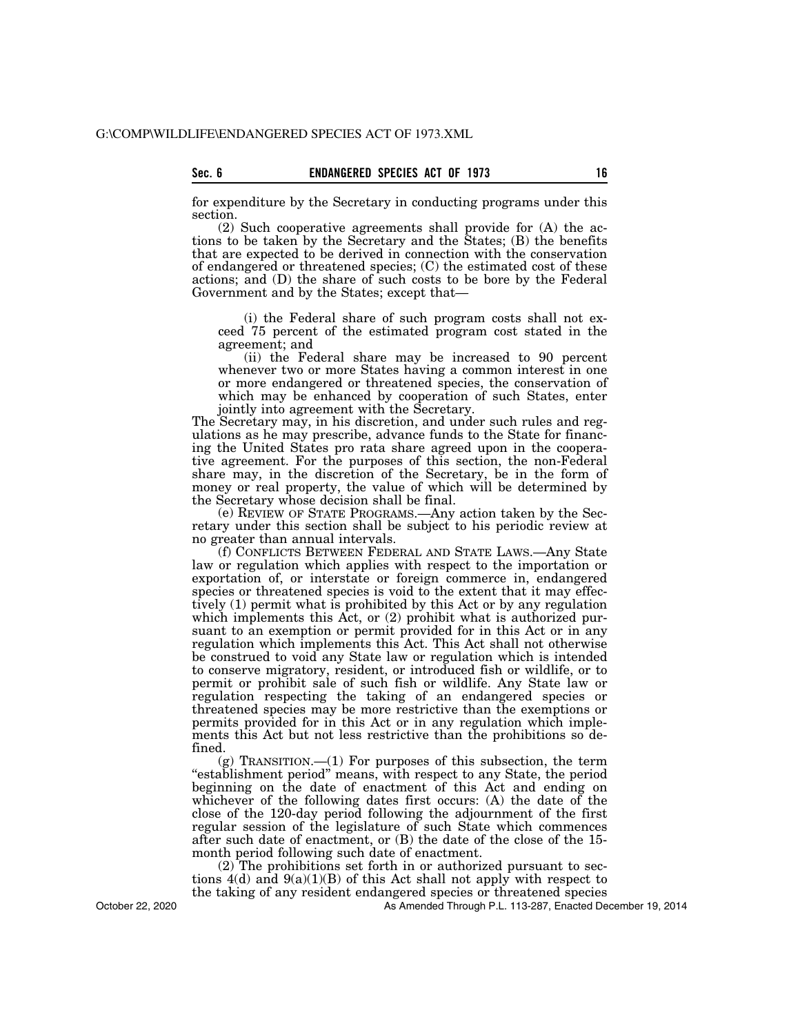for expenditure by the Secretary in conducting programs under this section.

(2) Such cooperative agreements shall provide for (A) the actions to be taken by the Secretary and the States; (B) the benefits that are expected to be derived in connection with the conservation of endangered or threatened species; (C) the estimated cost of these actions; and (D) the share of such costs to be bore by the Federal Government and by the States; except that—

(i) the Federal share of such program costs shall not exceed 75 percent of the estimated program cost stated in the agreement; and

(ii) the Federal share may be increased to 90 percent whenever two or more States having a common interest in one or more endangered or threatened species, the conservation of which may be enhanced by cooperation of such States, enter jointly into agreement with the Secretary.

The Secretary may, in his discretion, and under such rules and regulations as he may prescribe, advance funds to the State for financing the United States pro rata share agreed upon in the cooperative agreement. For the purposes of this section, the non-Federal share may, in the discretion of the Secretary, be in the form of money or real property, the value of which will be determined by the Secretary whose decision shall be final.

(e) REVIEW OF STATE PROGRAMS.—Any action taken by the Secretary under this section shall be subject to his periodic review at no greater than annual intervals.

(f) CONFLICTS BETWEEN FEDERAL AND STATE LAWS.—Any State law or regulation which applies with respect to the importation or exportation of, or interstate or foreign commerce in, endangered species or threatened species is void to the extent that it may effectively (1) permit what is prohibited by this Act or by any regulation which implements this Act, or (2) prohibit what is authorized pursuant to an exemption or permit provided for in this Act or in any regulation which implements this Act. This Act shall not otherwise be construed to void any State law or regulation which is intended to conserve migratory, resident, or introduced fish or wildlife, or to permit or prohibit sale of such fish or wildlife. Any State law or regulation respecting the taking of an endangered species or threatened species may be more restrictive than the exemptions or permits provided for in this Act or in any regulation which implements this Act but not less restrictive than the prohibitions so defined.

(g) TRANSITION.—(1) For purposes of this subsection, the term "establishment period" means, with respect to any State, the period beginning on the date of enactment of this Act and ending on whichever of the following dates first occurs: (A) the date of the close of the 120-day period following the adjournment of the first regular session of the legislature of such State which commences after such date of enactment, or (B) the date of the close of the 15-month period following such date of enactment.

(2) The prohibitions set forth in or authorized pursuant to sections 4(d) and 9(a)(1)(B) of this Act shall not apply with respect to the taking of any resident endangered species or threatened species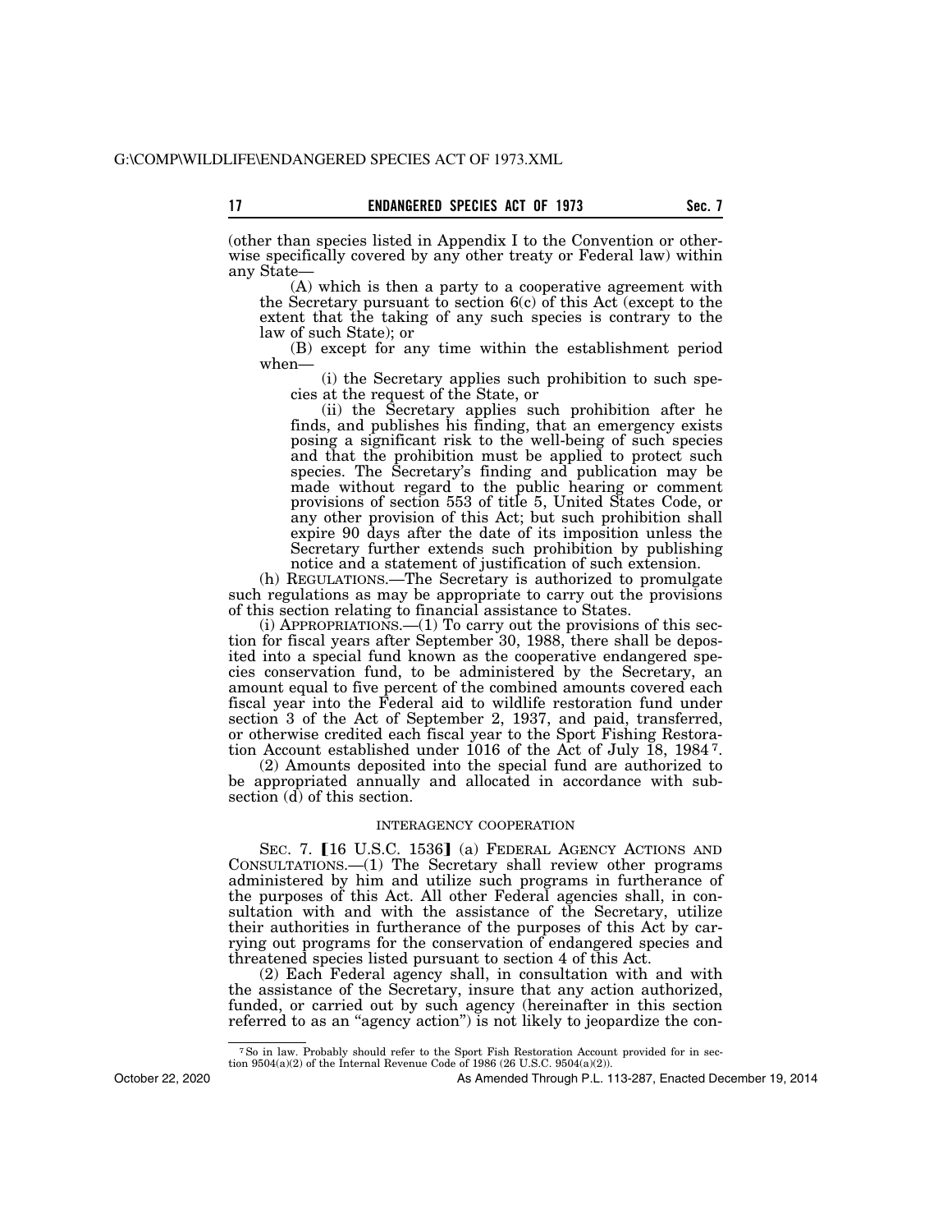(other than species listed in Appendix I to the Convention or otherwise specifically covered by any other treaty or Federal law) within any State—

(A) which is then a party to a cooperative agreement with the Secretary pursuant to section 6(c) of this Act (except to the extent that the taking of any such species is contrary to the law of such State); or

(B) except for any time within the establishment period when—

(i) the Secretary applies such prohibition to such species at the request of the State, or

(ii) the Secretary applies such prohibition after he finds, and publishes his finding, that an emergency exists posing a significant risk to the well-being of such species and that the prohibition must be applied to protect such species. The Secretary's finding and publication may be made without regard to the public hearing or comment provisions of section 553 of title 5, United States Code, or any other provision of this Act; but such prohibition shall expire 90 days after the date of its imposition unless the Secretary further extends such prohibition by publishing notice and a statement of justification of such extension.

(h) REGULATIONS.—The Secretary is authorized to promulgate such regulations as may be appropriate to carry out the provisions of this section relating to financial assistance to States.

(i) APPROPRIATIONS.—(1) To carry out the provisions of this section for fiscal years after September 30, 1988, there shall be deposited into a special fund known as the cooperative endangered species conservation fund, to be administered by the Secretary, an amount equal to five percent of the combined amounts covered each fiscal year into the Federal aid to wildlife restoration fund under section 3 of the Act of September 2, 1937, and paid, transferred, or otherwise credited each fiscal year to the Sport Fishing Restoration Account established under 1016 of the Act of July 18, 1984[7].

(2) Amounts deposited into the special fund are authorized to be appropriated annually and allocated in accordance with subsection (d) of this section.

## INTERAGENCY COOPERATION

SEC. 7. [16 U.S.C. 1536] (a) FEDERAL AGENCY ACTIONS AND CONSULTATIONS.—(1) The Secretary shall review other programs administered by him and utilize such programs in furtherance of the purposes of this Act. All other Federal agencies shall, in consultation with and with the assistance of the Secretary, utilize their authorities in furtherance of the purposes of this Act by carrying out programs for the conservation of endangered species and threatened species listed pursuant to section 4 of this Act.

(2) Each Federal agency shall, in consultation with and with the assistance of the Secretary, insure that any action authorized, funded, or carried out by such agency (hereinafter in this section referred to as an "agency action") is not likely to jeopardize the con-

---

[7] So in law. Probably should refer to the Sport Fish Restoration Account provided for in section 9504(a)(2) of the Internal Revenue Code of 1986 (26 U.S.C. 9504(a)(2)).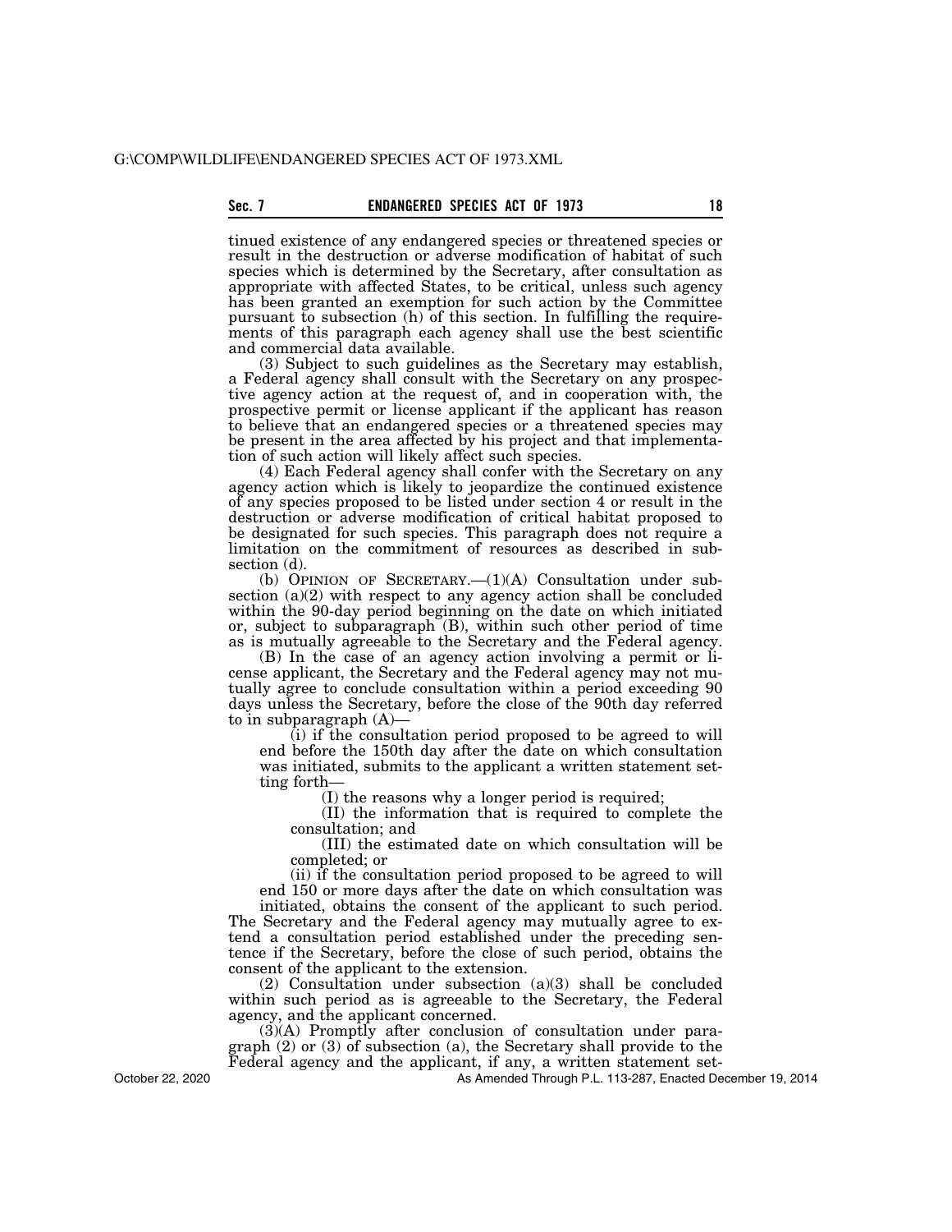tinued existence of any endangered species or threatened species or result in the destruction or adverse modification of habitat of such species which is determined by the Secretary, after consultation as appropriate with affected States, to be critical, unless such agency has been granted an exemption for such action by the Committee pursuant to subsection (h) of this section. In fulfilling the requirements of this paragraph each agency shall use the best scientific and commercial data available.

(3) Subject to such guidelines as the Secretary may establish, a Federal agency shall consult with the Secretary on any prospective agency action at the request of, and in cooperation with, the prospective permit or license applicant if the applicant has reason to believe that an endangered species or a threatened species may be present in the area affected by his project and that implementation of such action will likely affect such species.

(4) Each Federal agency shall confer with the Secretary on any agency action which is likely to jeopardize the continued existence of any species proposed to be listed under section 4 or result in the destruction or adverse modification of critical habitat proposed to be designated for such species. This paragraph does not require a limitation on the commitment of resources as described in subsection (d).

(b) OPINION OF SECRETARY.—(1)(A) Consultation under subsection (a)(2) with respect to any agency action shall be concluded within the 90-day period beginning on the date on which initiated or, subject to subparagraph (B), within such other period of time as is mutually agreeable to the Secretary and the Federal agency.

(B) In the case of an agency action involving a permit or license applicant, the Secretary and the Federal agency may not mutually agree to conclude consultation within a period exceeding 90 days unless the Secretary, before the close of the 90th day referred to in subparagraph (A)—

(i) if the consultation period proposed to be agreed to will end before the 150th day after the date on which consultation was initiated, submits to the applicant a written statement setting forth—

(I) the reasons why a longer period is required;

(II) the information that is required to complete the consultation; and

(III) the estimated date on which consultation will be completed; or

(ii) if the consultation period proposed to be agreed to will end 150 or more days after the date on which consultation was initiated, obtains the consent of the applicant to such period.

The Secretary and the Federal agency may mutually agree to extend a consultation period established under the preceding sentence if the Secretary, before the close of such period, obtains the consent of the applicant to the extension.

(2) Consultation under subsection (a)(3) shall be concluded within such period as is agreeable to the Secretary, the Federal agency, and the applicant concerned.

(3)(A) Promptly after conclusion of consultation under paragraph (2) or (3) of subsection (a), the Secretary shall provide to the Federal agency and the applicant, if any, a written statement set-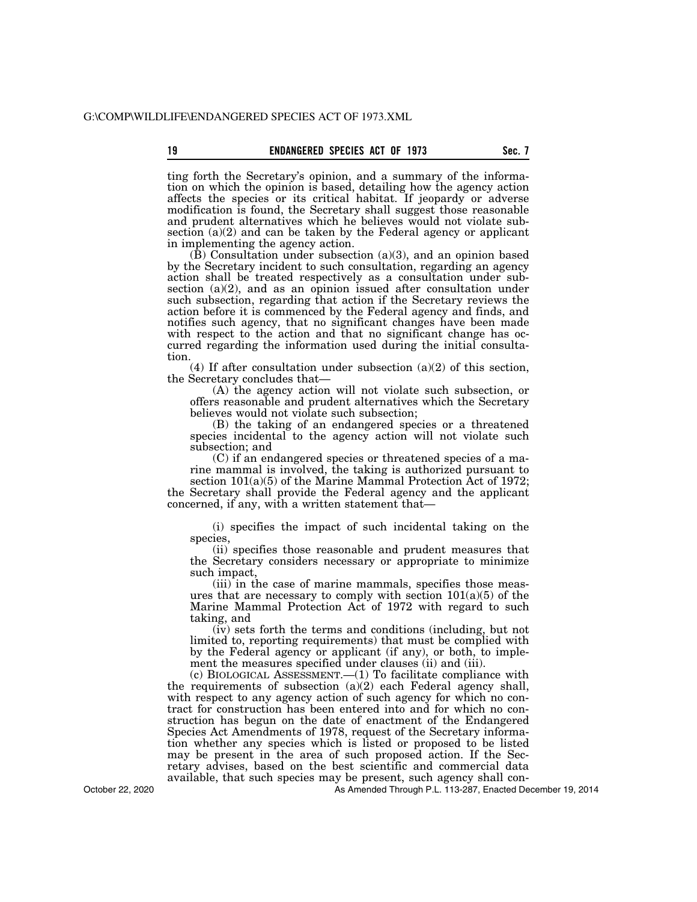ting forth the Secretary's opinion, and a summary of the information on which the opinion is based, detailing how the agency action affects the species or its critical habitat. If jeopardy or adverse modification is found, the Secretary shall suggest those reasonable and prudent alternatives which he believes would not violate subsection (a)(2) and can be taken by the Federal agency or applicant in implementing the agency action.

(B) Consultation under subsection (a)(3), and an opinion based by the Secretary incident to such consultation, regarding an agency action shall be treated respectively as a consultation under subsection (a)(2), and as an opinion issued after consultation under such subsection, regarding that action if the Secretary reviews the action before it is commenced by the Federal agency and finds, and notifies such agency, that no significant changes have been made with respect to the action and that no significant change has occurred regarding the information used during the initial consultation.

(4) If after consultation under subsection (a)(2) of this section, the Secretary concludes that—

(A) the agency action will not violate such subsection, or offers reasonable and prudent alternatives which the Secretary believes would not violate such subsection;

(B) the taking of an endangered species or a threatened species incidental to the agency action will not violate such subsection; and

(C) if an endangered species or threatened species of a marine mammal is involved, the taking is authorized pursuant to section 101(a)(5) of the Marine Mammal Protection Act of 1972;

the Secretary shall provide the Federal agency and the applicant concerned, if any, with a written statement that—

(i) specifies the impact of such incidental taking on the species,

(ii) specifies those reasonable and prudent measures that the Secretary considers necessary or appropriate to minimize such impact,

(iii) in the case of marine mammals, specifies those measures that are necessary to comply with section 101(a)(5) of the Marine Mammal Protection Act of 1972 with regard to such taking, and

(iv) sets forth the terms and conditions (including, but not limited to, reporting requirements) that must be complied with by the Federal agency or applicant (if any), or both, to implement the measures specified under clauses (ii) and (iii).

(c) BIOLOGICAL ASSESSMENT.—(1) To facilitate compliance with the requirements of subsection (a)(2) each Federal agency shall, with respect to any agency action of such agency for which no contract for construction has been entered into and for which no construction has begun on the date of enactment of the Endangered Species Act Amendments of 1978, request of the Secretary information whether any species which is listed or proposed to be listed may be present in the area of such proposed action. If the Secretary advises, based on the best scientific and commercial data available, that such species may be present, such agency shall con-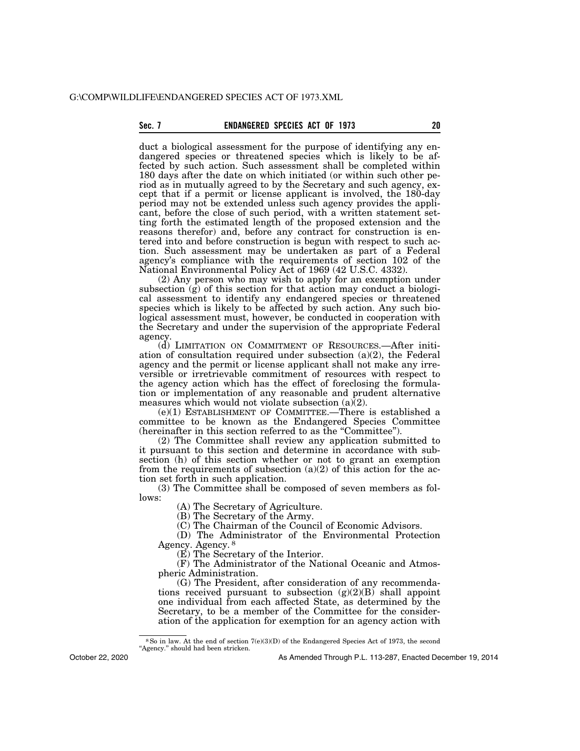duct a biological assessment for the purpose of identifying any endangered species or threatened species which is likely to be affected by such action. Such assessment shall be completed within 180 days after the date on which initiated (or within such other period as in mutually agreed to by the Secretary and such agency, except that if a permit or license applicant is involved, the 180-day period may not be extended unless such agency provides the applicant, before the close of such period, with a written statement setting forth the estimated length of the proposed extension and the reasons therefor) and, before any contract for construction is entered into and before construction is begun with respect to such action. Such assessment may be undertaken as part of a Federal agency's compliance with the requirements of section 102 of the National Environmental Policy Act of 1969 (42 U.S.C. 4332).

(2) Any person who may wish to apply for an exemption under subsection (g) of this section for that action may conduct a biological assessment to identify any endangered species or threatened species which is likely to be affected by such action. Any such biological assessment must, however, be conducted in cooperation with the Secretary and under the supervision of the appropriate Federal agency.

(d) LIMITATION ON COMMITMENT OF RESOURCES.—After initiation of consultation required under subsection (a)(2), the Federal agency and the permit or license applicant shall not make any irreversible or irretrievable commitment of resources with respect to the agency action which has the effect of foreclosing the formulation or implementation of any reasonable and prudent alternative measures which would not violate subsection (a)(2).

(e)(1) ESTABLISHMENT OF COMMITTEE.—There is established a committee to be known as the Endangered Species Committee (hereinafter in this section referred to as the "Committee").

(2) The Committee shall review any application submitted to it pursuant to this section and determine in accordance with subsection (h) of this section whether or not to grant an exemption from the requirements of subsection (a)(2) of this action for the action set forth in such application.

(3) The Committee shall be composed of seven members as follows:

(A) The Secretary of Agriculture.

(B) The Secretary of the Army.

(C) The Chairman of the Council of Economic Advisors.

(D) The Administrator of the Environmental Protection Agency. Agency.[8]

(E) The Secretary of the Interior.

(F) The Administrator of the National Oceanic and Atmospheric Administration.

(G) The President, after consideration of any recommendations received pursuant to subsection (g)(2)(B) shall appoint one individual from each affected State, as determined by the Secretary, to be a member of the Committee for the consideration of the application for exemption for an agency action with

---

[8] So in law. At the end of section 7(e)(3)(D) of the Endangered Species Act of 1973, the second "Agency." should had been stricken.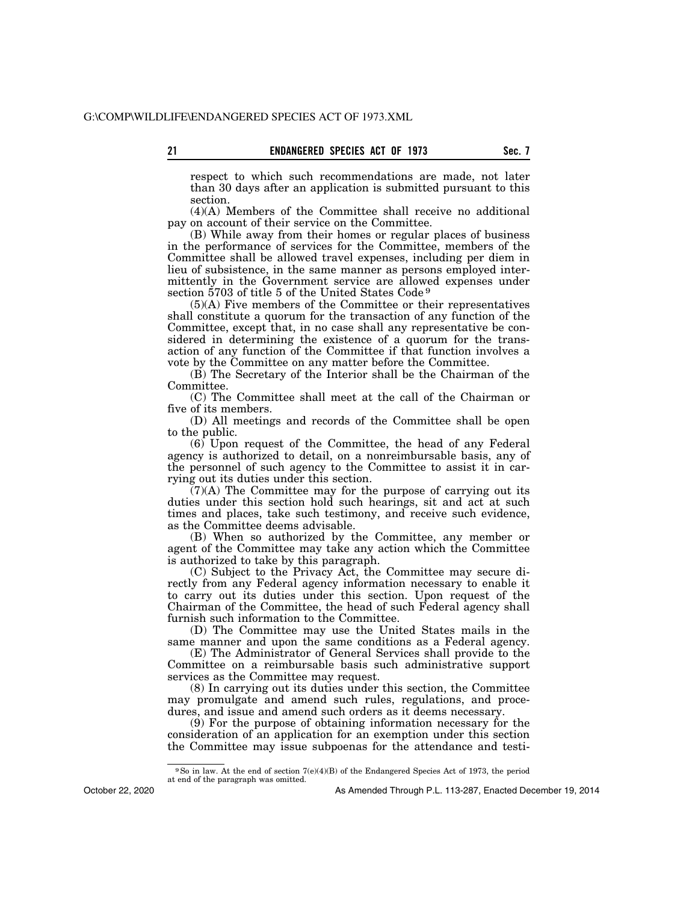respect to which such recommendations are made, not later than 30 days after an application is submitted pursuant to this section.

(4)(A) Members of the Committee shall receive no additional pay on account of their service on the Committee.

(B) While away from their homes or regular places of business in the performance of services for the Committee, members of the Committee shall be allowed travel expenses, including per diem in lieu of subsistence, in the same manner as persons employed intermittently in the Government service are allowed expenses under section 5703 of title 5 of the United States Code[9]

(5)(A) Five members of the Committee or their representatives shall constitute a quorum for the transaction of any function of the Committee, except that, in no case shall any representative be considered in determining the existence of a quorum for the transaction of any function of the Committee if that function involves a vote by the Committee on any matter before the Committee.

(B) The Secretary of the Interior shall be the Chairman of the Committee.

(C) The Committee shall meet at the call of the Chairman or five of its members.

(D) All meetings and records of the Committee shall be open to the public.

(6) Upon request of the Committee, the head of any Federal agency is authorized to detail, on a nonreimbursable basis, any of the personnel of such agency to the Committee to assist it in carrying out its duties under this section.

(7)(A) The Committee may for the purpose of carrying out its duties under this section hold such hearings, sit and act at such times and places, take such testimony, and receive such evidence, as the Committee deems advisable.

(B) When so authorized by the Committee, any member or agent of the Committee may take any action which the Committee is authorized to take by this paragraph.

(C) Subject to the Privacy Act, the Committee may secure directly from any Federal agency information necessary to enable it to carry out its duties under this section. Upon request of the Chairman of the Committee, the head of such Federal agency shall furnish such information to the Committee.

(D) The Committee may use the United States mails in the same manner and upon the same conditions as a Federal agency.

(E) The Administrator of General Services shall provide to the Committee on a reimbursable basis such administrative support services as the Committee may request.

(8) In carrying out its duties under this section, the Committee may promulgate and amend such rules, regulations, and procedures, and issue and amend such orders as it deems necessary.

(9) For the purpose of obtaining information necessary for the consideration of an application for an exemption under this section the Committee may issue subpoenas for the attendance and testi-

---

[9] So in law. At the end of section 7(e)(4)(B) of the Endangered Species Act of 1973, the period at end of the paragraph was omitted.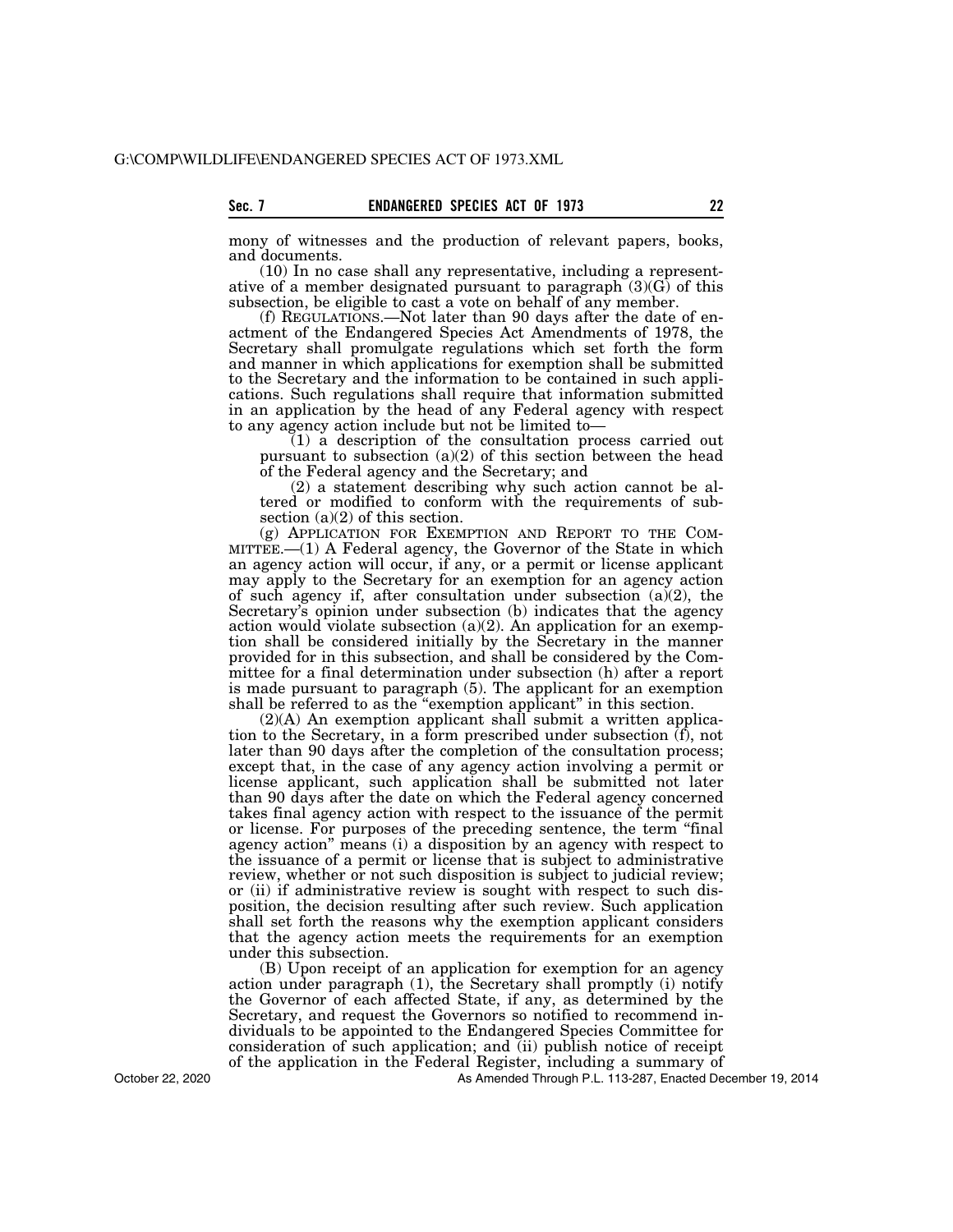mony of witnesses and the production of relevant papers, books, and documents.

(10) In no case shall any representative, including a representative of a member designated pursuant to paragraph (3)(G) of this subsection, be eligible to cast a vote on behalf of any member.

(f) REGULATIONS.—Not later than 90 days after the date of enactment of the Endangered Species Act Amendments of 1978, the Secretary shall promulgate regulations which set forth the form and manner in which applications for exemption shall be submitted to the Secretary and the information to be contained in such applications. Such regulations shall require that information submitted in an application by the head of any Federal agency with respect to any agency action include but not be limited to—

(1) a description of the consultation process carried out pursuant to subsection (a)(2) of this section between the head of the Federal agency and the Secretary; and

(2) a statement describing why such action cannot be altered or modified to conform with the requirements of subsection (a)(2) of this section.

(g) APPLICATION FOR EXEMPTION AND REPORT TO THE COMMITTEE.—(1) A Federal agency, the Governor of the State in which an agency action will occur, if any, or a permit or license applicant may apply to the Secretary for an exemption for an agency action of such agency if, after consultation under subsection (a)(2), the Secretary's opinion under subsection (b) indicates that the agency action would violate subsection (a)(2). An application for an exemption shall be considered initially by the Secretary in the manner provided for in this subsection, and shall be considered by the Committee for a final determination under subsection (h) after a report is made pursuant to paragraph (5). The applicant for an exemption shall be referred to as the "exemption applicant" in this section.

(2)(A) An exemption applicant shall submit a written application to the Secretary, in a form prescribed under subsection (f), not later than 90 days after the completion of the consultation process; except that, in the case of any agency action involving a permit or license applicant, such application shall be submitted not later than 90 days after the date on which the Federal agency concerned takes final agency action with respect to the issuance of the permit or license. For purposes of the preceding sentence, the term "final agency action" means (i) a disposition by an agency with respect to the issuance of a permit or license that is subject to administrative review, whether or not such disposition is subject to judicial review; or (ii) if administrative review is sought with respect to such disposition, the decision resulting after such review. Such application shall set forth the reasons why the exemption applicant considers that the agency action meets the requirements for an exemption under this subsection.

(B) Upon receipt of an application for exemption for an agency action under paragraph (1), the Secretary shall promptly (i) notify the Governor of each affected State, if any, as determined by the Secretary, and request the Governors so notified to recommend individuals to be appointed to the Endangered Species Committee for consideration of such application; and (ii) publish notice of receipt of the application in the Federal Register, including a summary of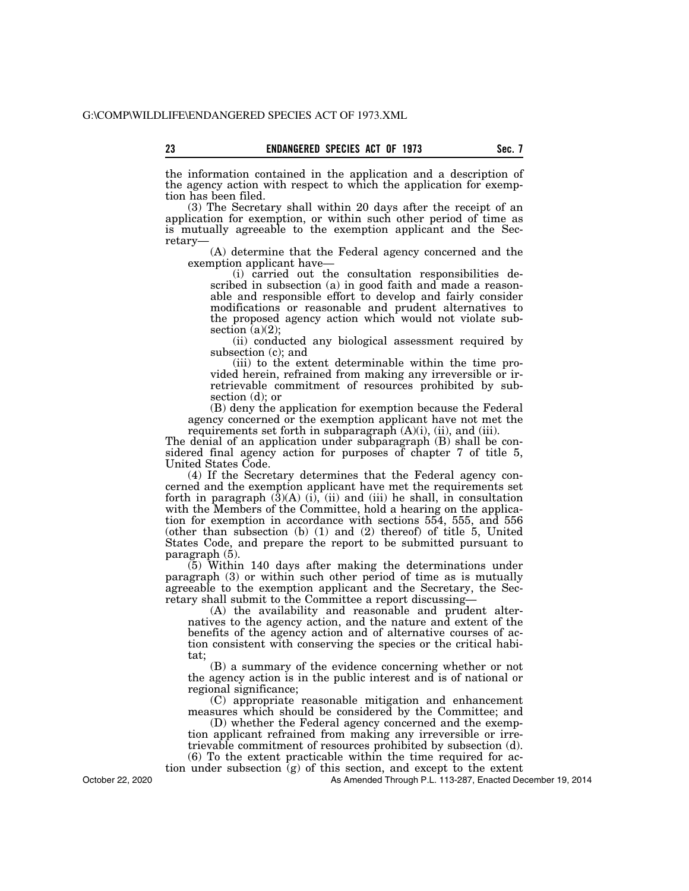the information contained in the application and a description of the agency action with respect to which the application for exemption has been filed.

(3) The Secretary shall within 20 days after the receipt of an application for exemption, or within such other period of time as is mutually agreeable to the exemption applicant and the Secretary—

(A) determine that the Federal agency concerned and the exemption applicant have—

(i) carried out the consultation responsibilities described in subsection (a) in good faith and made a reasonable and responsible effort to develop and fairly consider modifications or reasonable and prudent alternatives to the proposed agency action which would not violate subsection (a)(2);

(ii) conducted any biological assessment required by subsection (c); and

(iii) to the extent determinable within the time provided herein, refrained from making any irreversible or irretrievable commitment of resources prohibited by subsection (d); or

(B) deny the application for exemption because the Federal agency concerned or the exemption applicant have not met the requirements set forth in subparagraph (A)(i), (ii), and (iii).

The denial of an application under subparagraph (B) shall be considered final agency action for purposes of chapter 7 of title 5, United States Code.

(4) If the Secretary determines that the Federal agency concerned and the exemption applicant have met the requirements set forth in paragraph (3)(A) (i), (ii) and (iii) he shall, in consultation with the Members of the Committee, hold a hearing on the application for exemption in accordance with sections 554, 555, and 556 (other than subsection (b) (1) and (2) thereof) of title 5, United States Code, and prepare the report to be submitted pursuant to paragraph (5).

(5) Within 140 days after making the determinations under paragraph (3) or within such other period of time as is mutually agreeable to the exemption applicant and the Secretary, the Secretary shall submit to the Committee a report discussing—

(A) the availability and reasonable and prudent alternatives to the agency action, and the nature and extent of the benefits of the agency action and of alternative courses of action consistent with conserving the species or the critical habitat;

(B) a summary of the evidence concerning whether or not the agency action is in the public interest and is of national or regional significance;

(C) appropriate reasonable mitigation and enhancement measures which should be considered by the Committee; and

(D) whether the Federal agency concerned and the exemption applicant refrained from making any irreversible or irretrievable commitment of resources prohibited by subsection (d).

(6) To the extent practicable within the time required for action under subsection (g) of this section, and except to the extent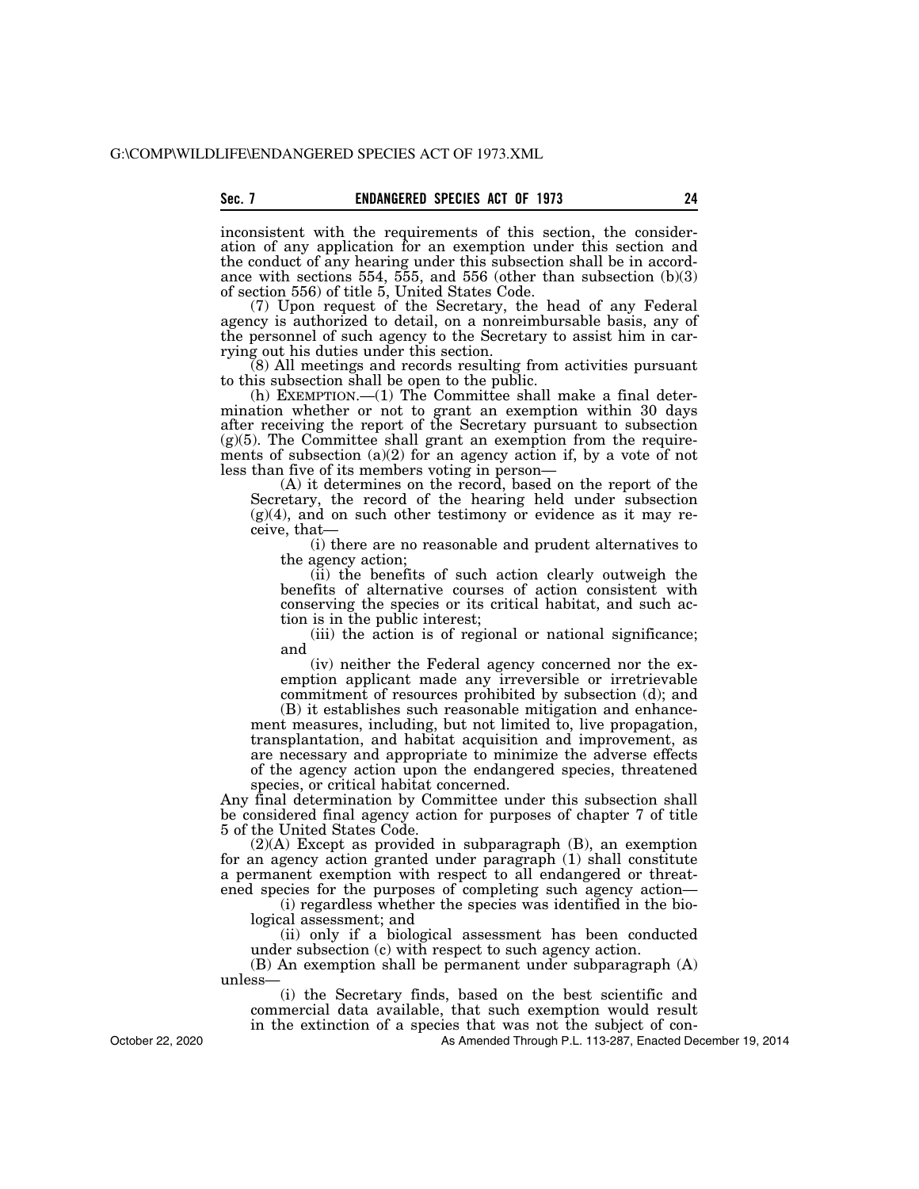inconsistent with the requirements of this section, the consideration of any application for an exemption under this section and the conduct of any hearing under this subsection shall be in accordance with sections 554, 555, and 556 (other than subsection (b)(3) of section 556) of title 5, United States Code.

(7) Upon request of the Secretary, the head of any Federal agency is authorized to detail, on a nonreimbursable basis, any of the personnel of such agency to the Secretary to assist him in carrying out his duties under this section.

(8) All meetings and records resulting from activities pursuant to this subsection shall be open to the public.

(h) EXEMPTION.—(1) The Committee shall make a final determination whether or not to grant an exemption within 30 days after receiving the report of the Secretary pursuant to subsection (g)(5). The Committee shall grant an exemption from the requirements of subsection (a)(2) for an agency action if, by a vote of not less than five of its members voting in person—

(A) it determines on the record, based on the report of the Secretary, the record of the hearing held under subsection (g)(4), and on such other testimony or evidence as it may receive, that—

(i) there are no reasonable and prudent alternatives to the agency action;

(ii) the benefits of such action clearly outweigh the benefits of alternative courses of action consistent with conserving the species or its critical habitat, and such action is in the public interest;

(iii) the action is of regional or national significance; and

(iv) neither the Federal agency concerned nor the exemption applicant made any irreversible or irretrievable commitment of resources prohibited by subsection (d); and

(B) it establishes such reasonable mitigation and enhancement measures, including, but not limited to, live propagation, transplantation, and habitat acquisition and improvement, as are necessary and appropriate to minimize the adverse effects of the agency action upon the endangered species, threatened species, or critical habitat concerned.

Any final determination by Committee under this subsection shall be considered final agency action for purposes of chapter 7 of title 5 of the United States Code.

(2)(A) Except as provided in subparagraph (B), an exemption for an agency action granted under paragraph (1) shall constitute a permanent exemption with respect to all endangered or threatened species for the purposes of completing such agency action—

(i) regardless whether the species was identified in the biological assessment; and

(ii) only if a biological assessment has been conducted under subsection (c) with respect to such agency action.

(B) An exemption shall be permanent under subparagraph (A) unless—

(i) the Secretary finds, based on the best scientific and commercial data available, that such exemption would result in the extinction of a species that was not the subject of con-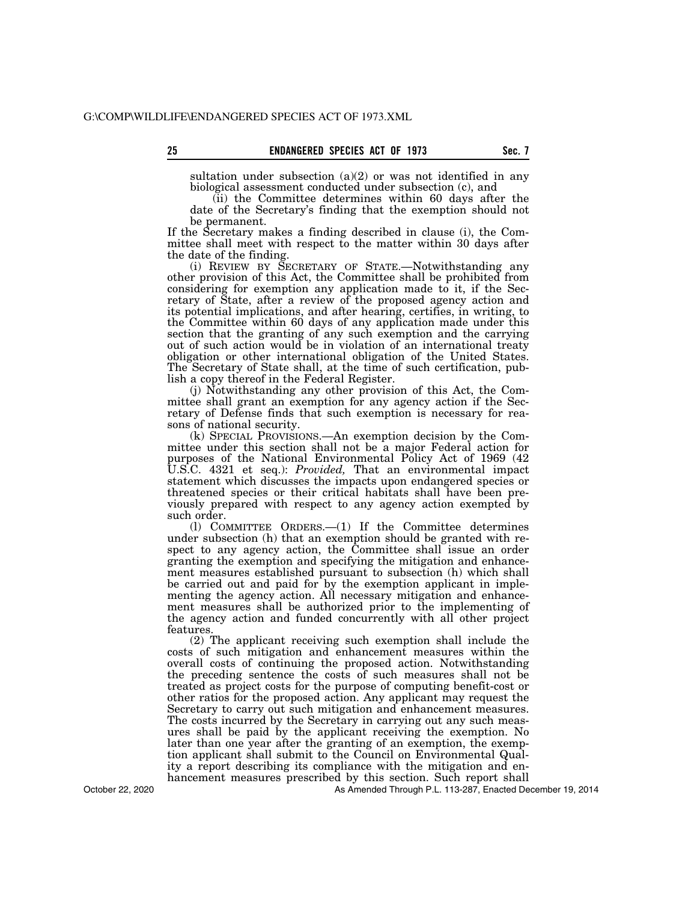sultation under subsection (a)(2) or was not identified in any biological assessment conducted under subsection (c), and

(ii) the Committee determines within 60 days after the date of the Secretary's finding that the exemption should not be permanent.

If the Secretary makes a finding described in clause (i), the Committee shall meet with respect to the matter within 30 days after the date of the finding.

(i) REVIEW BY SECRETARY OF STATE.—Notwithstanding any other provision of this Act, the Committee shall be prohibited from considering for exemption any application made to it, if the Secretary of State, after a review of the proposed agency action and its potential implications, and after hearing, certifies, in writing, to the Committee within 60 days of any application made under this section that the granting of any such exemption and the carrying out of such action would be in violation of an international treaty obligation or other international obligation of the United States. The Secretary of State shall, at the time of such certification, publish a copy thereof in the Federal Register.

(j) Notwithstanding any other provision of this Act, the Committee shall grant an exemption for any agency action if the Secretary of Defense finds that such exemption is necessary for reasons of national security.

(k) SPECIAL PROVISIONS.—An exemption decision by the Committee under this section shall not be a major Federal action for purposes of the National Environmental Policy Act of 1969 (42 U.S.C. 4321 et seq.): *Provided,* That an environmental impact statement which discusses the impacts upon endangered species or threatened species or their critical habitats shall have been previously prepared with respect to any agency action exempted by such order.

(l) COMMITTEE ORDERS.—(1) If the Committee determines under subsection (h) that an exemption should be granted with respect to any agency action, the Committee shall issue an order granting the exemption and specifying the mitigation and enhancement measures established pursuant to subsection (h) which shall be carried out and paid for by the exemption applicant in implementing the agency action. All necessary mitigation and enhancement measures shall be authorized prior to the implementing of the agency action and funded concurrently with all other project features.

(2) The applicant receiving such exemption shall include the costs of such mitigation and enhancement measures within the overall costs of continuing the proposed action. Notwithstanding the preceding sentence the costs of such measures shall not be treated as project costs for the purpose of computing benefit-cost or other ratios for the proposed action. Any applicant may request the Secretary to carry out such mitigation and enhancement measures. The costs incurred by the Secretary in carrying out any such measures shall be paid by the applicant receiving the exemption. No later than one year after the granting of an exemption, the exemption applicant shall submit to the Council on Environmental Quality a report describing its compliance with the mitigation and enhancement measures prescribed by this section. Such report shall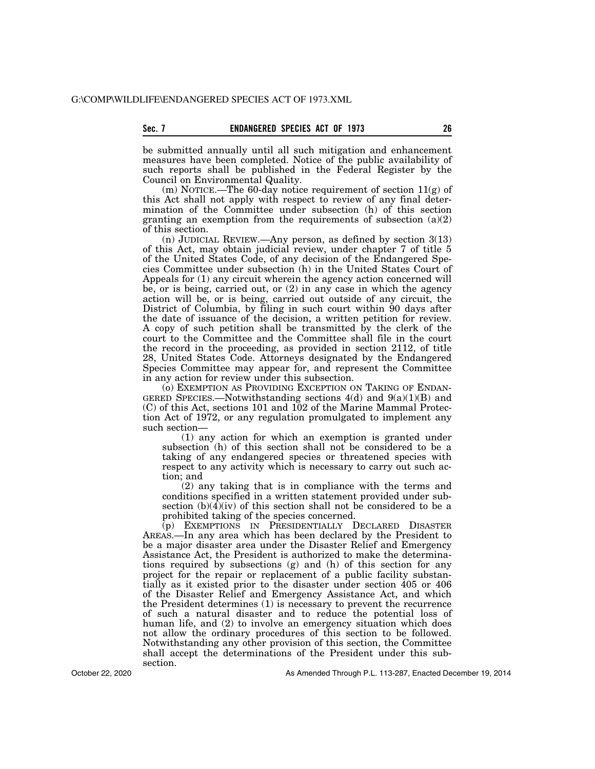be submitted annually until all such mitigation and enhancement measures have been completed. Notice of the public availability of such reports shall be published in the Federal Register by the Council on Environmental Quality.

(m) NOTICE.—The 60-day notice requirement of section 11(g) of this Act shall not apply with respect to review of any final determination of the Committee under subsection (h) of this section granting an exemption from the requirements of subsection (a)(2) of this section.

(n) JUDICIAL REVIEW.—Any person, as defined by section 3(13) of this Act, may obtain judicial review, under chapter 7 of title 5 of the United States Code, of any decision of the Endangered Species Committee under subsection (h) in the United States Court of Appeals for (1) any circuit wherein the agency action concerned will be, or is being, carried out, or (2) in any case in which the agency action will be, or is being, carried out outside of any circuit, the District of Columbia, by filing in such court within 90 days after the date of issuance of the decision, a written petition for review. A copy of such petition shall be transmitted by the clerk of the court to the Committee and the Committee shall file in the court the record in the proceeding, as provided in section 2112, of title 28, United States Code. Attorneys designated by the Endangered Species Committee may appear for, and represent the Committee in any action for review under this subsection.

(o) EXEMPTION AS PROVIDING EXCEPTION ON TAKING OF ENDANGERED SPECIES.—Notwithstanding sections 4(d) and 9(a)(1)(B) and (C) of this Act, sections 101 and 102 of the Marine Mammal Protection Act of 1972, or any regulation promulgated to implement any such section—

(1) any action for which an exemption is granted under subsection (h) of this section shall not be considered to be a taking of any endangered species or threatened species with respect to any activity which is necessary to carry out such action; and

(2) any taking that is in compliance with the terms and conditions specified in a written statement provided under subsection (b)(4)(iv) of this section shall not be considered to be a prohibited taking of the species concerned.

(p) EXEMPTIONS IN PRESIDENTIALLY DECLARED DISASTER AREAS.—In any area which has been declared by the President to be a major disaster area under the Disaster Relief and Emergency Assistance Act, the President is authorized to make the determinations required by subsections (g) and (h) of this section for any project for the repair or replacement of a public facility substantially as it existed prior to the disaster under section 405 or 406 of the Disaster Relief and Emergency Assistance Act, and which the President determines (1) is necessary to prevent the recurrence of such a natural disaster and to reduce the potential loss of human life, and (2) to involve an emergency situation which does not allow the ordinary procedures of this section to be followed. Notwithstanding any other provision of this section, the Committee shall accept the determinations of the President under this subsection.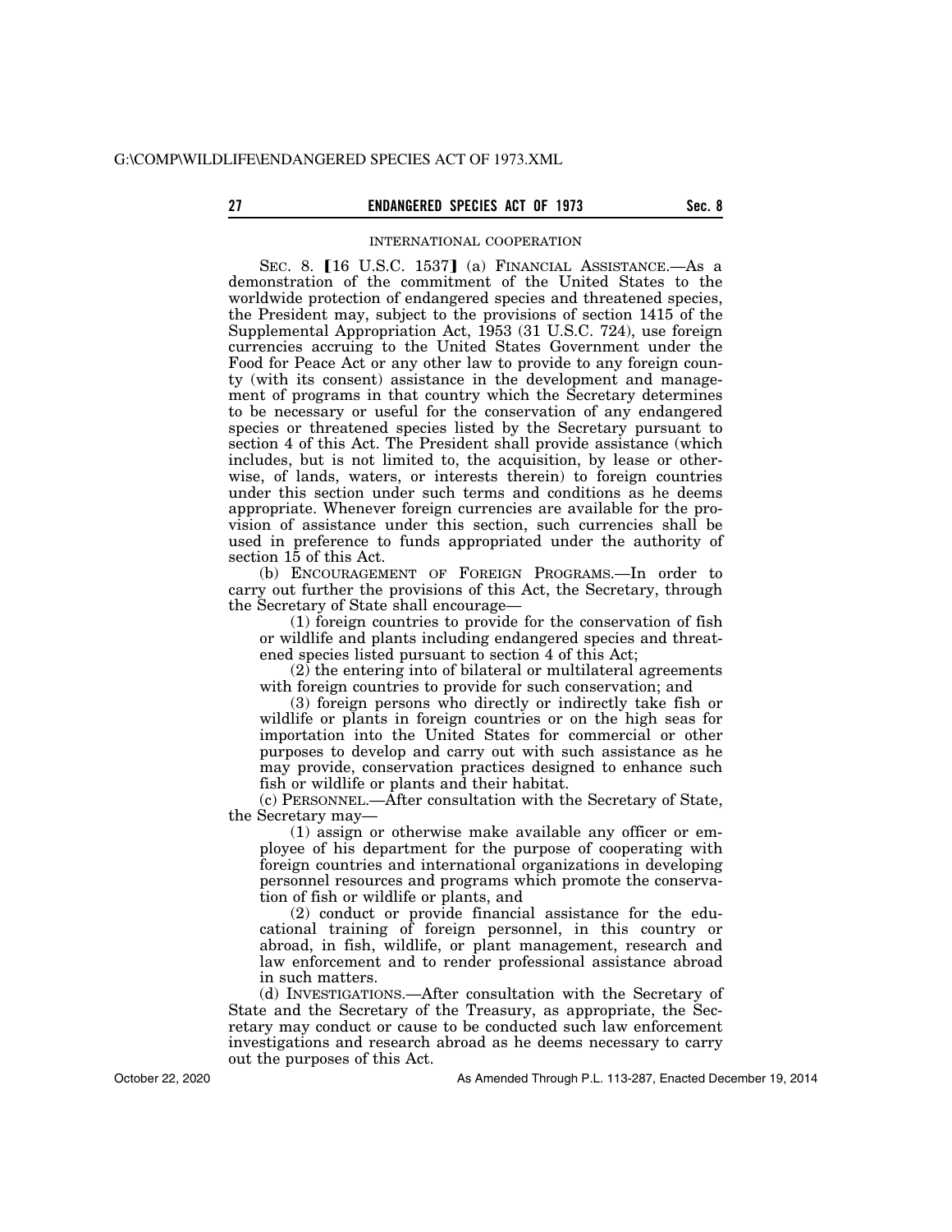## INTERNATIONAL COOPERATION

SEC. 8. [16 U.S.C. 1537] (a) FINANCIAL ASSISTANCE.—As a demonstration of the commitment of the United States to the worldwide protection of endangered species and threatened species, the President may, subject to the provisions of section 1415 of the Supplemental Appropriation Act, 1953 (31 U.S.C. 724), use foreign currencies accruing to the United States Government under the Food for Peace Act or any other law to provide to any foreign county (with its consent) assistance in the development and management of programs in that country which the Secretary determines to be necessary or useful for the conservation of any endangered species or threatened species listed by the Secretary pursuant to section 4 of this Act. The President shall provide assistance (which includes, but is not limited to, the acquisition, by lease or otherwise, of lands, waters, or interests therein) to foreign countries under this section under such terms and conditions as he deems appropriate. Whenever foreign currencies are available for the provision of assistance under this section, such currencies shall be used in preference to funds appropriated under the authority of section 15 of this Act.

(b) ENCOURAGEMENT OF FOREIGN PROGRAMS.—In order to carry out further the provisions of this Act, the Secretary, through the Secretary of State shall encourage—

(1) foreign countries to provide for the conservation of fish or wildlife and plants including endangered species and threatened species listed pursuant to section 4 of this Act;

(2) the entering into of bilateral or multilateral agreements with foreign countries to provide for such conservation; and

(3) foreign persons who directly or indirectly take fish or wildlife or plants in foreign countries or on the high seas for importation into the United States for commercial or other purposes to develop and carry out with such assistance as he may provide, conservation practices designed to enhance such fish or wildlife or plants and their habitat.

(c) PERSONNEL.—After consultation with the Secretary of State, the Secretary may—

(1) assign or otherwise make available any officer or employee of his department for the purpose of cooperating with foreign countries and international organizations in developing personnel resources and programs which promote the conservation of fish or wildlife or plants, and

(2) conduct or provide financial assistance for the educational training of foreign personnel, in this country or abroad, in fish, wildlife, or plant management, research and law enforcement and to render professional assistance abroad in such matters.

(d) INVESTIGATIONS.—After consultation with the Secretary of State and the Secretary of the Treasury, as appropriate, the Secretary may conduct or cause to be conducted such law enforcement investigations and research abroad as he deems necessary to carry out the purposes of this Act.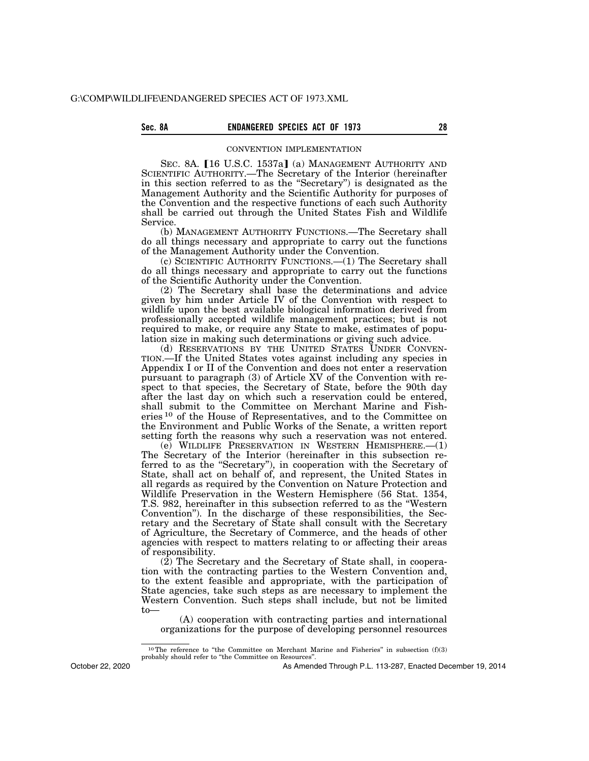CONVENTION IMPLEMENTATION

SEC. 8A. [16 U.S.C. 1537a] (a) MANAGEMENT AUTHORITY AND SCIENTIFIC AUTHORITY.—The Secretary of the Interior (hereinafter in this section referred to as the "Secretary") is designated as the Management Authority and the Scientific Authority for purposes of the Convention and the respective functions of each such Authority shall be carried out through the United States Fish and Wildlife Service.

(b) MANAGEMENT AUTHORITY FUNCTIONS.—The Secretary shall do all things necessary and appropriate to carry out the functions of the Management Authority under the Convention.

(c) SCIENTIFIC AUTHORITY FUNCTIONS.—(1) The Secretary shall do all things necessary and appropriate to carry out the functions of the Scientific Authority under the Convention.

(2) The Secretary shall base the determinations and advice given by him under Article IV of the Convention with respect to wildlife upon the best available biological information derived from professionally accepted wildlife management practices; but is not required to make, or require any State to make, estimates of population size in making such determinations or giving such advice.

(d) RESERVATIONS BY THE UNITED STATES UNDER CONVENTION.—If the United States votes against including any species in Appendix I or II of the Convention and does not enter a reservation pursuant to paragraph (3) of Article XV of the Convention with respect to that species, the Secretary of State, before the 90th day after the last day on which such a reservation could be entered, shall submit to the Committee on Merchant Marine and Fisheries [10] of the House of Representatives, and to the Committee on the Environment and Public Works of the Senate, a written report setting forth the reasons why such a reservation was not entered.

(e) WILDLIFE PRESERVATION IN WESTERN HEMISPHERE.—(1) The Secretary of the Interior (hereinafter in this subsection referred to as the "Secretary"), in cooperation with the Secretary of State, shall act on behalf of, and represent, the United States in all regards as required by the Convention on Nature Protection and Wildlife Preservation in the Western Hemisphere (56 Stat. 1354, T.S. 982, hereinafter in this subsection referred to as the "Western Convention"). In the discharge of these responsibilities, the Secretary and the Secretary of State shall consult with the Secretary of Agriculture, the Secretary of Commerce, and the heads of other agencies with respect to matters relating to or affecting their areas of responsibility.

(2) The Secretary and the Secretary of State shall, in cooperation with the contracting parties to the Western Convention and, to the extent feasible and appropriate, with the participation of State agencies, take such steps as are necessary to implement the Western Convention. Such steps shall include, but not be limited to—

(A) cooperation with contracting parties and international organizations for the purpose of developing personnel resources

---

[10] The reference to "the Committee on Merchant Marine and Fisheries" in subsection (f)(3) probably should refer to "the Committee on Resources".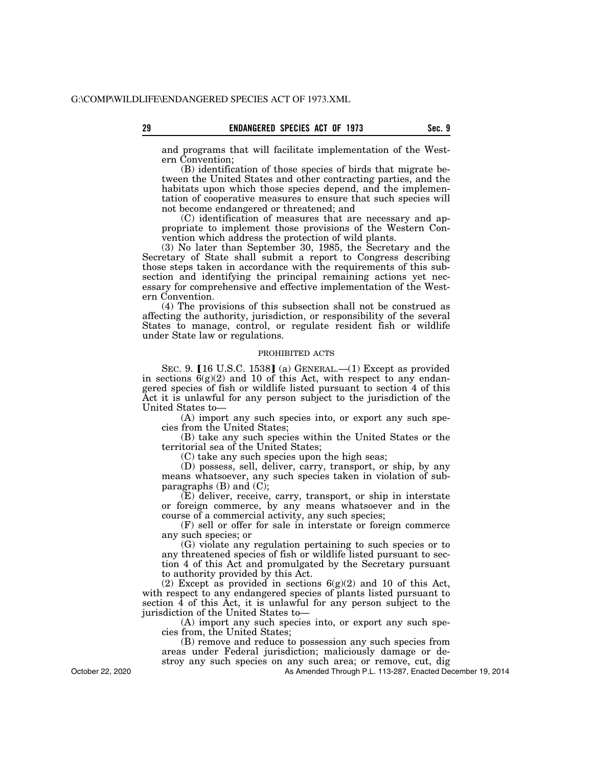and programs that will facilitate implementation of the Western Convention;

(B) identification of those species of birds that migrate between the United States and other contracting parties, and the habitats upon which those species depend, and the implementation of cooperative measures to ensure that such species will not become endangered or threatened; and

(C) identification of measures that are necessary and appropriate to implement those provisions of the Western Convention which address the protection of wild plants.

(3) No later than September 30, 1985, the Secretary and the Secretary of State shall submit a report to Congress describing those steps taken in accordance with the requirements of this subsection and identifying the principal remaining actions yet necessary for comprehensive and effective implementation of the Western Convention.

(4) The provisions of this subsection shall not be construed as affecting the authority, jurisdiction, or responsibility of the several States to manage, control, or regulate resident fish or wildlife under State law or regulations.

## PROHIBITED ACTS

SEC. 9. [16 U.S.C. 1538] (a) GENERAL.—(1) Except as provided in sections 6(g)(2) and 10 of this Act, with respect to any endangered species of fish or wildlife listed pursuant to section 4 of this Act it is unlawful for any person subject to the jurisdiction of the United States to—

(A) import any such species into, or export any such species from the United States;

(B) take any such species within the United States or the territorial sea of the United States;

(C) take any such species upon the high seas;

(D) possess, sell, deliver, carry, transport, or ship, by any means whatsoever, any such species taken in violation of subparagraphs (B) and (C);

(E) deliver, receive, carry, transport, or ship in interstate or foreign commerce, by any means whatsoever and in the course of a commercial activity, any such species;

(F) sell or offer for sale in interstate or foreign commerce any such species; or

(G) violate any regulation pertaining to such species or to any threatened species of fish or wildlife listed pursuant to section 4 of this Act and promulgated by the Secretary pursuant to authority provided by this Act.

(2) Except as provided in sections 6(g)(2) and 10 of this Act, with respect to any endangered species of plants listed pursuant to section 4 of this Act, it is unlawful for any person subject to the jurisdiction of the United States to—

(A) import any such species into, or export any such species from, the United States;

(B) remove and reduce to possession any such species from areas under Federal jurisdiction; maliciously damage or destroy any such species on any such area; or remove, cut, dig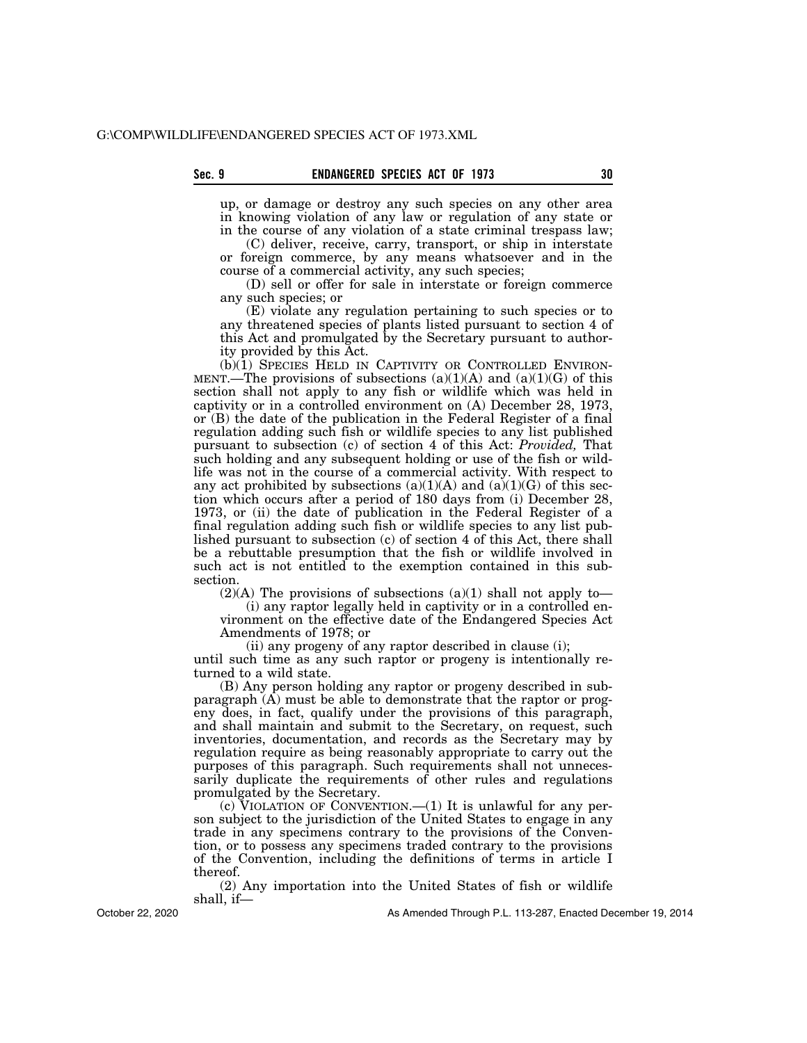up, or damage or destroy any such species on any other area in knowing violation of any law or regulation of any state or in the course of any violation of a state criminal trespass law;

(C) deliver, receive, carry, transport, or ship in interstate or foreign commerce, by any means whatsoever and in the course of a commercial activity, any such species;

(D) sell or offer for sale in interstate or foreign commerce any such species; or

(E) violate any regulation pertaining to such species or to any threatened species of plants listed pursuant to section 4 of this Act and promulgated by the Secretary pursuant to authority provided by this Act.

(b)(1) SPECIES HELD IN CAPTIVITY OR CONTROLLED ENVIRONMENT.—The provisions of subsections (a)(1)(A) and (a)(1)(G) of this section shall not apply to any fish or wildlife which was held in captivity or in a controlled environment on (A) December 28, 1973, or (B) the date of the publication in the Federal Register of a final regulation adding such fish or wildlife species to any list published pursuant to subsection (c) of section 4 of this Act: *Provided,* That such holding and any subsequent holding or use of the fish or wildlife was not in the course of a commercial activity. With respect to any act prohibited by subsections (a)(1)(A) and (a)(1)(G) of this section which occurs after a period of 180 days from (i) December 28, 1973, or (ii) the date of publication in the Federal Register of a final regulation adding such fish or wildlife species to any list published pursuant to subsection (c) of section 4 of this Act, there shall be a rebuttable presumption that the fish or wildlife involved in such act is not entitled to the exemption contained in this subsection.

(2)(A) The provisions of subsections (a)(1) shall not apply to—

(i) any raptor legally held in captivity or in a controlled environment on the effective date of the Endangered Species Act Amendments of 1978; or

(ii) any progeny of any raptor described in clause (i);

until such time as any such raptor or progeny is intentionally returned to a wild state.

(B) Any person holding any raptor or progeny described in subparagraph (A) must be able to demonstrate that the raptor or progeny does, in fact, qualify under the provisions of this paragraph, and shall maintain and submit to the Secretary, on request, such inventories, documentation, and records as the Secretary may by regulation require as being reasonably appropriate to carry out the purposes of this paragraph. Such requirements shall not unnecessarily duplicate the requirements of other rules and regulations promulgated by the Secretary.

(c) VIOLATION OF CONVENTION.—(1) It is unlawful for any person subject to the jurisdiction of the United States to engage in any trade in any specimens contrary to the provisions of the Convention, or to possess any specimens traded contrary to the provisions of the Convention, including the definitions of terms in article I thereof.

(2) Any importation into the United States of fish or wildlife shall, if—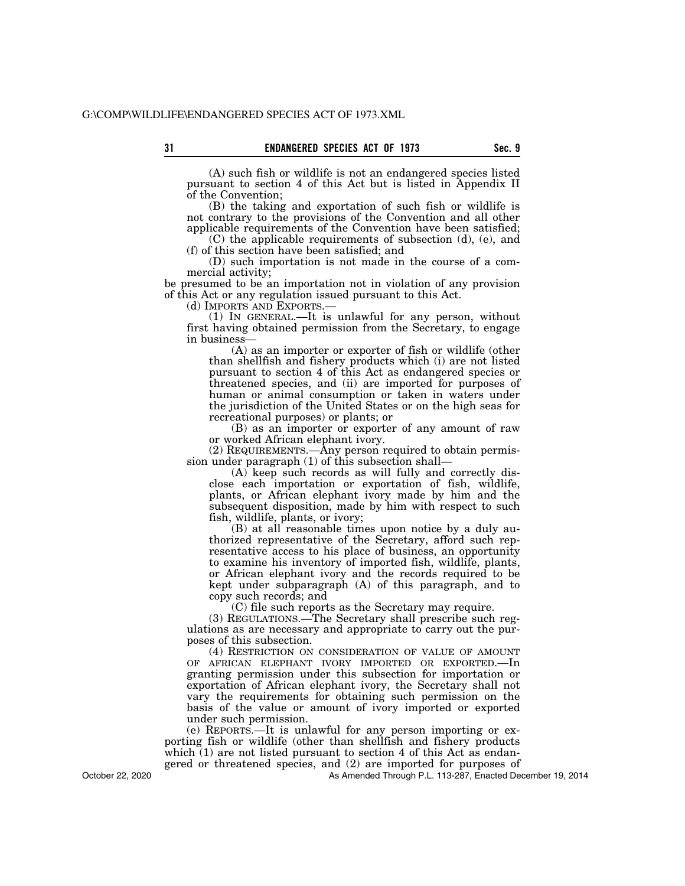(A) such fish or wildlife is not an endangered species listed pursuant to section 4 of this Act but is listed in Appendix II of the Convention;

(B) the taking and exportation of such fish or wildlife is not contrary to the provisions of the Convention and all other applicable requirements of the Convention have been satisfied;

(C) the applicable requirements of subsection (d), (e), and (f) of this section have been satisfied; and

(D) such importation is not made in the course of a commercial activity;

be presumed to be an importation not in violation of any provision of this Act or any regulation issued pursuant to this Act.

(d) IMPORTS AND EXPORTS.—

(1) IN GENERAL.—It is unlawful for any person, without first having obtained permission from the Secretary, to engage in business—

(A) as an importer or exporter of fish or wildlife (other than shellfish and fishery products which (i) are not listed pursuant to section 4 of this Act as endangered species or threatened species, and (ii) are imported for purposes of human or animal consumption or taken in waters under the jurisdiction of the United States or on the high seas for recreational purposes) or plants; or

(B) as an importer or exporter of any amount of raw or worked African elephant ivory.

(2) REQUIREMENTS.—Any person required to obtain permission under paragraph (1) of this subsection shall—

(A) keep such records as will fully and correctly disclose each importation or exportation of fish, wildlife, plants, or African elephant ivory made by him and the subsequent disposition, made by him with respect to such fish, wildlife, plants, or ivory;

(B) at all reasonable times upon notice by a duly authorized representative of the Secretary, afford such representative access to his place of business, an opportunity to examine his inventory of imported fish, wildlife, plants, or African elephant ivory and the records required to be kept under subparagraph (A) of this paragraph, and to copy such records; and

(C) file such reports as the Secretary may require.

(3) REGULATIONS.—The Secretary shall prescribe such regulations as are necessary and appropriate to carry out the purposes of this subsection.

(4) RESTRICTION ON CONSIDERATION OF VALUE OF AMOUNT OF AFRICAN ELEPHANT IVORY IMPORTED OR EXPORTED.—In granting permission under this subsection for importation or exportation of African elephant ivory, the Secretary shall not vary the requirements for obtaining such permission on the basis of the value or amount of ivory imported or exported under such permission.

(e) REPORTS.—It is unlawful for any person importing or exporting fish or wildlife (other than shellfish and fishery products which (1) are not listed pursuant to section 4 of this Act as endangered or threatened species, and (2) are imported for purposes of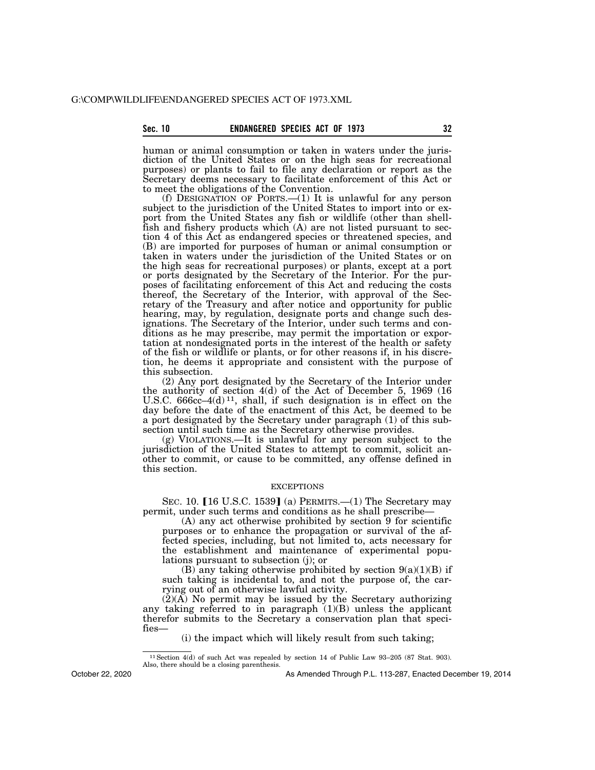human or animal consumption or taken in waters under the jurisdiction of the United States or on the high seas for recreational purposes) or plants to fail to file any declaration or report as the Secretary deems necessary to facilitate enforcement of this Act or to meet the obligations of the Convention.

(f) DESIGNATION OF PORTS.—(1) It is unlawful for any person subject to the jurisdiction of the United States to import into or export from the United States any fish or wildlife (other than shellfish and fishery products which (A) are not listed pursuant to section 4 of this Act as endangered species or threatened species, and (B) are imported for purposes of human or animal consumption or taken in waters under the jurisdiction of the United States or on the high seas for recreational purposes) or plants, except at a port or ports designated by the Secretary of the Interior. For the purposes of facilitating enforcement of this Act and reducing the costs thereof, the Secretary of the Interior, with approval of the Secretary of the Treasury and after notice and opportunity for public hearing, may, by regulation, designate ports and change such designations. The Secretary of the Interior, under such terms and conditions as he may prescribe, may permit the importation or exportation at nondesignated ports in the interest of the health or safety of the fish or wildlife or plants, or for other reasons if, in his discretion, he deems it appropriate and consistent with the purpose of this subsection.

(2) Any port designated by the Secretary of the Interior under the authority of section 4(d) of the Act of December 5, 1969 (16 U.S.C. 666cc–4(d)[11], shall, if such designation is in effect on the day before the date of the enactment of this Act, be deemed to be a port designated by the Secretary under paragraph (1) of this subsection until such time as the Secretary otherwise provides.

(g) VIOLATIONS.—It is unlawful for any person subject to the jurisdiction of the United States to attempt to commit, solicit another to commit, or cause to be committed, any offense defined in this section.

EXCEPTIONS

SEC. 10. [16 U.S.C. 1539] (a) PERMITS.—(1) The Secretary may permit, under such terms and conditions as he shall prescribe—

(A) any act otherwise prohibited by section 9 for scientific purposes or to enhance the propagation or survival of the affected species, including, but not limited to, acts necessary for the establishment and maintenance of experimental populations pursuant to subsection (j); or

(B) any taking otherwise prohibited by section 9(a)(1)(B) if such taking is incidental to, and not the purpose of, the carrying out of an otherwise lawful activity.

(2)(A) No permit may be issued by the Secretary authorizing any taking referred to in paragraph (1)(B) unless the applicant therefor submits to the Secretary a conservation plan that specifies—

(i) the impact which will likely result from such taking;

[11] Section 4(d) of such Act was repealed by section 14 of Public Law 93–205 (87 Stat. 903). Also, there should be a closing parenthesis.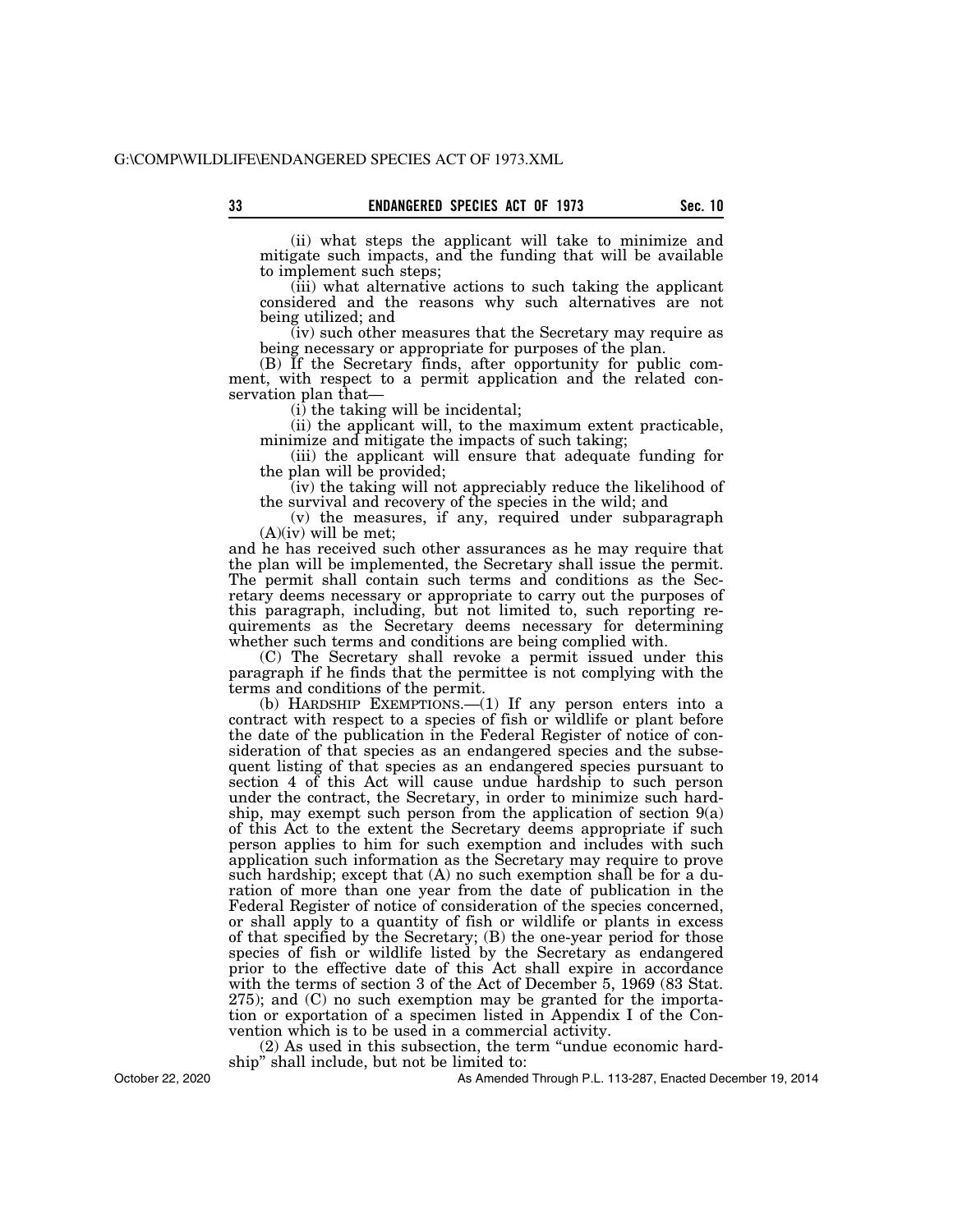(ii) what steps the applicant will take to minimize and mitigate such impacts, and the funding that will be available to implement such steps;

(iii) what alternative actions to such taking the applicant considered and the reasons why such alternatives are not being utilized; and

(iv) such other measures that the Secretary may require as being necessary or appropriate for purposes of the plan.

(B) If the Secretary finds, after opportunity for public comment, with respect to a permit application and the related conservation plan that—

(i) the taking will be incidental;

(ii) the applicant will, to the maximum extent practicable, minimize and mitigate the impacts of such taking;

(iii) the applicant will ensure that adequate funding for the plan will be provided;

(iv) the taking will not appreciably reduce the likelihood of the survival and recovery of the species in the wild; and

(v) the measures, if any, required under subparagraph (A)(iv) will be met;

and he has received such other assurances as he may require that the plan will be implemented, the Secretary shall issue the permit. The permit shall contain such terms and conditions as the Secretary deems necessary or appropriate to carry out the purposes of this paragraph, including, but not limited to, such reporting requirements as the Secretary deems necessary for determining whether such terms and conditions are being complied with.

(C) The Secretary shall revoke a permit issued under this paragraph if he finds that the permittee is not complying with the terms and conditions of the permit.

(b) HARDSHIP EXEMPTIONS.—(1) If any person enters into a contract with respect to a species of fish or wildlife or plant before the date of the publication in the Federal Register of notice of consideration of that species as an endangered species and the subsequent listing of that species as an endangered species pursuant to section 4 of this Act will cause undue hardship to such person under the contract, the Secretary, in order to minimize such hardship, may exempt such person from the application of section 9(a) of this Act to the extent the Secretary deems appropriate if such person applies to him for such exemption and includes with such application such information as the Secretary may require to prove such hardship; except that (A) no such exemption shall be for a duration of more than one year from the date of publication in the Federal Register of notice of consideration of the species concerned, or shall apply to a quantity of fish or wildlife or plants in excess of that specified by the Secretary; (B) the one-year period for those species of fish or wildlife listed by the Secretary as endangered prior to the effective date of this Act shall expire in accordance with the terms of section 3 of the Act of December 5, 1969 (83 Stat. 275); and (C) no such exemption may be granted for the importation or exportation of a specimen listed in Appendix I of the Convention which is to be used in a commercial activity.

(2) As used in this subsection, the term "undue economic hardship" shall include, but not be limited to: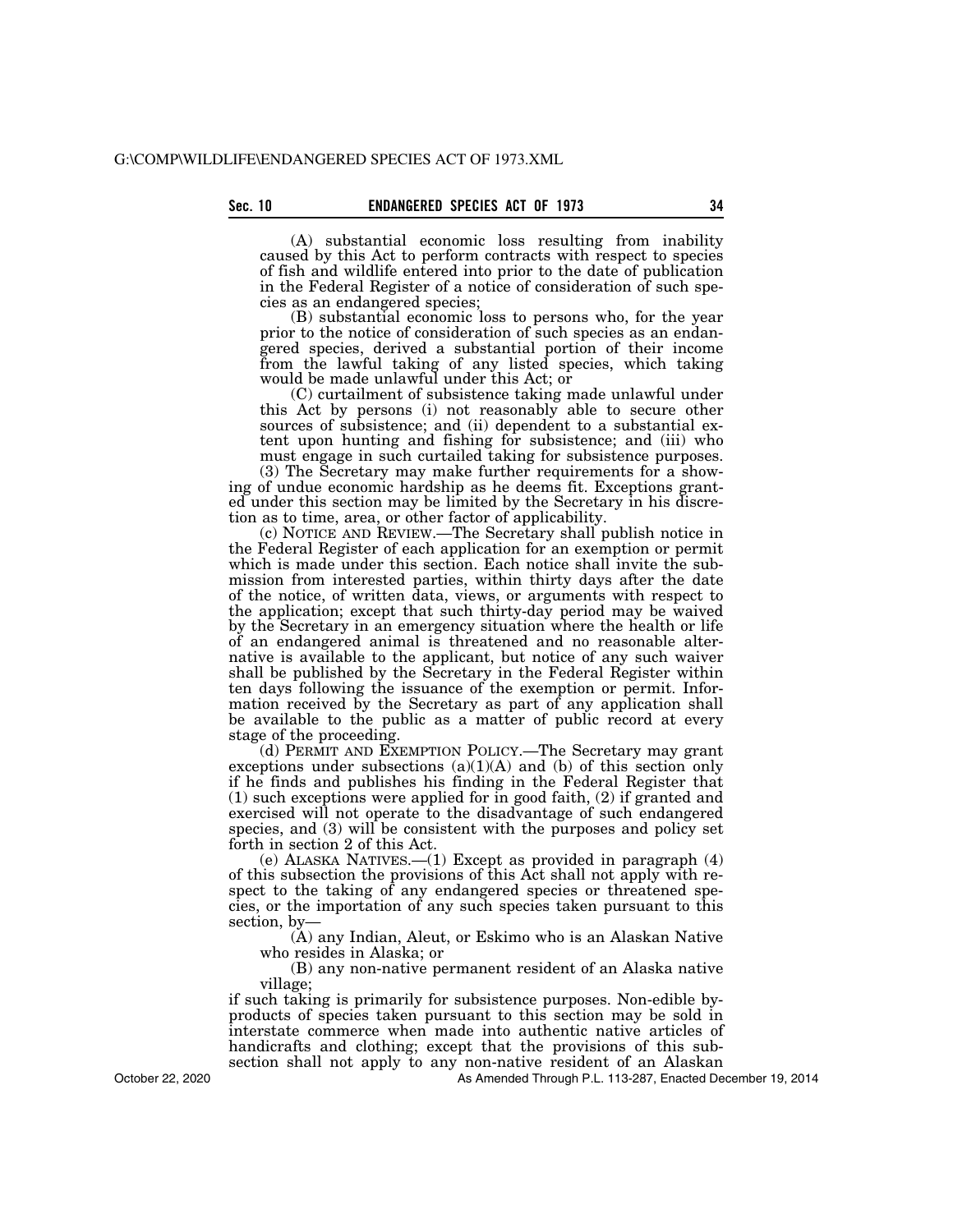(A) substantial economic loss resulting from inability caused by this Act to perform contracts with respect to species of fish and wildlife entered into prior to the date of publication in the Federal Register of a notice of consideration of such species as an endangered species;

(B) substantial economic loss to persons who, for the year prior to the notice of consideration of such species as an endangered species, derived a substantial portion of their income from the lawful taking of any listed species, which taking would be made unlawful under this Act; or

(C) curtailment of subsistence taking made unlawful under this Act by persons (i) not reasonably able to secure other sources of subsistence; and (ii) dependent to a substantial extent upon hunting and fishing for subsistence; and (iii) who must engage in such curtailed taking for subsistence purposes.

(3) The Secretary may make further requirements for a showing of undue economic hardship as he deems fit. Exceptions granted under this section may be limited by the Secretary in his discretion as to time, area, or other factor of applicability.

(c) NOTICE AND REVIEW.—The Secretary shall publish notice in the Federal Register of each application for an exemption or permit which is made under this section. Each notice shall invite the submission from interested parties, within thirty days after the date of the notice, of written data, views, or arguments with respect to the application; except that such thirty-day period may be waived by the Secretary in an emergency situation where the health or life of an endangered animal is threatened and no reasonable alternative is available to the applicant, but notice of any such waiver shall be published by the Secretary in the Federal Register within ten days following the issuance of the exemption or permit. Information received by the Secretary as part of any application shall be available to the public as a matter of public record at every stage of the proceeding.

(d) PERMIT AND EXEMPTION POLICY.—The Secretary may grant exceptions under subsections (a)(1)(A) and (b) of this section only if he finds and publishes his finding in the Federal Register that (1) such exceptions were applied for in good faith, (2) if granted and exercised will not operate to the disadvantage of such endangered species, and (3) will be consistent with the purposes and policy set forth in section 2 of this Act.

(e) ALASKA NATIVES.—(1) Except as provided in paragraph (4) of this subsection the provisions of this Act shall not apply with respect to the taking of any endangered species or threatened species, or the importation of any such species taken pursuant to this section, by—

(A) any Indian, Aleut, or Eskimo who is an Alaskan Native who resides in Alaska; or

(B) any non-native permanent resident of an Alaska native village;

if such taking is primarily for subsistence purposes. Non-edible byproducts of species taken pursuant to this section may be sold in interstate commerce when made into authentic native articles of handicrafts and clothing; except that the provisions of this subsection shall not apply to any non-native resident of an Alaskan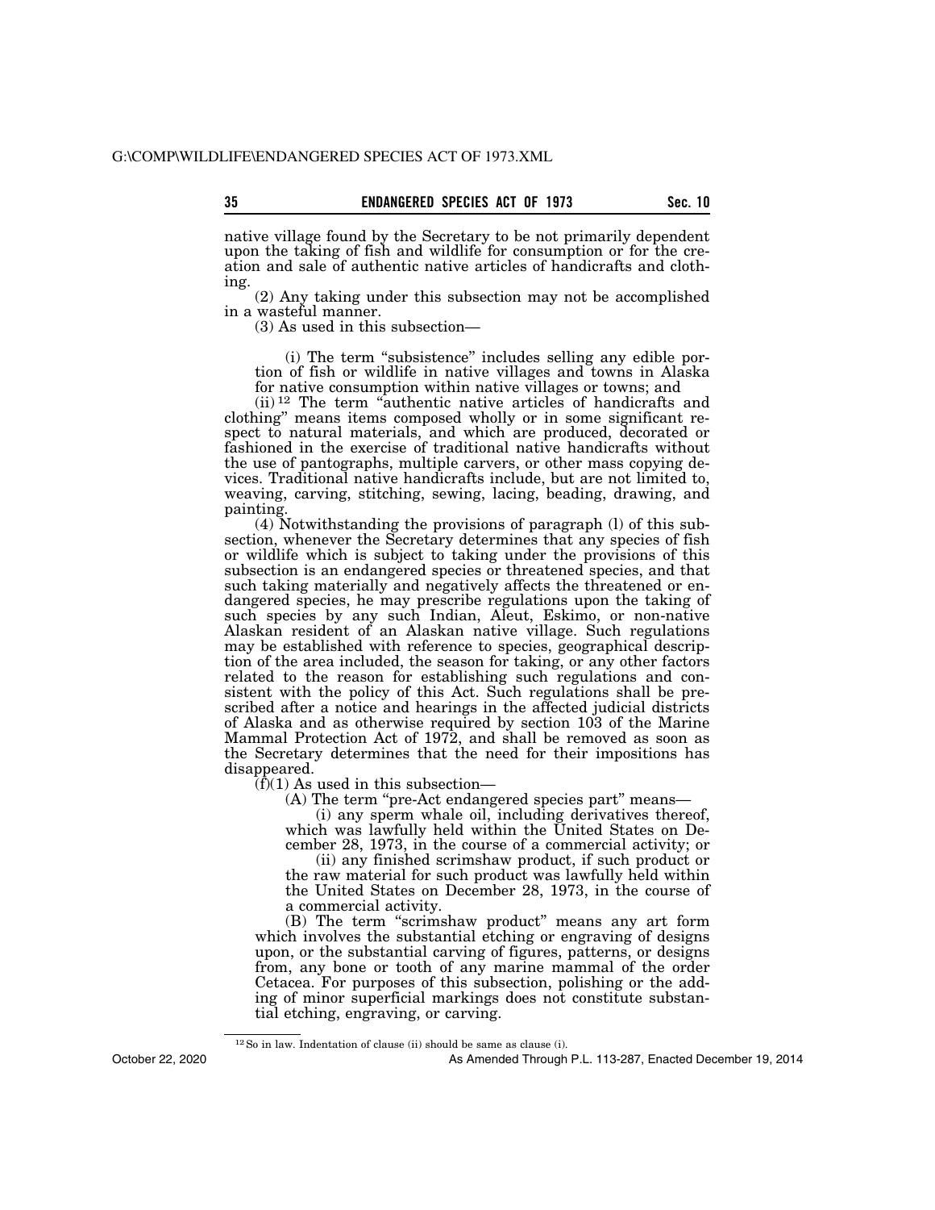native village found by the Secretary to be not primarily dependent upon the taking of fish and wildlife for consumption or for the creation and sale of authentic native articles of handicrafts and clothing.

(2) Any taking under this subsection may not be accomplished in a wasteful manner.

(3) As used in this subsection—

(i) The term "subsistence" includes selling any edible portion of fish or wildlife in native villages and towns in Alaska for native consumption within native villages or towns; and

(ii)[12] The term "authentic native articles of handicrafts and clothing" means items composed wholly or in some significant respect to natural materials, and which are produced, decorated or fashioned in the exercise of traditional native handicrafts without the use of pantographs, multiple carvers, or other mass copying devices. Traditional native handicrafts include, but are not limited to, weaving, carving, stitching, sewing, lacing, beading, drawing, and painting.

(4) Notwithstanding the provisions of paragraph (l) of this subsection, whenever the Secretary determines that any species of fish or wildlife which is subject to taking under the provisions of this subsection is an endangered species or threatened species, and that such taking materially and negatively affects the threatened or endangered species, he may prescribe regulations upon the taking of such species by any such Indian, Aleut, Eskimo, or non-native Alaskan resident of an Alaskan native village. Such regulations may be established with reference to species, geographical description of the area included, the season for taking, or any other factors related to the reason for establishing such regulations and consistent with the policy of this Act. Such regulations shall be prescribed after a notice and hearings in the affected judicial districts of Alaska and as otherwise required by section 103 of the Marine Mammal Protection Act of 1972, and shall be removed as soon as the Secretary determines that the need for their impositions has disappeared.

(f)(1) As used in this subsection—

(A) The term "pre-Act endangered species part" means—

(i) any sperm whale oil, including derivatives thereof, which was lawfully held within the United States on December 28, 1973, in the course of a commercial activity; or

(ii) any finished scrimshaw product, if such product or the raw material for such product was lawfully held within the United States on December 28, 1973, in the course of a commercial activity.

(B) The term "scrimshaw product" means any art form which involves the substantial etching or engraving of designs upon, or the substantial carving of figures, patterns, or designs from, any bone or tooth of any marine mammal of the order Cetacea. For purposes of this subsection, polishing or the adding of minor superficial markings does not constitute substantial etching, engraving, or carving.

[12] So in law. Indentation of clause (ii) should be same as clause (i).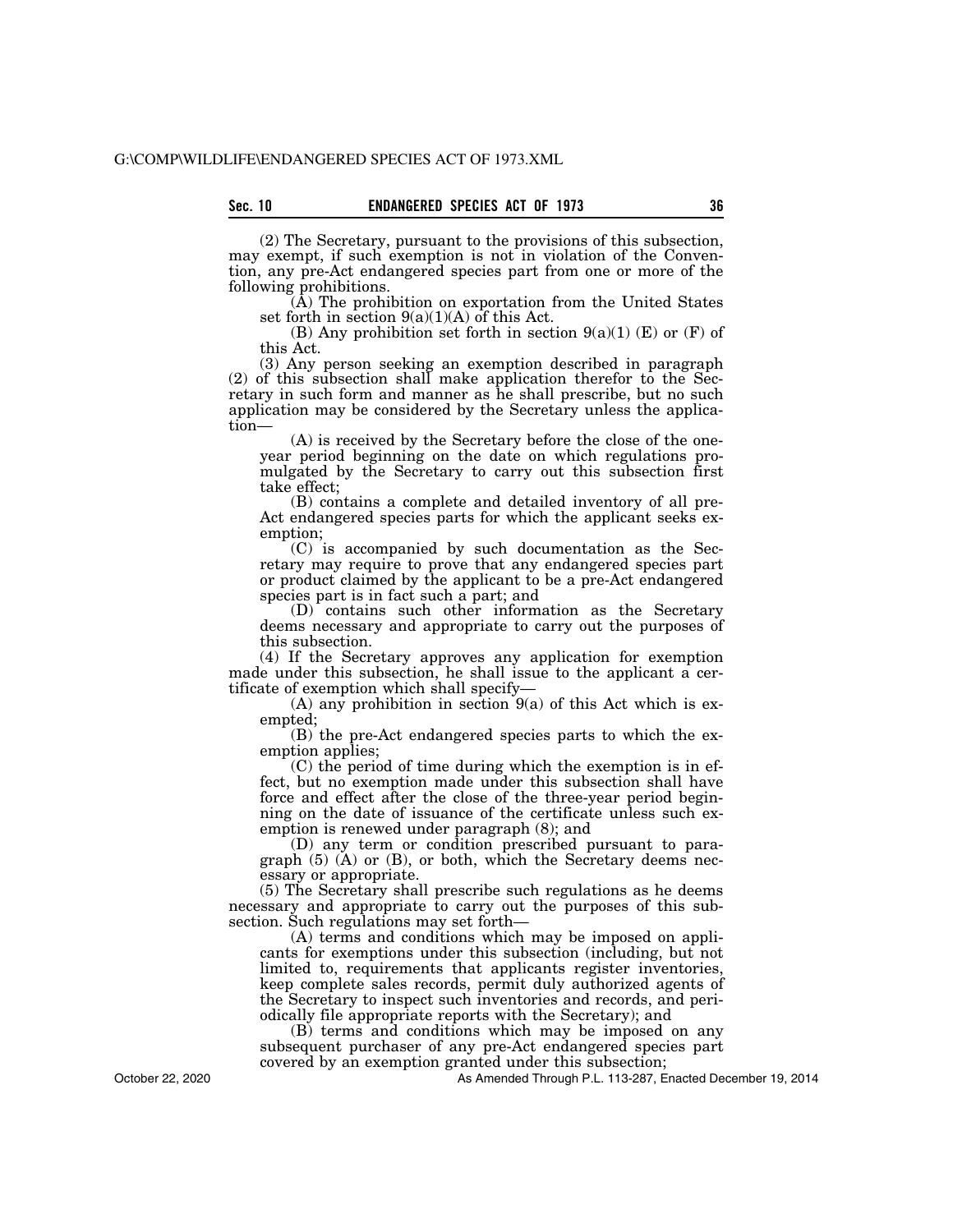(2) The Secretary, pursuant to the provisions of this subsection, may exempt, if such exemption is not in violation of the Convention, any pre-Act endangered species part from one or more of the following prohibitions.

(A) The prohibition on exportation from the United States set forth in section 9(a)(1)(A) of this Act.

(B) Any prohibition set forth in section 9(a)(1) (E) or (F) of this Act.

(3) Any person seeking an exemption described in paragraph (2) of this subsection shall make application therefor to the Secretary in such form and manner as he shall prescribe, but no such application may be considered by the Secretary unless the application—

(A) is received by the Secretary before the close of the one-year period beginning on the date on which regulations promulgated by the Secretary to carry out this subsection first take effect;

(B) contains a complete and detailed inventory of all pre-Act endangered species parts for which the applicant seeks exemption;

(C) is accompanied by such documentation as the Secretary may require to prove that any endangered species part or product claimed by the applicant to be a pre-Act endangered species part is in fact such a part; and

(D) contains such other information as the Secretary deems necessary and appropriate to carry out the purposes of this subsection.

(4) If the Secretary approves any application for exemption made under this subsection, he shall issue to the applicant a certificate of exemption which shall specify—

(A) any prohibition in section 9(a) of this Act which is exempted;

(B) the pre-Act endangered species parts to which the exemption applies;

(C) the period of time during which the exemption is in effect, but no exemption made under this subsection shall have force and effect after the close of the three-year period beginning on the date of issuance of the certificate unless such exemption is renewed under paragraph (8); and

(D) any term or condition prescribed pursuant to paragraph (5) (A) or (B), or both, which the Secretary deems necessary or appropriate.

(5) The Secretary shall prescribe such regulations as he deems necessary and appropriate to carry out the purposes of this subsection. Such regulations may set forth—

(A) terms and conditions which may be imposed on applicants for exemptions under this subsection (including, but not limited to, requirements that applicants register inventories, keep complete sales records, permit duly authorized agents of the Secretary to inspect such inventories and records, and periodically file appropriate reports with the Secretary); and

(B) terms and conditions which may be imposed on any subsequent purchaser of any pre-Act endangered species part covered by an exemption granted under this subsection;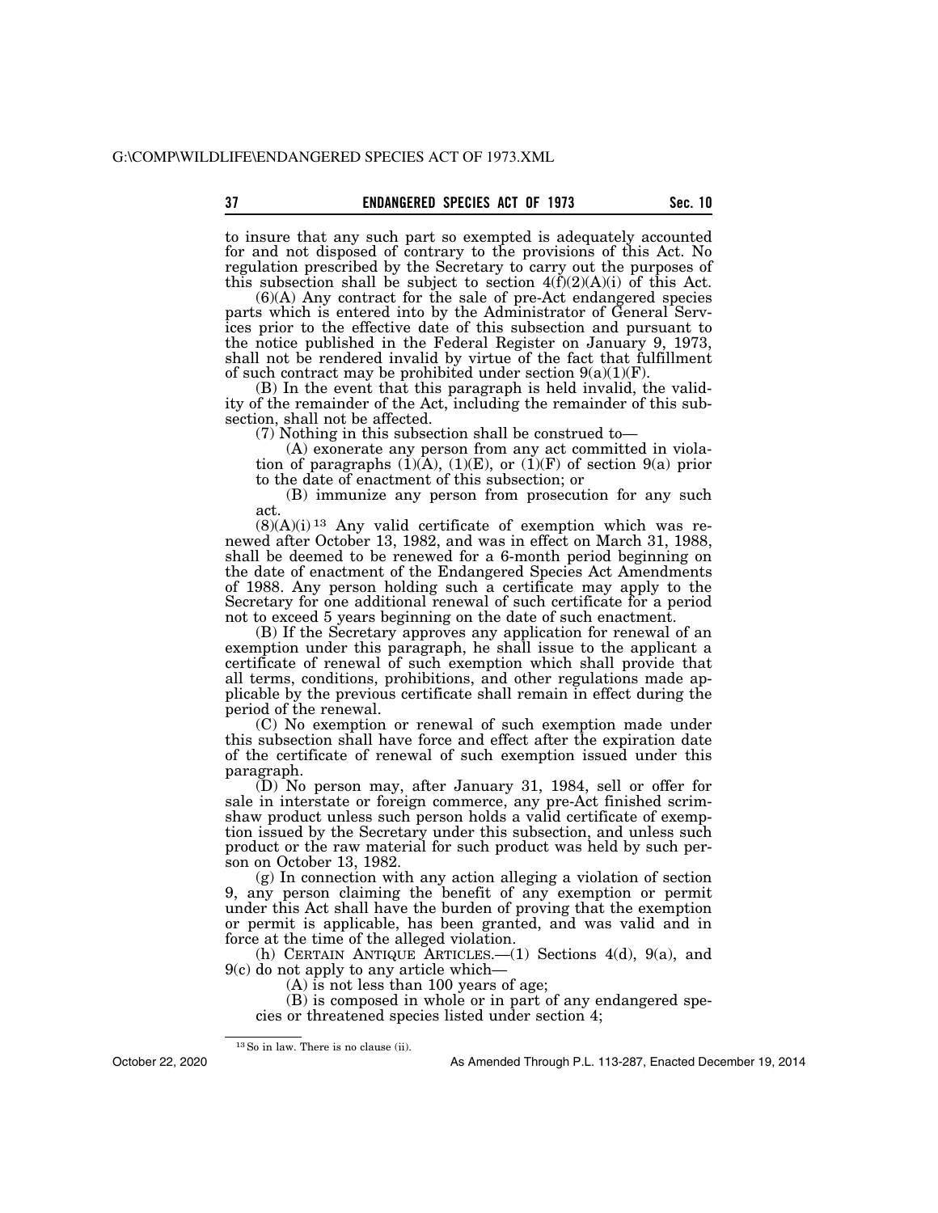to insure that any such part so exempted is adequately accounted for and not disposed of contrary to the provisions of this Act. No regulation prescribed by the Secretary to carry out the purposes of this subsection shall be subject to section 4(f)(2)(A)(i) of this Act.

(6)(A) Any contract for the sale of pre-Act endangered species parts which is entered into by the Administrator of General Services prior to the effective date of this subsection and pursuant to the notice published in the Federal Register on January 9, 1973, shall not be rendered invalid by virtue of the fact that fulfillment of such contract may be prohibited under section 9(a)(1)(F).

(B) In the event that this paragraph is held invalid, the validity of the remainder of the Act, including the remainder of this subsection, shall not be affected.

(7) Nothing in this subsection shall be construed to—

(A) exonerate any person from any act committed in violation of paragraphs (1)(A), (1)(E), or (1)(F) of section 9(a) prior to the date of enactment of this subsection; or

(B) immunize any person from prosecution for any such act.

(8)(A)(i) [13] Any valid certificate of exemption which was renewed after October 13, 1982, and was in effect on March 31, 1988, shall be deemed to be renewed for a 6-month period beginning on the date of enactment of the Endangered Species Act Amendments of 1988. Any person holding such a certificate may apply to the Secretary for one additional renewal of such certificate for a period not to exceed 5 years beginning on the date of such enactment.

(B) If the Secretary approves any application for renewal of an exemption under this paragraph, he shall issue to the applicant a certificate of renewal of such exemption which shall provide that all terms, conditions, prohibitions, and other regulations made applicable by the previous certificate shall remain in effect during the period of the renewal.

(C) No exemption or renewal of such exemption made under this subsection shall have force and effect after the expiration date of the certificate of renewal of such exemption issued under this paragraph.

(D) No person may, after January 31, 1984, sell or offer for sale in interstate or foreign commerce, any pre-Act finished scrimshaw product unless such person holds a valid certificate of exemption issued by the Secretary under this subsection, and unless such product or the raw material for such product was held by such person on October 13, 1982.

(g) In connection with any action alleging a violation of section 9, any person claiming the benefit of any exemption or permit under this Act shall have the burden of proving that the exemption or permit is applicable, has been granted, and was valid and in force at the time of the alleged violation.

(h) CERTAIN ANTIQUE ARTICLES.—(1) Sections 4(d), 9(a), and 9(c) do not apply to any article which—

(A) is not less than 100 years of age;

(B) is composed in whole or in part of any endangered species or threatened species listed under section 4;

---

[13] So in law. There is no clause (ii).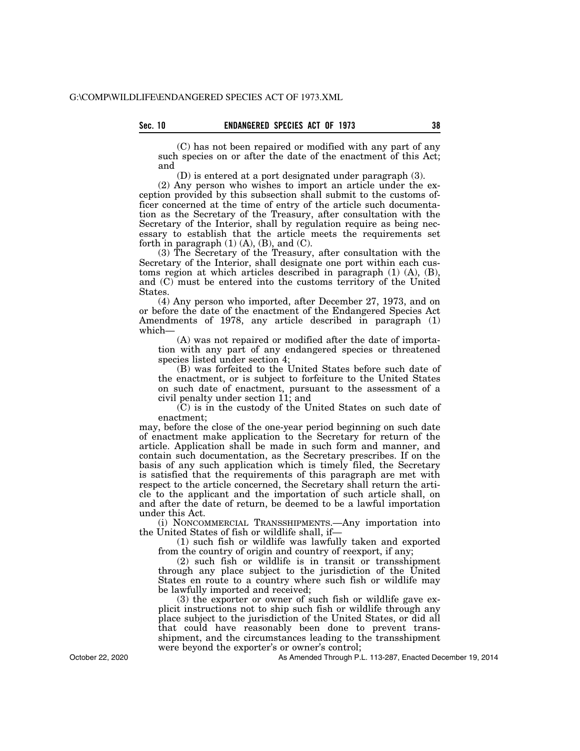(C) has not been repaired or modified with any part of any such species on or after the date of the enactment of this Act; and

(D) is entered at a port designated under paragraph (3).

(2) Any person who wishes to import an article under the exception provided by this subsection shall submit to the customs officer concerned at the time of entry of the article such documentation as the Secretary of the Treasury, after consultation with the Secretary of the Interior, shall by regulation require as being necessary to establish that the article meets the requirements set forth in paragraph (1) (A), (B), and (C).

(3) The Secretary of the Treasury, after consultation with the Secretary of the Interior, shall designate one port within each customs region at which articles described in paragraph (1) (A), (B), and (C) must be entered into the customs territory of the United States.

(4) Any person who imported, after December 27, 1973, and on or before the date of the enactment of the Endangered Species Act Amendments of 1978, any article described in paragraph (1) which—

(A) was not repaired or modified after the date of importation with any part of any endangered species or threatened species listed under section 4;

(B) was forfeited to the United States before such date of the enactment, or is subject to forfeiture to the United States on such date of enactment, pursuant to the assessment of a civil penalty under section 11; and

(C) is in the custody of the United States on such date of enactment;

may, before the close of the one-year period beginning on such date of enactment make application to the Secretary for return of the article. Application shall be made in such form and manner, and contain such documentation, as the Secretary prescribes. If on the basis of any such application which is timely filed, the Secretary is satisfied that the requirements of this paragraph are met with respect to the article concerned, the Secretary shall return the article to the applicant and the importation of such article shall, on and after the date of return, be deemed to be a lawful importation under this Act.

(i) NONCOMMERCIAL TRANSSHIPMENTS.—Any importation into the United States of fish or wildlife shall, if—

(1) such fish or wildlife was lawfully taken and exported from the country of origin and country of reexport, if any;

(2) such fish or wildlife is in transit or transshipment through any place subject to the jurisdiction of the United States en route to a country where such fish or wildlife may be lawfully imported and received;

(3) the exporter or owner of such fish or wildlife gave explicit instructions not to ship such fish or wildlife through any place subject to the jurisdiction of the United States, or did all that could have reasonably been done to prevent transshipment, and the circumstances leading to the transshipment were beyond the exporter's or owner's control;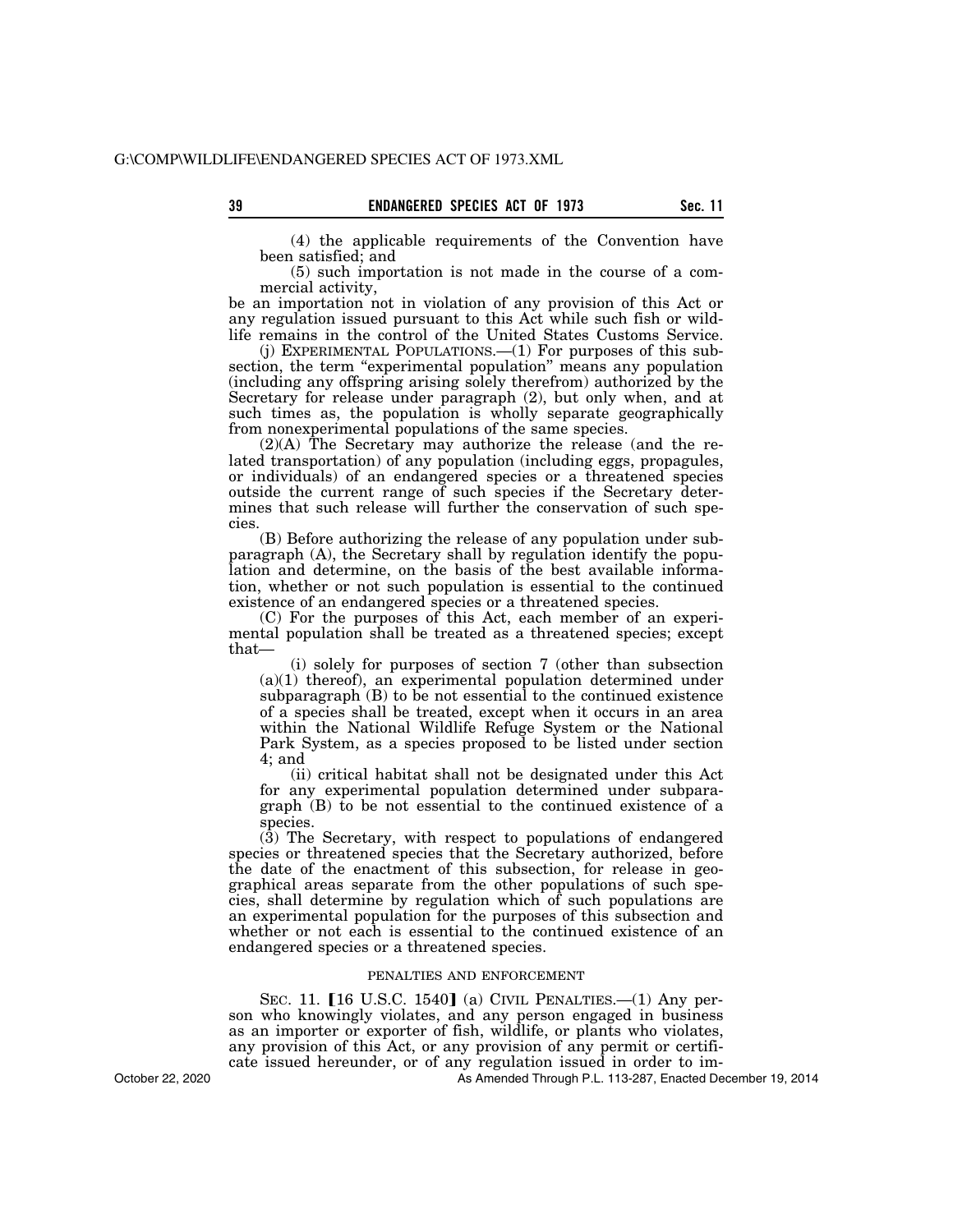(4) the applicable requirements of the Convention have been satisfied; and

(5) such importation is not made in the course of a commercial activity,

be an importation not in violation of any provision of this Act or any regulation issued pursuant to this Act while such fish or wildlife remains in the control of the United States Customs Service.

(j) EXPERIMENTAL POPULATIONS.—(1) For purposes of this subsection, the term "experimental population" means any population (including any offspring arising solely therefrom) authorized by the Secretary for release under paragraph (2), but only when, and at such times as, the population is wholly separate geographically from nonexperimental populations of the same species.

(2)(A) The Secretary may authorize the release (and the related transportation) of any population (including eggs, propagules, or individuals) of an endangered species or a threatened species outside the current range of such species if the Secretary determines that such release will further the conservation of such species.

(B) Before authorizing the release of any population under subparagraph (A), the Secretary shall by regulation identify the population and determine, on the basis of the best available information, whether or not such population is essential to the continued existence of an endangered species or a threatened species.

(C) For the purposes of this Act, each member of an experimental population shall be treated as a threatened species; except that—

(i) solely for purposes of section 7 (other than subsection (a)(1) thereof), an experimental population determined under subparagraph (B) to be not essential to the continued existence of a species shall be treated, except when it occurs in an area within the National Wildlife Refuge System or the National Park System, as a species proposed to be listed under section 4; and

(ii) critical habitat shall not be designated under this Act for any experimental population determined under subparagraph (B) to be not essential to the continued existence of a species.

(3) The Secretary, with respect to populations of endangered species or threatened species that the Secretary authorized, before the date of the enactment of this subsection, for release in geographical areas separate from the other populations of such species, shall determine by regulation which of such populations are an experimental population for the purposes of this subsection and whether or not each is essential to the continued existence of an endangered species or a threatened species.

## PENALTIES AND ENFORCEMENT

SEC. 11. 【16 U.S.C. 1540】 (a) CIVIL PENALTIES.—(1) Any person who knowingly violates, and any person engaged in business as an importer or exporter of fish, wildlife, or plants who violates, any provision of this Act, or any provision of any permit or certificate issued hereunder, or of any regulation issued in order to im-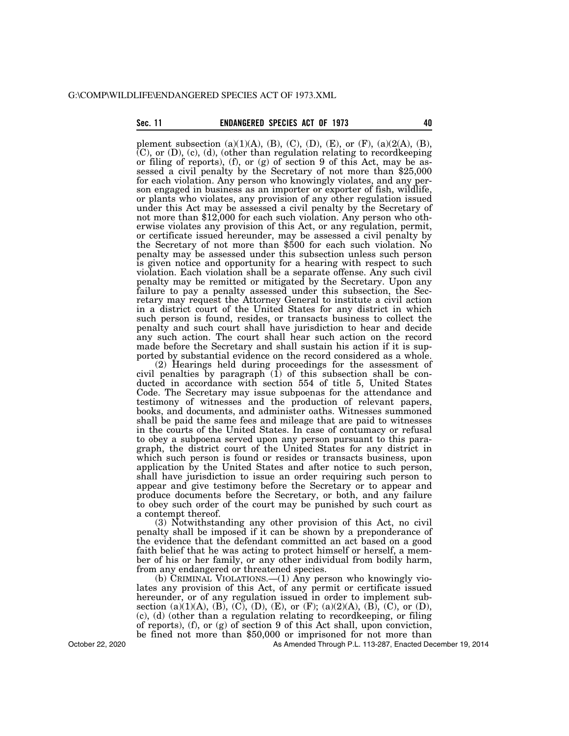plement subsection (a)(1)(A), (B), (C), (D), (E), or (F), (a)(2(A), (B), (C), or (D), (c), (d), (other than regulation relating to recordkeeping or filing of reports), (f), or (g) of section 9 of this Act, may be assessed a civil penalty by the Secretary of not more than $25,000 for each violation. Any person who knowingly violates, and any person engaged in business as an importer or exporter of fish, wildlife, or plants who violates, any provision of any other regulation issued under this Act may be assessed a civil penalty by the Secretary of not more than $12,000 for each such violation. Any person who otherwise violates any provision of this Act, or any regulation, permit, or certificate issued hereunder, may be assessed a civil penalty by the Secretary of not more than $500 for each such violation. No penalty may be assessed under this subsection unless such person is given notice and opportunity for a hearing with respect to such violation. Each violation shall be a separate offense. Any such civil penalty may be remitted or mitigated by the Secretary. Upon any failure to pay a penalty assessed under this subsection, the Secretary may request the Attorney General to institute a civil action in a district court of the United States for any district in which such person is found, resides, or transacts business to collect the penalty and such court shall have jurisdiction to hear and decide any such action. The court shall hear such action on the record made before the Secretary and shall sustain his action if it is supported by substantial evidence on the record considered as a whole.

(2) Hearings held during proceedings for the assessment of civil penalties by paragraph (1) of this subsection shall be conducted in accordance with section 554 of title 5, United States Code. The Secretary may issue subpoenas for the attendance and testimony of witnesses and the production of relevant papers, books, and documents, and administer oaths. Witnesses summoned shall be paid the same fees and mileage that are paid to witnesses in the courts of the United States. In case of contumacy or refusal to obey a subpoena served upon any person pursuant to this paragraph, the district court of the United States for any district in which such person is found or resides or transacts business, upon application by the United States and after notice to such person, shall have jurisdiction to issue an order requiring such person to appear and give testimony before the Secretary or to appear and produce documents before the Secretary, or both, and any failure to obey such order of the court may be punished by such court as a contempt thereof.

(3) Notwithstanding any other provision of this Act, no civil penalty shall be imposed if it can be shown by a preponderance of the evidence that the defendant committed an act based on a good faith belief that he was acting to protect himself or herself, a member of his or her family, or any other individual from bodily harm, from any endangered or threatened species.

(b) CRIMINAL VIOLATIONS.—(1) Any person who knowingly violates any provision of this Act, of any permit or certificate issued hereunder, or of any regulation issued in order to implement subsection (a)(1)(A), (B), (C), (D), (E), or (F); (a)(2)(A), (B), (C), or (D), (c), (d) (other than a regulation relating to recordkeeping, or filing of reports), (f), or (g) of section 9 of this Act shall, upon conviction, be fined not more than $50,000 or imprisoned for not more than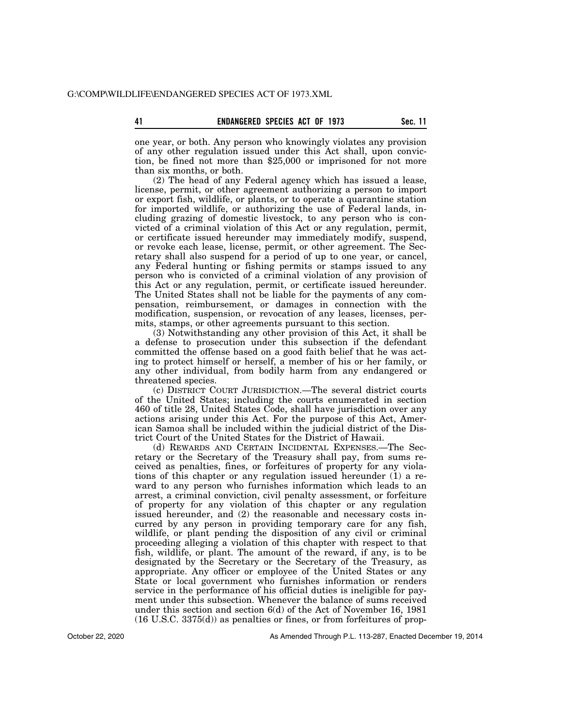one year, or both. Any person who knowingly violates any provision of any other regulation issued under this Act shall, upon conviction, be fined not more than $25,000 or imprisoned for not more than six months, or both.

(2) The head of any Federal agency which has issued a lease, license, permit, or other agreement authorizing a person to import or export fish, wildlife, or plants, or to operate a quarantine station for imported wildlife, or authorizing the use of Federal lands, including grazing of domestic livestock, to any person who is convicted of a criminal violation of this Act or any regulation, permit, or certificate issued hereunder may immediately modify, suspend, or revoke each lease, license, permit, or other agreement. The Secretary shall also suspend for a period of up to one year, or cancel, any Federal hunting or fishing permits or stamps issued to any person who is convicted of a criminal violation of any provision of this Act or any regulation, permit, or certificate issued hereunder. The United States shall not be liable for the payments of any compensation, reimbursement, or damages in connection with the modification, suspension, or revocation of any leases, licenses, permits, stamps, or other agreements pursuant to this section.

(3) Notwithstanding any other provision of this Act, it shall be a defense to prosecution under this subsection if the defendant committed the offense based on a good faith belief that he was acting to protect himself or herself, a member of his or her family, or any other individual, from bodily harm from any endangered or threatened species.

(c) DISTRICT COURT JURISDICTION.—The several district courts of the United States; including the courts enumerated in section 460 of title 28, United States Code, shall have jurisdiction over any actions arising under this Act. For the purpose of this Act, American Samoa shall be included within the judicial district of the District Court of the United States for the District of Hawaii.

(d) REWARDS AND CERTAIN INCIDENTAL EXPENSES.—The Secretary or the Secretary of the Treasury shall pay, from sums received as penalties, fines, or forfeitures of property for any violations of this chapter or any regulation issued hereunder (1) a reward to any person who furnishes information which leads to an arrest, a criminal conviction, civil penalty assessment, or forfeiture of property for any violation of this chapter or any regulation issued hereunder, and (2) the reasonable and necessary costs incurred by any person in providing temporary care for any fish, wildlife, or plant pending the disposition of any civil or criminal proceeding alleging a violation of this chapter with respect to that fish, wildlife, or plant. The amount of the reward, if any, is to be designated by the Secretary or the Secretary of the Treasury, as appropriate. Any officer or employee of the United States or any State or local government who furnishes information or renders service in the performance of his official duties is ineligible for payment under this subsection. Whenever the balance of sums received under this section and section 6(d) of the Act of November 16, 1981 (16 U.S.C. 3375(d)) as penalties or fines, or from forfeitures of prop-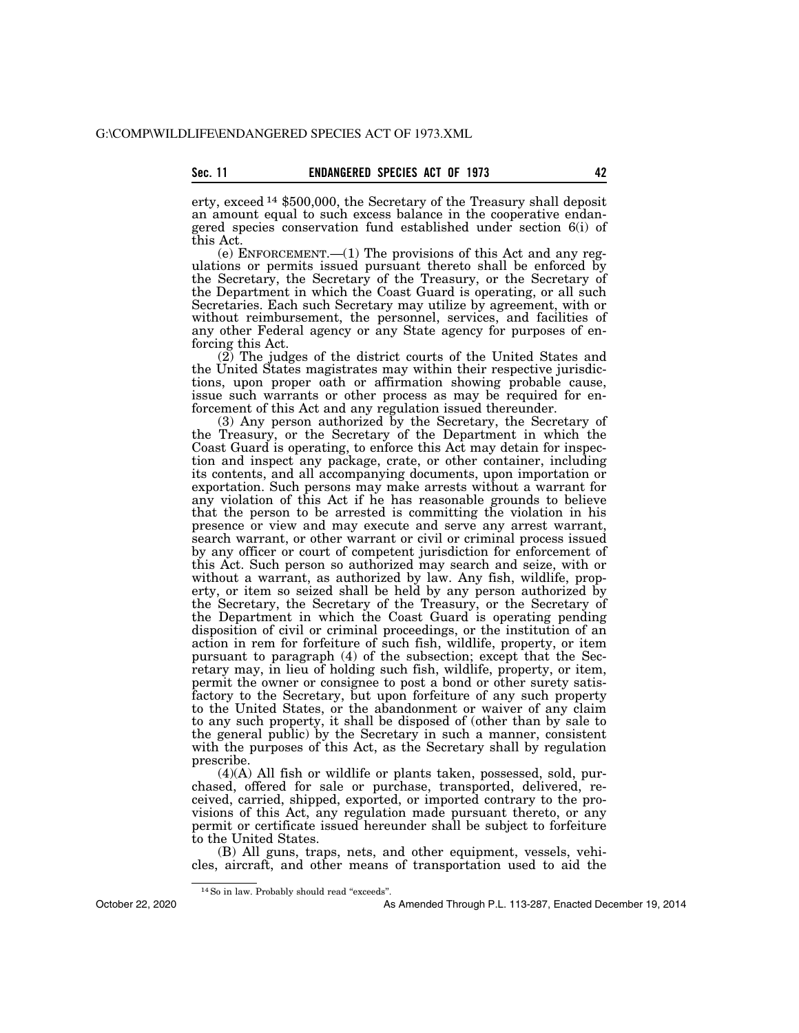erty, exceed[14] $500,000, the Secretary of the Treasury shall deposit an amount equal to such excess balance in the cooperative endangered species conservation fund established under section 6(i) of this Act.

(e) ENFORCEMENT.—(1) The provisions of this Act and any regulations or permits issued pursuant thereto shall be enforced by the Secretary, the Secretary of the Treasury, or the Secretary of the Department in which the Coast Guard is operating, or all such Secretaries. Each such Secretary may utilize by agreement, with or without reimbursement, the personnel, services, and facilities of any other Federal agency or any State agency for purposes of enforcing this Act.

(2) The judges of the district courts of the United States and the United States magistrates may within their respective jurisdictions, upon proper oath or affirmation showing probable cause, issue such warrants or other process as may be required for enforcement of this Act and any regulation issued thereunder.

(3) Any person authorized by the Secretary, the Secretary of the Treasury, or the Secretary of the Department in which the Coast Guard is operating, to enforce this Act may detain for inspection and inspect any package, crate, or other container, including its contents, and all accompanying documents, upon importation or exportation. Such persons may make arrests without a warrant for any violation of this Act if he has reasonable grounds to believe that the person to be arrested is committing the violation in his presence or view and may execute and serve any arrest warrant, search warrant, or other warrant or civil or criminal process issued by any officer or court of competent jurisdiction for enforcement of this Act. Such person so authorized may search and seize, with or without a warrant, as authorized by law. Any fish, wildlife, property, or item so seized shall be held by any person authorized by the Secretary, the Secretary of the Treasury, or the Secretary of the Department in which the Coast Guard is operating pending disposition of civil or criminal proceedings, or the institution of an action in rem for forfeiture of such fish, wildlife, property, or item pursuant to paragraph (4) of the subsection; except that the Secretary may, in lieu of holding such fish, wildlife, property, or item, permit the owner or consignee to post a bond or other surety satisfactory to the Secretary, but upon forfeiture of any such property to the United States, or the abandonment or waiver of any claim to any such property, it shall be disposed of (other than by sale to the general public) by the Secretary in such a manner, consistent with the purposes of this Act, as the Secretary shall by regulation prescribe.

(4)(A) All fish or wildlife or plants taken, possessed, sold, purchased, offered for sale or purchase, transported, delivered, received, carried, shipped, exported, or imported contrary to the provisions of this Act, any regulation made pursuant thereto, or any permit or certificate issued hereunder shall be subject to forfeiture to the United States.

(B) All guns, traps, nets, and other equipment, vessels, vehicles, aircraft, and other means of transportation used to aid the

[14] So in law. Probably should read "exceeds".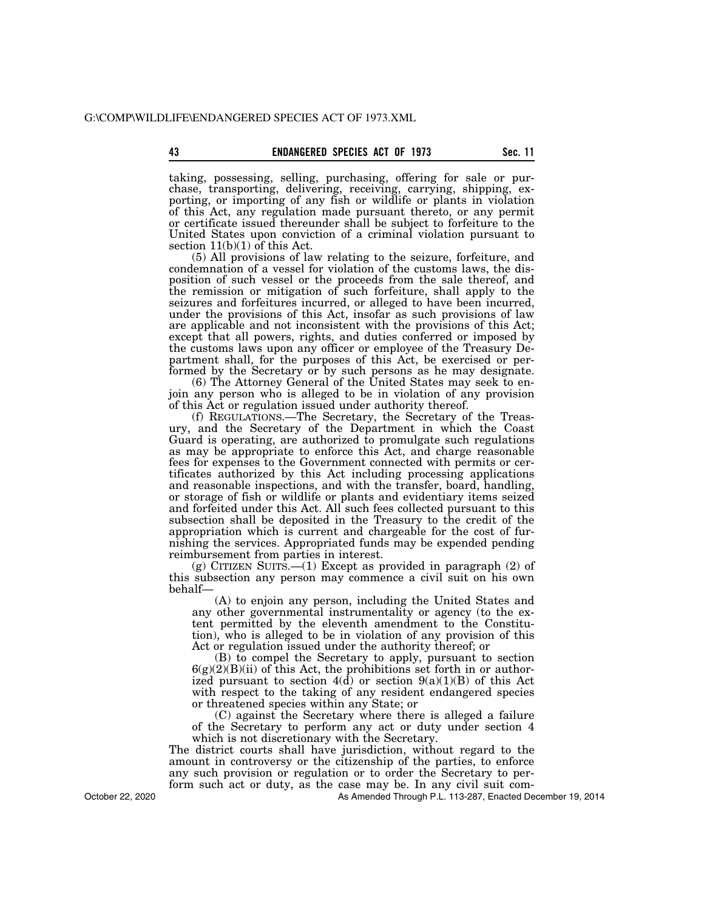taking, possessing, selling, purchasing, offering for sale or purchase, transporting, delivering, receiving, carrying, shipping, exporting, or importing of any fish or wildlife or plants in violation of this Act, any regulation made pursuant thereto, or any permit or certificate issued thereunder shall be subject to forfeiture to the United States upon conviction of a criminal violation pursuant to section 11(b)(1) of this Act.

(5) All provisions of law relating to the seizure, forfeiture, and condemnation of a vessel for violation of the customs laws, the disposition of such vessel or the proceeds from the sale thereof, and the remission or mitigation of such forfeiture, shall apply to the seizures and forfeitures incurred, or alleged to have been incurred, under the provisions of this Act, insofar as such provisions of law are applicable and not inconsistent with the provisions of this Act; except that all powers, rights, and duties conferred or imposed by the customs laws upon any officer or employee of the Treasury Department shall, for the purposes of this Act, be exercised or performed by the Secretary or by such persons as he may designate.

(6) The Attorney General of the United States may seek to enjoin any person who is alleged to be in violation of any provision of this Act or regulation issued under authority thereof.

(f) REGULATIONS.—The Secretary, the Secretary of the Treasury, and the Secretary of the Department in which the Coast Guard is operating, are authorized to promulgate such regulations as may be appropriate to enforce this Act, and charge reasonable fees for expenses to the Government connected with permits or certificates authorized by this Act including processing applications and reasonable inspections, and with the transfer, board, handling, or storage of fish or wildlife or plants and evidentiary items seized and forfeited under this Act. All such fees collected pursuant to this subsection shall be deposited in the Treasury to the credit of the appropriation which is current and chargeable for the cost of furnishing the services. Appropriated funds may be expended pending reimbursement from parties in interest.

(g) CITIZEN SUITS.—(1) Except as provided in paragraph (2) of this subsection any person may commence a civil suit on his own behalf—

(A) to enjoin any person, including the United States and any other governmental instrumentality or agency (to the extent permitted by the eleventh amendment to the Constitution), who is alleged to be in violation of any provision of this Act or regulation issued under the authority thereof; or

(B) to compel the Secretary to apply, pursuant to section 6(g)(2)(B)(ii) of this Act, the prohibitions set forth in or authorized pursuant to section 4(d) or section 9(a)(1)(B) of this Act with respect to the taking of any resident endangered species or threatened species within any State; or

(C) against the Secretary where there is alleged a failure of the Secretary to perform any act or duty under section 4 which is not discretionary with the Secretary.

The district courts shall have jurisdiction, without regard to the amount in controversy or the citizenship of the parties, to enforce any such provision or regulation or to order the Secretary to perform such act or duty, as the case may be. In any civil suit com-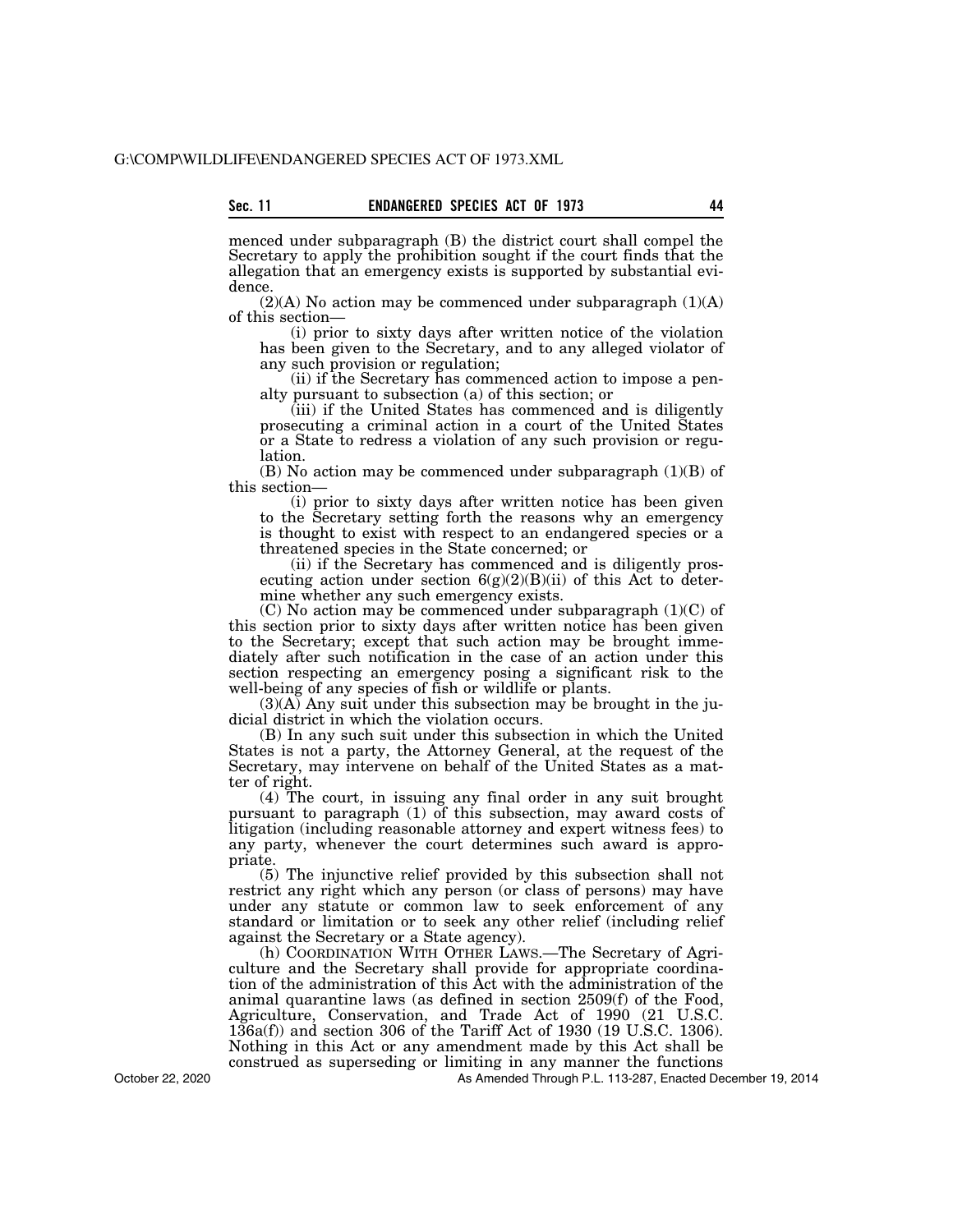menced under subparagraph (B) the district court shall compel the Secretary to apply the prohibition sought if the court finds that the allegation that an emergency exists is supported by substantial evidence.

(2)(A) No action may be commenced under subparagraph (1)(A) of this section—

(i) prior to sixty days after written notice of the violation has been given to the Secretary, and to any alleged violator of any such provision or regulation;

(ii) if the Secretary has commenced action to impose a penalty pursuant to subsection (a) of this section; or

(iii) if the United States has commenced and is diligently prosecuting a criminal action in a court of the United States or a State to redress a violation of any such provision or regulation.

(B) No action may be commenced under subparagraph (1)(B) of this section—

(i) prior to sixty days after written notice has been given to the Secretary setting forth the reasons why an emergency is thought to exist with respect to an endangered species or a threatened species in the State concerned; or

(ii) if the Secretary has commenced and is diligently prosecuting action under section 6(g)(2)(B)(ii) of this Act to determine whether any such emergency exists.

(C) No action may be commenced under subparagraph (1)(C) of this section prior to sixty days after written notice has been given to the Secretary; except that such action may be brought immediately after such notification in the case of an action under this section respecting an emergency posing a significant risk to the well-being of any species of fish or wildlife or plants.

(3)(A) Any suit under this subsection may be brought in the judicial district in which the violation occurs.

(B) In any such suit under this subsection in which the United States is not a party, the Attorney General, at the request of the Secretary, may intervene on behalf of the United States as a matter of right.

(4) The court, in issuing any final order in any suit brought pursuant to paragraph (1) of this subsection, may award costs of litigation (including reasonable attorney and expert witness fees) to any party, whenever the court determines such award is appropriate.

(5) The injunctive relief provided by this subsection shall not restrict any right which any person (or class of persons) may have under any statute or common law to seek enforcement of any standard or limitation or to seek any other relief (including relief against the Secretary or a State agency).

(h) COORDINATION WITH OTHER LAWS.—The Secretary of Agriculture and the Secretary shall provide for appropriate coordination of the administration of this Act with the administration of the animal quarantine laws (as defined in section 2509(f) of the Food, Agriculture, Conservation, and Trade Act of 1990 (21 U.S.C. 136a(f)) and section 306 of the Tariff Act of 1930 (19 U.S.C. 1306). Nothing in this Act or any amendment made by this Act shall be construed as superseding or limiting in any manner the functions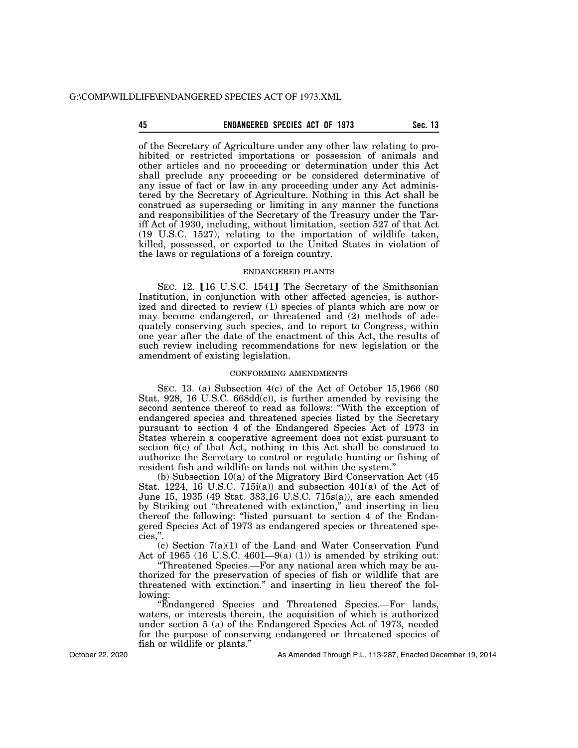of the Secretary of Agriculture under any other law relating to prohibited or restricted importations or possession of animals and other articles and no proceeding or determination under this Act shall preclude any proceeding or be considered determinative of any issue of fact or law in any proceeding under any Act administered by the Secretary of Agriculture. Nothing in this Act shall be construed as superseding or limiting in any manner the functions and responsibilities of the Secretary of the Treasury under the Tariff Act of 1930, including, without limitation, section 527 of that Act (19 U.S.C. 1527), relating to the importation of wildlife taken, killed, possessed, or exported to the United States in violation of the laws or regulations of a foreign country.

ENDANGERED PLANTS

SEC. 12. 【16 U.S.C. 1541】 The Secretary of the Smithsonian Institution, in conjunction with other affected agencies, is authorized and directed to review (1) species of plants which are now or may become endangered, or threatened and (2) methods of adequately conserving such species, and to report to Congress, within one year after the date of the enactment of this Act, the results of such review including recommendations for new legislation or the amendment of existing legislation.

CONFORMING AMENDMENTS

SEC. 13. (a) Subsection 4(c) of the Act of October 15,1966 (80 Stat. 928, 16 U.S.C. 668dd(c)), is further amended by revising the second sentence thereof to read as follows: "With the exception of endangered species and threatened species listed by the Secretary pursuant to section 4 of the Endangered Species Act of 1973 in States wherein a cooperative agreement does not exist pursuant to section 6(c) of that Act, nothing in this Act shall be construed to authorize the Secretary to control or regulate hunting or fishing of resident fish and wildlife on lands not within the system."

(b) Subsection 10(a) of the Migratory Bird Conservation Act (45 Stat. 1224, 16 U.S.C. 715i(a)) and subsection 401(a) of the Act of June 15, 1935 (49 Stat. 383,16 U.S.C. 715s(a)), are each amended by Striking out "threatened with extinction," and inserting in lieu thereof the following: "listed pursuant to section 4 of the Endangered Species Act of 1973 as endangered species or threatened species,".

(c) Section 7(a)(1) of the Land and Water Conservation Fund Act of 1965 (16 U.S.C. 4601—9(a) (1)) is amended by striking out:

"Threatened Species.—For any national area which may be authorized for the preservation of species of fish or wildlife that are threatened with extinction." and inserting in lieu thereof the following:

"Endangered Species and Threatened Species.—For lands, waters, or interests therein, the acquisition of which is authorized under section 5 (a) of the Endangered Species Act of 1973, needed for the purpose of conserving endangered or threatened species of fish or wildlife or plants."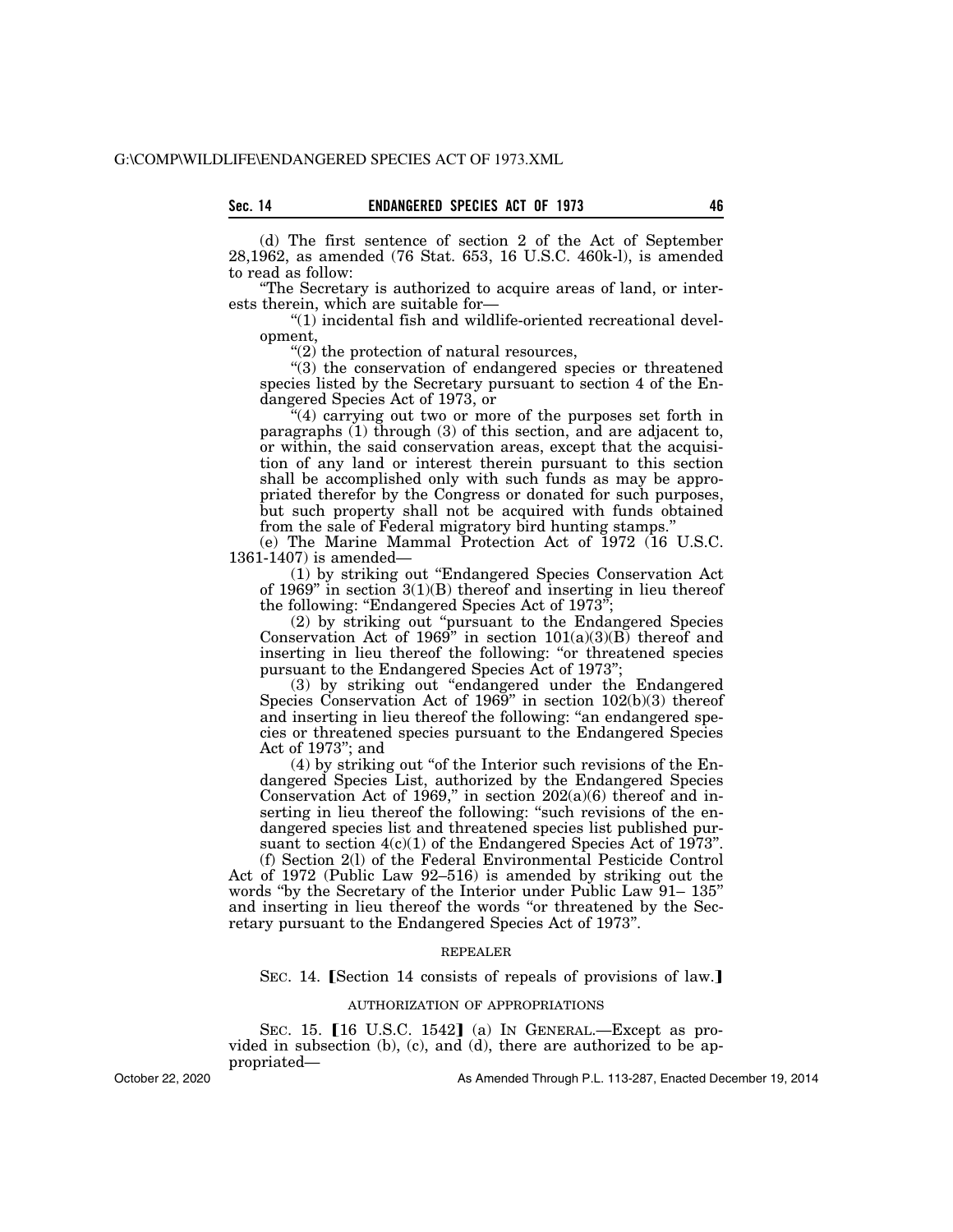(d) The first sentence of section 2 of the Act of September 28,1962, as amended (76 Stat. 653, 16 U.S.C. 460k-l), is amended to read as follow:

"The Secretary is authorized to acquire areas of land, or interests therein, which are suitable for—

"(1) incidental fish and wildlife-oriented recreational development,

"(2) the protection of natural resources,

"(3) the conservation of endangered species or threatened species listed by the Secretary pursuant to section 4 of the Endangered Species Act of 1973, or

"(4) carrying out two or more of the purposes set forth in paragraphs (1) through (3) of this section, and are adjacent to, or within, the said conservation areas, except that the acquisition of any land or interest therein pursuant to this section shall be accomplished only with such funds as may be appropriated therefor by the Congress or donated for such purposes, but such property shall not be acquired with funds obtained from the sale of Federal migratory bird hunting stamps."

(e) The Marine Mammal Protection Act of 1972 (16 U.S.C. 1361-1407) is amended—

(1) by striking out "Endangered Species Conservation Act of 1969" in section 3(1)(B) thereof and inserting in lieu thereof the following: "Endangered Species Act of 1973";

(2) by striking out "pursuant to the Endangered Species Conservation Act of 1969" in section 101(a)(3)(B) thereof and inserting in lieu thereof the following: "or threatened species pursuant to the Endangered Species Act of 1973";

(3) by striking out "endangered under the Endangered Species Conservation Act of 1969" in section 102(b)(3) thereof and inserting in lieu thereof the following: "an endangered species or threatened species pursuant to the Endangered Species Act of 1973"; and

(4) by striking out "of the Interior such revisions of the Endangered Species List, authorized by the Endangered Species Conservation Act of 1969," in section 202(a)(6) thereof and inserting in lieu thereof the following: "such revisions of the endangered species list and threatened species list published pursuant to section 4(c)(1) of the Endangered Species Act of 1973".

(f) Section 2(l) of the Federal Environmental Pesticide Control Act of 1972 (Public Law 92–516) is amended by striking out the words "by the Secretary of the Interior under Public Law 91– 135" and inserting in lieu thereof the words "or threatened by the Secretary pursuant to the Endangered Species Act of 1973".

REPEALER

SEC. 14. 【Section 14 consists of repeals of provisions of law.】

AUTHORIZATION OF APPROPRIATIONS

SEC. 15. 【16 U.S.C. 1542】 (a) IN GENERAL.—Except as provided in subsection (b), (c), and (d), there are authorized to be appropriated—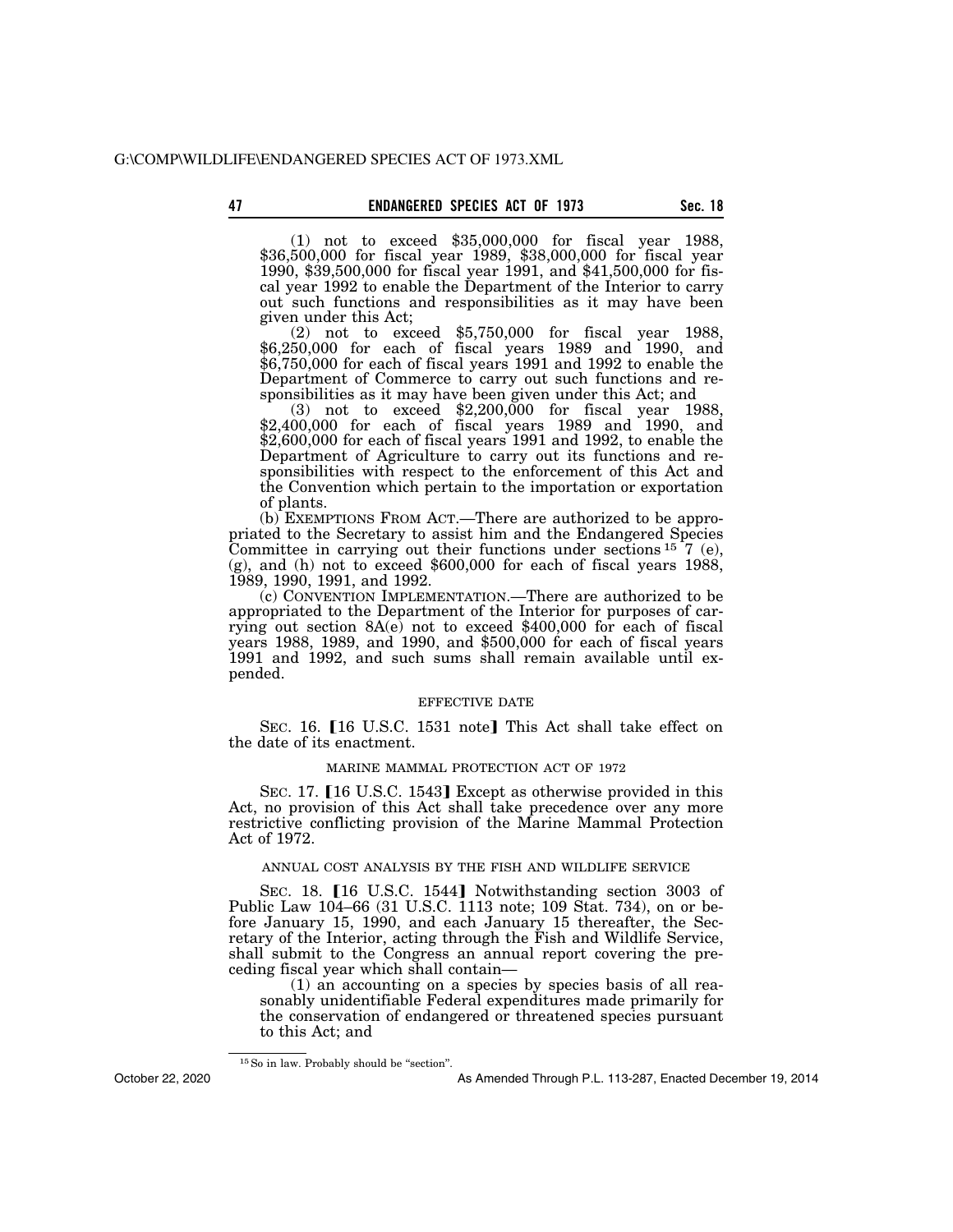(1) not to exceed $35,000,000 for fiscal year 1988, $36,500,000 for fiscal year 1989, $38,000,000 for fiscal year 1990, $39,500,000 for fiscal year 1991, and $41,500,000 for fiscal year 1992 to enable the Department of the Interior to carry out such functions and responsibilities as it may have been given under this Act;

(2) not to exceed $5,750,000 for fiscal year 1988, $6,250,000 for each of fiscal years 1989 and 1990, and $6,750,000 for each of fiscal years 1991 and 1992 to enable the Department of Commerce to carry out such functions and responsibilities as it may have been given under this Act; and

(3) not to exceed $2,200,000 for fiscal year 1988, $2,400,000 for each of fiscal years 1989 and 1990, and $2,600,000 for each of fiscal years 1991 and 1992, to enable the Department of Agriculture to carry out its functions and responsibilities with respect to the enforcement of this Act and the Convention which pertain to the importation or exportation of plants.

(b) EXEMPTIONS FROM ACT.—There are authorized to be appropriated to the Secretary to assist him and the Endangered Species Committee in carrying out their functions under sections [15] 7 (e), (g), and (h) not to exceed $600,000 for each of fiscal years 1988, 1989, 1990, 1991, and 1992.

(c) CONVENTION IMPLEMENTATION.—There are authorized to be appropriated to the Department of the Interior for purposes of carrying out section 8A(e) not to exceed $400,000 for each of fiscal years 1988, 1989, and 1990, and $500,000 for each of fiscal years 1991 and 1992, and such sums shall remain available until expended.

EFFECTIVE DATE

SEC. 16. 【16 U.S.C. 1531 note】 This Act shall take effect on the date of its enactment.

MARINE MAMMAL PROTECTION ACT OF 1972

SEC. 17. 【16 U.S.C. 1543】 Except as otherwise provided in this Act, no provision of this Act shall take precedence over any more restrictive conflicting provision of the Marine Mammal Protection Act of 1972.

ANNUAL COST ANALYSIS BY THE FISH AND WILDLIFE SERVICE

SEC. 18. 【16 U.S.C. 1544】 Notwithstanding section 3003 of Public Law 104–66 (31 U.S.C. 1113 note; 109 Stat. 734), on or before January 15, 1990, and each January 15 thereafter, the Secretary of the Interior, acting through the Fish and Wildlife Service, shall submit to the Congress an annual report covering the preceding fiscal year which shall contain—

(1) an accounting on a species by species basis of all reasonably unidentifiable Federal expenditures made primarily for the conservation of endangered or threatened species pursuant to this Act; and

[15] So in law. Probably should be "section".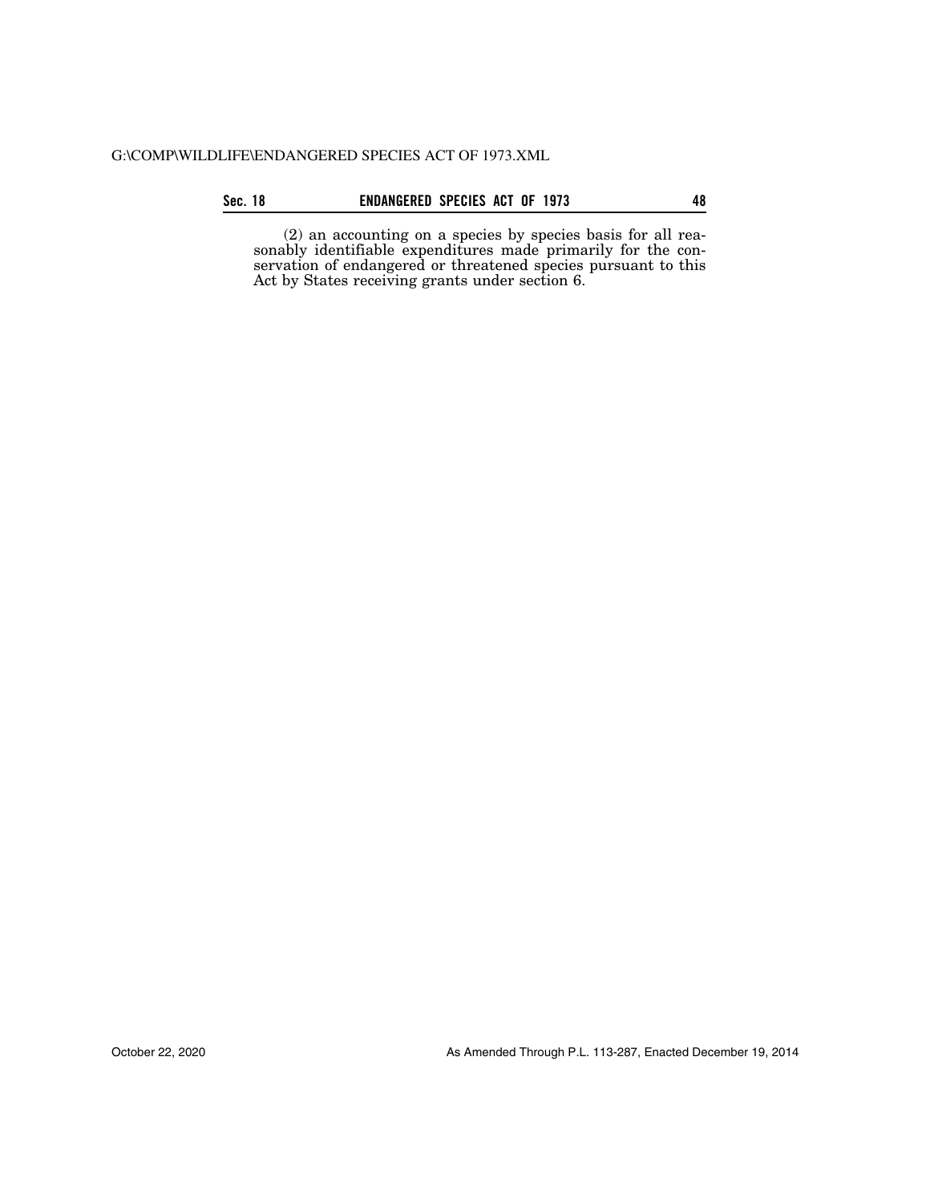(2) an accounting on a species by species basis for all reasonably identifiable expenditures made primarily for the conservation of endangered or threatened species pursuant to this Act by States receiving grants under section 6.